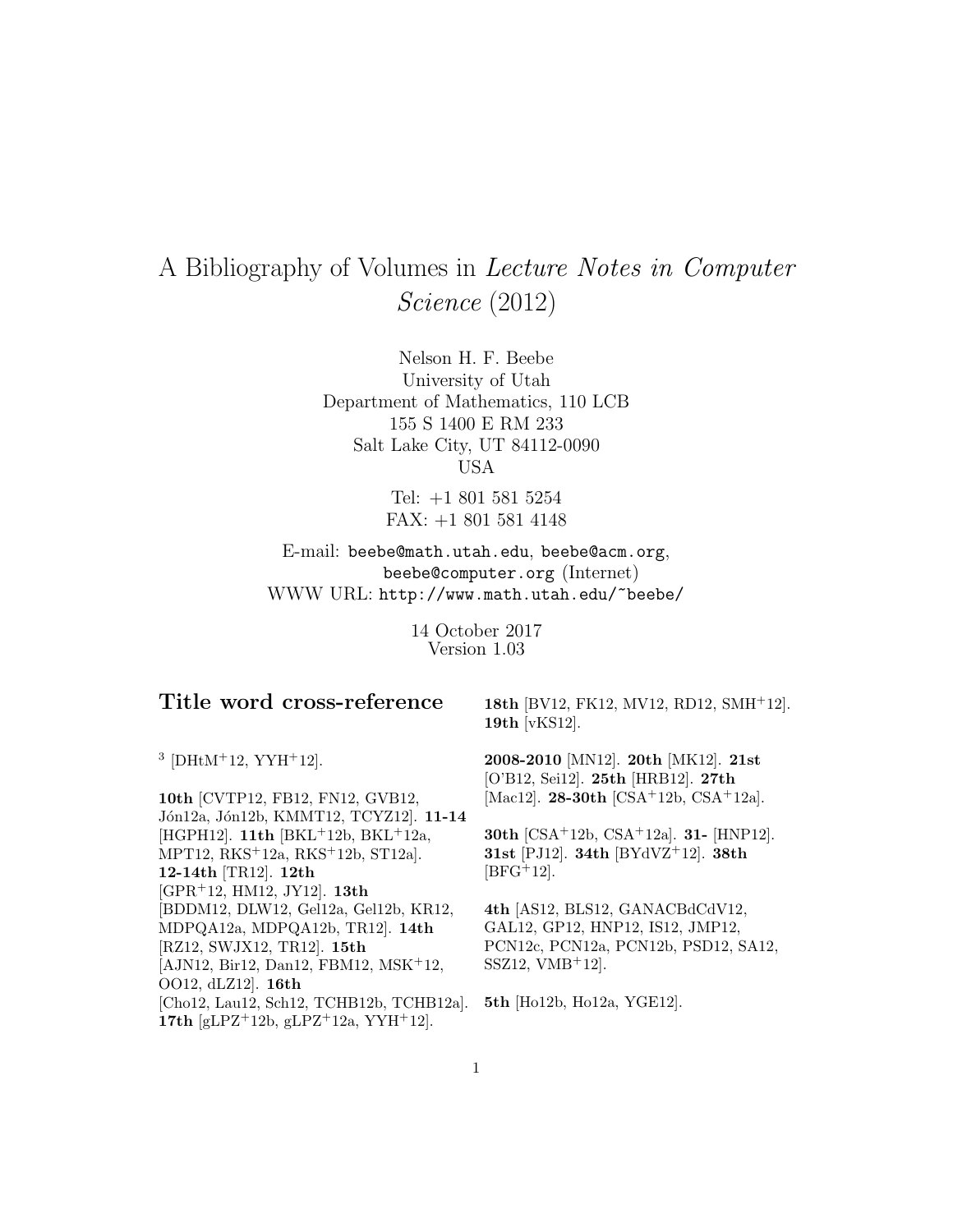# A Bibliography of Volumes in *Lecture Notes in Computer Science* (2012)

Nelson H. F. Beebe
University of Utah
Department of Mathematics, 110 LCB
155 S 1400 E RM 233
Salt Lake City, UT 84112-0090
USA

Tel: +1 801 581 5254
FAX: +1 801 581 4148

E-mail: beebe@math.utah.edu, beebe@acm.org, beebe@computer.org (Internet)
WWW URL: http://www.math.utah.edu/~beebe/

14 October 2017
Version 1.03

## Title word cross-reference

$^3$ [DHtM+12, YYH+12].

**10th** [CVTP12, FB12, FN12, GVB12, Jón12a, Jón12b, KMMT12, TCYZ12]. **11-14** [HGPH12]. **11th** [BKL+12b, BKL+12a, MPT12, RKS+12a, RKS+12b, ST12a]. **12-14th** [TR12]. **12th** [GPR+12, HM12, JY12]. **13th** [BDDM12, DLW12, Gel12a, Gel12b, KR12, MDPQA12a, MDPQA12b, TR12]. **14th** [RZ12, SWJX12, TR12]. **15th** [AJN12, Bir12, Dan12, FBM12, MSK+12, OO12, dLZ12]. **16th** [Cho12, Lau12, Sch12, TCHB12b, TCHB12a]. **17th** [gLPZ+12b, gLPZ+12a, YYH+12].

**18th** [BV12, FK12, MV12, RD12, SMH+12]. **19th** [vKS12].

**2008-2010** [MN12]. **20th** [MK12]. **21st** [O'B12, Sei12]. **25th** [HRB12]. **27th** [Mac12]. **28-30th** [CSA+12b, CSA+12a].

**30th** [CSA+12b, CSA+12a]. **31-** [HNP12]. **31st** [PJ12]. **34th** [BYdVZ+12]. **38th** [BFG+12].

**4th** [AS12, BLS12, GANACBdCdV12, GAL12, GP12, HNP12, IS12, JMP12, PCN12c, PCN12a, PCN12b, PSD12, SA12, SSZ12, VMB+12].

**5th** [Ho12b, Ho12a, YGE12].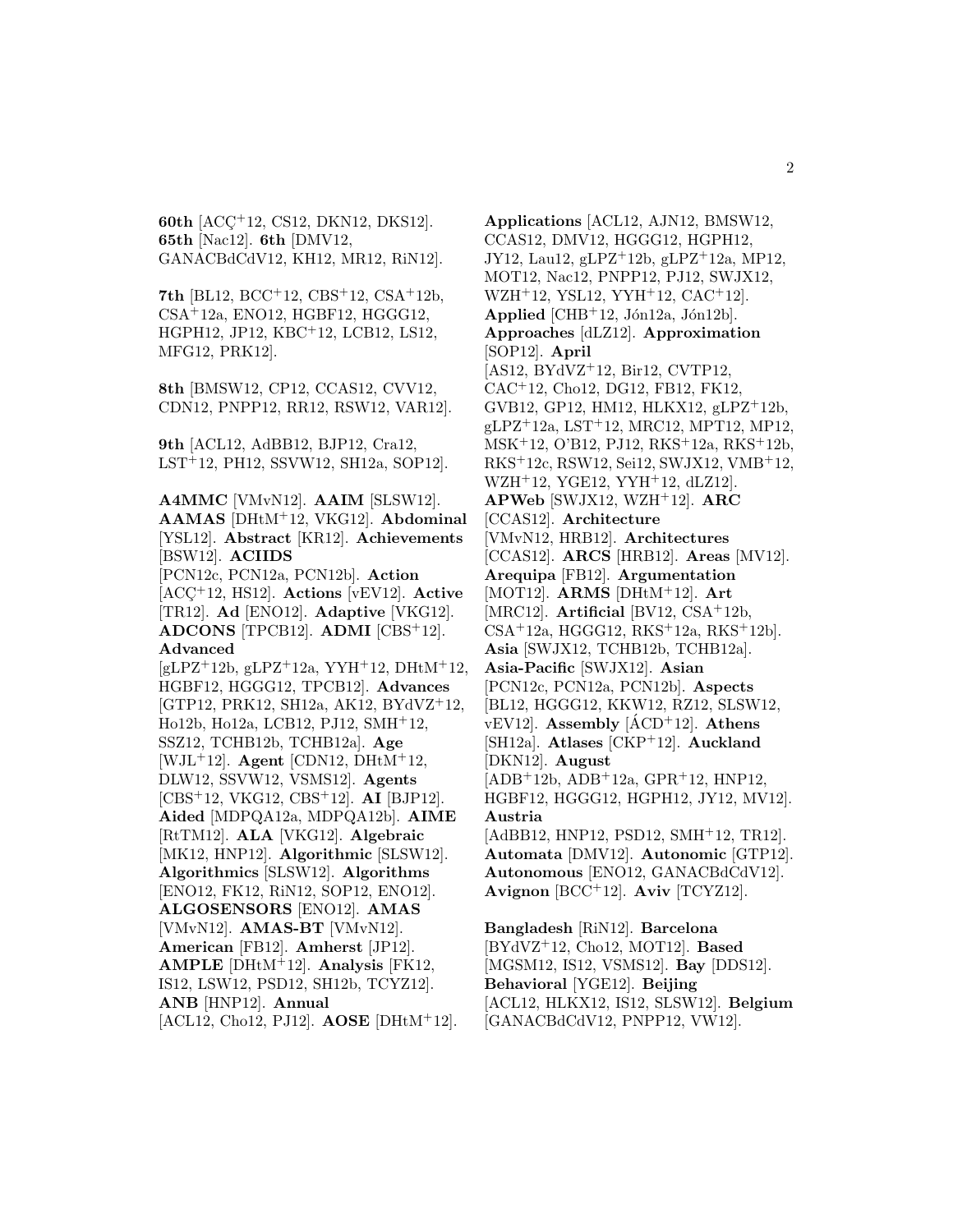**60th** [ACÇ+12, CS12, DKN12, DKS12]. **65th** [Nac12]. **6th** [DMV12, GANACBdCdV12, KH12, MR12, RiN12].

**7th** [BL12, BCC+12, CBS+12, CSA+12b, CSA+12a, ENO12, HGBF12, HGGG12, HGPH12, JP12, KBC+12, LCB12, LS12, MFG12, PRK12].

**8th** [BMSW12, CP12, CCAS12, CVV12, CDN12, PNPP12, RR12, RSW12, VAR12].

**9th** [ACL12, AdBB12, BJP12, Cra12, LST+12, PH12, SSVW12, SH12a, SOP12].

**A4MMC** [VMvN12]. **AAIM** [SLSW12]. **AAMAS** [DHtM+12, VKG12]. **Abdominal** [YSL12]. **Abstract** [KR12]. **Achievements** [BSW12]. **ACIIDS** [PCN12c, PCN12a, PCN12b]. **Action** [ACÇ+12, HS12]. **Actions** [vEV12]. **Active** [TR12]. **Ad** [ENO12]. **Adaptive** [VKG12]. **ADCONS** [TPCB12]. **ADMI** [CBS+12]. **Advanced** [gLPZ+12b, gLPZ+12a, YYH+12, DHtM+12, HGBF12, HGGG12, TPCB12]. **Advances** [GTP12, PRK12, SH12a, AK12, BYdVZ+12, Ho12b, Ho12a, LCB12, PJ12, SMH+12, SSZ12, TCHB12b, TCHB12a]. **Age** [WJL+12]. **Agent** [CDN12, DHtM+12, DLW12, SSVW12, VSMS12]. **Agents** [CBS+12, VKG12, CBS+12]. **AI** [BJP12]. **Aided** [MDPQA12a, MDPQA12b]. **AIME** [RtTM12]. **ALA** [VKG12]. **Algebraic** [MK12, HNP12]. **Algorithmic** [SLSW12]. **Algorithmics** [SLSW12]. **Algorithms** [ENO12, FK12, RiN12, SOP12, ENO12]. **ALGOSENSORS** [ENO12]. **AMAS** [VMvN12]. **AMAS-BT** [VMvN12]. **American** [FB12]. **Amherst** [JP12]. **AMPLE** [DHtM+12]. **Analysis** [FK12, IS12, LSW12, PSD12, SH12b, TCYZ12]. **ANB** [HNP12]. **Annual** [ACL12, Cho12, PJ12]. **AOSE** [DHtM+12].

**Applications** [ACL12, AJN12, BMSW12, CCAS12, DMV12, HGGG12, HGPH12, JY12, Lau12, gLPZ+12b, gLPZ+12a, MP12, MOT12, Nac12, PNPP12, PJ12, SWJX12, WZH+12, YSL12, YYH+12, CAC+12]. **Applied** [CHB+12, Jón12a, Jón12b]. **Approaches** [dLZ12]. **Approximation** [SOP12]. **April** [AS12, BYdVZ+12, Bir12, CVTP12, CAC+12, Cho12, DG12, FB12, FK12, GVB12, GP12, HM12, HLKX12, gLPZ+12b, gLPZ+12a, LST+12, MRC12, MPT12, MP12, MSK+12, O'B12, PJ12, RKS+12a, RKS+12b, RKS+12c, RSW12, Sei12, SWJX12, VMB+12, WZH+12, YGE12, YYH+12, dLZ12]. **APWeb** [SWJX12, WZH+12]. **ARC** [CCAS12]. **Architecture** [VMvN12, HRB12]. **Architectures** [CCAS12]. **ARCS** [HRB12]. **Areas** [MV12]. **Arequipa** [FB12]. **Argumentation** [MOT12]. **ARMS** [DHtM+12]. **Art** [MRC12]. **Artificial** [BV12, CSA+12b, CSA+12a, HGGG12, RKS+12a, RKS+12b]. **Asia** [SWJX12, TCHB12b, TCHB12a]. **Asia-Pacific** [SWJX12]. **Asian** [PCN12c, PCN12a, PCN12b]. **Aspects** [BL12, HGGG12, KKW12, RZ12, SLSW12, vEV12]. **Assembly** [ÁCD+12]. **Athens** [SH12a]. **Atlases** [CKP+12]. **Auckland** [DKN12]. **August** [ADB+12b, ADB+12a, GPR+12, HNP12, HGBF12, HGGG12, HGPH12, JY12, MV12]. **Austria** [AdBB12, HNP12, PSD12, SMH+12, TR12]. **Automata** [DMV12]. **Autonomic** [GTP12]. **Autonomous** [ENO12, GANACBdCdV12]. **Avignon** [BCC+12]. **Aviv** [TCYZ12].

**Bangladesh** [RiN12]. **Barcelona** [BYdVZ+12, Cho12, MOT12]. **Based** [MGSM12, IS12, VSMS12]. **Bay** [DDS12]. **Behavioral** [YGE12]. **Beijing** [ACL12, HLKX12, IS12, SLSW12]. **Belgium** [GANACBdCdV12, PNPP12, VW12].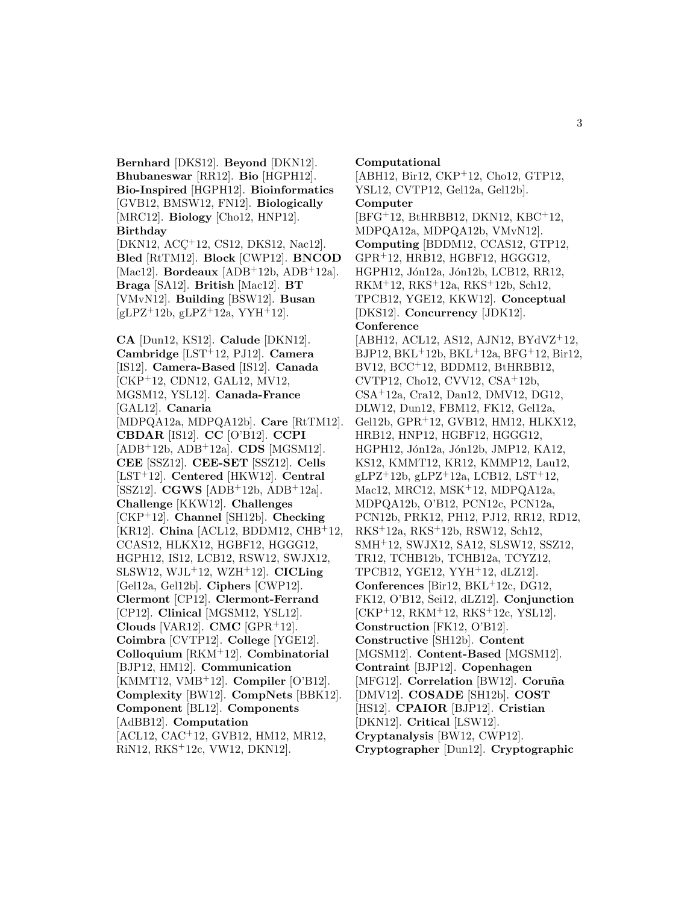**Bernhard** [DKS12]. **Beyond** [DKN12]. **Bhubaneswar** [RR12]. **Bio** [HGPH12]. **Bio-Inspired** [HGPH12]. **Bioinformatics** [GVB12, BMSW12, FN12]. **Biologically** [MRC12]. **Biology** [Cho12, HNP12]. **Birthday** [DKN12, ACÇ+12, CS12, DKS12, Nac12]. **Bled** [RtTM12]. **Block** [CWP12]. **BNCOD** [Mac12]. **Bordeaux** [ADB+12b, ADB+12a]. **Braga** [SA12]. **British** [Mac12]. **BT** [VMvN12]. **Building** [BSW12]. **Busan** [gLPZ+12b, gLPZ+12a, YYH+12].

**CA** [Dun12, KS12]. **Calude** [DKN12]. **Cambridge** [LST+12, PJ12]. **Camera** [IS12]. **Camera-Based** [IS12]. **Canada** [CKP+12, CDN12, GAL12, MV12, MGSM12, YSL12]. **Canada-France** [GAL12]. **Canaria** [MDPQA12a, MDPQA12b]. **Care** [RtTM12]. **CBDAR** [IS12]. **CC** [O'B12]. **CCPI** [ADB+12b, ADB+12a]. **CDS** [MGSM12]. **CEE** [SSZ12]. **CEE-SET** [SSZ12]. **Cells** [LST+12]. **Centered** [HKW12]. **Central** [SSZ12]. **CGWS** [ADB+12b, ADB+12a]. **Challenge** [KKW12]. **Challenges** [CKP+12]. **Channel** [SH12b]. **Checking** [KR12]. **China** [ACL12, BDDM12, CHB+12, CCAS12, HLKX12, HGBF12, HGGG12, HGPH12, IS12, LCB12, RSW12, SWJX12, SLSW12, WJL+12, WZH+12]. **CICLing** [Gel12a, Gel12b]. **Ciphers** [CWP12]. **Clermont** [CP12]. **Clermont-Ferrand** [CP12]. **Clinical** [MGSM12, YSL12]. **Clouds** [VAR12]. **CMC** [GPR+12]. **Coimbra** [CVTP12]. **College** [YGE12]. **Colloquium** [RKM+12]. **Combinatorial** [BJP12, HM12]. **Communication** [KMMT12, VMB+12]. **Compiler** [O'B12]. **Complexity** [BW12]. **CompNets** [BBK12]. **Component** [BL12]. **Components** [AdBB12]. **Computation** [ACL12, CAC+12, GVB12, HM12, MR12, RiN12, RKS+12c, VW12, DKN12]. **Computational** [ABH12, Bir12, CKP+12, Cho12, GTP12, YSL12, CVTP12, Gel12a, Gel12b]. **Computer** [BFG+12, BtHRBB12, DKN12, KBC+12, MDPQA12a, MDPQA12b, VMvN12]. **Computing** [BDDM12, CCAS12, GTP12, GPR+12, HRB12, HGBF12, HGGG12, HGPH12, Jón12a, Jón12b, LCB12, RR12, RKM+12, RKS+12a, RKS+12b, Sch12, TPCB12, YGE12, KKW12]. **Conceptual** [DKS12]. **Concurrency** [JDK12]. **Conference** [ABH12, ACL12, AS12, AJN12, BYdVZ+12, BJP12, BKL+12b, BKL+12a, BFG+12, Bir12, BV12, BCC+12, BDDM12, BtHRBB12, CVTP12, Cho12, CVV12, CSA+12b, CSA+12a, Cra12, Dan12, DMV12, DG12, DLW12, Dun12, FBM12, FK12, Gel12a, Gel12b, GPR+12, GVB12, HM12, HLKX12, HRB12, HNP12, HGBF12, HGGG12, HGPH12, Jón12a, Jón12b, JMP12, KA12, KS12, KMMT12, KR12, KMMP12, Lau12, gLPZ+12b, gLPZ+12a, LCB12, LST+12, Mac12, MRC12, MSK+12, MDPQA12a, MDPQA12b, O'B12, PCN12c, PCN12a, PCN12b, PRK12, PH12, PJ12, RR12, RD12, RKS+12a, RKS+12b, RSW12, Sch12, SMH+12, SWJX12, SA12, SLSW12, SSZ12, TR12, TCHB12b, TCHB12a, TCYZ12, TPCB12, YGE12, YYH+12, dLZ12]. **Conferences** [Bir12, BKL+12c, DG12, FK12, O'B12, Sei12, dLZ12]. **Conjunction** [CKP+12, RKM+12, RKS+12c, YSL12]. **Construction** [FK12, O'B12]. **Constructive** [SH12b]. **Content** [MGSM12]. **Content-Based** [MGSM12]. **Contraint** [BJP12]. **Copenhagen** [MFG12]. **Correlation** [BW12]. **Coruña** [DMV12]. **COSADE** [SH12b]. **COST** [HS12]. **CPAIOR** [BJP12]. **Cristian** [DKN12]. **Critical** [LSW12]. **Cryptanalysis** [BW12, CWP12]. **Cryptographer** [Dun12]. **Cryptographic**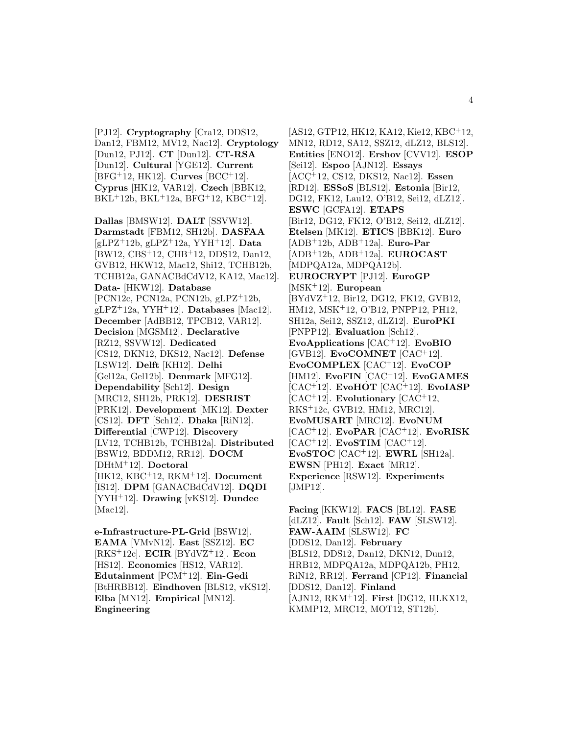[PJ12]. **Cryptography** [Cra12, DDS12, Dan12, FBM12, MV12, Nac12]. **Cryptology** [Dun12, PJ12]. **CT** [Dun12]. **CT-RSA** [Dun12]. **Cultural** [YGE12]. **Current** [BFG+12, HK12]. **Curves** [BCC+12]. **Cyprus** [HK12, VAR12]. **Czech** [BBK12, BKL+12b, BKL+12a, BFG+12, KBC+12].

**Dallas** [BMSW12]. **DALT** [SSVW12]. **Darmstadt** [FBM12, SH12b]. **DASFAA** [gLPZ+12b, gLPZ+12a, YYH+12]. **Data** [BW12, CBS+12, CHB+12, DDS12, Dan12, GVB12, HKW12, Mac12, Shi12, TCHB12b, TCHB12a, GANACBdCdV12, KA12, Mac12]. **Data-** [HKW12]. **Database** [PCN12c, PCN12a, PCN12b, gLPZ+12b, gLPZ+12a, YYH+12]. **Databases** [Mac12]. **December** [AdBB12, TPCB12, VAR12]. **Decision** [MGSM12]. **Declarative** [RZ12, SSVW12]. **Dedicated** [CS12, DKN12, DKS12, Nac12]. **Defense** [LSW12]. **Delft** [KH12]. **Delhi** [Gel12a, Gel12b]. **Denmark** [MFG12]. **Dependability** [Sch12]. **Design** [MRC12, SH12b, PRK12]. **DESRIST** [PRK12]. **Development** [MK12]. **Dexter** [CS12]. **DFT** [Sch12]. **Dhaka** [RiN12]. **Differential** [CWP12]. **Discovery** [LV12, TCHB12b, TCHB12a]. **Distributed** [BSW12, BDDM12, RR12]. **DOCM** [DHtM+12]. **Doctoral** [HK12, KBC+12, RKM+12]. **Document** [IS12]. **DPM** [GANACBdCdV12]. **DQDI** [YYH+12]. **Drawing** [vKS12]. **Dundee** [Mac12].

**e-Infrastructure-PL-Grid** [BSW12]. **EAMA** [VMvN12]. **East** [SSZ12]. **EC** [RKS+12c]. **ECIR** [BYdVZ+12]. **Econ** [HS12]. **Economics** [HS12, VAR12]. **Edutainment** [PCM+12]. **Ein-Gedi** [BtHRBB12]. **Eindhoven** [BLS12, vKS12]. **Elba** [MN12]. **Empirical** [MN12]. **Engineering** [AS12, GTP12, HK12, KA12, Kie12, KBC+12, MN12, RD12, SA12, SSZ12, dLZ12, BLS12]. **Entities** [ENO12]. **Ershov** [CVV12]. **ESOP** [Sei12]. **Espoo** [AJN12]. **Essays** [ACÇ+12, CS12, DKS12, Nac12]. **Essen** [RD12]. **ESSoS** [BLS12]. **Estonia** [Bir12, DG12, FK12, Lau12, O'B12, Sei12, dLZ12]. **ESWC** [GCFA12]. **ETAPS** [Bir12, DG12, FK12, O'B12, Sei12, dLZ12]. **Etelsen** [MK12]. **ETICS** [BBK12]. **Euro** [ADB+12b, ADB+12a]. **Euro-Par** [ADB+12b, ADB+12a]. **EUROCAST** [MDPQA12a, MDPQA12b]. **EUROCRYPT** [PJ12]. **EuroGP** [MSK+12]. **European** [BYdVZ+12, Bir12, DG12, FK12, GVB12, HM12, MSK+12, O'B12, PNPP12, PH12, SH12a, Sei12, SSZ12, dLZ12]. **EuroPKI** [PNPP12]. **Evaluation** [Sch12]. **EvoApplications** [CAC+12]. **EvoBIO** [GVB12]. **EvoCOMNET** [CAC+12]. **EvoCOMPLEX** [CAC+12]. **EvoCOP** [HM12]. **EvoFIN** [CAC+12]. **EvoGAMES** [CAC+12]. **EvoHOT** [CAC+12]. **EvoIASP** [CAC+12]. **Evolutionary** [CAC+12, RKS+12c, GVB12, HM12, MRC12]. **EvoMUSART** [MRC12]. **EvoNUM** [CAC+12]. **EvoPAR** [CAC+12]. **EvoRISK** [CAC+12]. **EvoSTIM** [CAC+12]. **EvoSTOC** [CAC+12]. **EWRL** [SH12a]. **EWSN** [PH12]. **Exact** [MR12]. **Experience** [RSW12]. **Experiments** [JMP12].

**Facing** [KKW12]. **FACS** [BL12]. **FASE** [dLZ12]. **Fault** [Sch12]. **FAW** [SLSW12]. **FAW-AAIM** [SLSW12]. **FC** [DDS12, Dan12]. **February** [BLS12, DDS12, Dan12, DKN12, Dun12, HRB12, MDPQA12a, MDPQA12b, PH12, RiN12, RR12]. **Ferrand** [CP12]. **Financial** [DDS12, Dan12]. **Finland** [AJN12, RKM+12]. **First** [DG12, HLKX12, KMMP12, MRC12, MOT12, ST12b].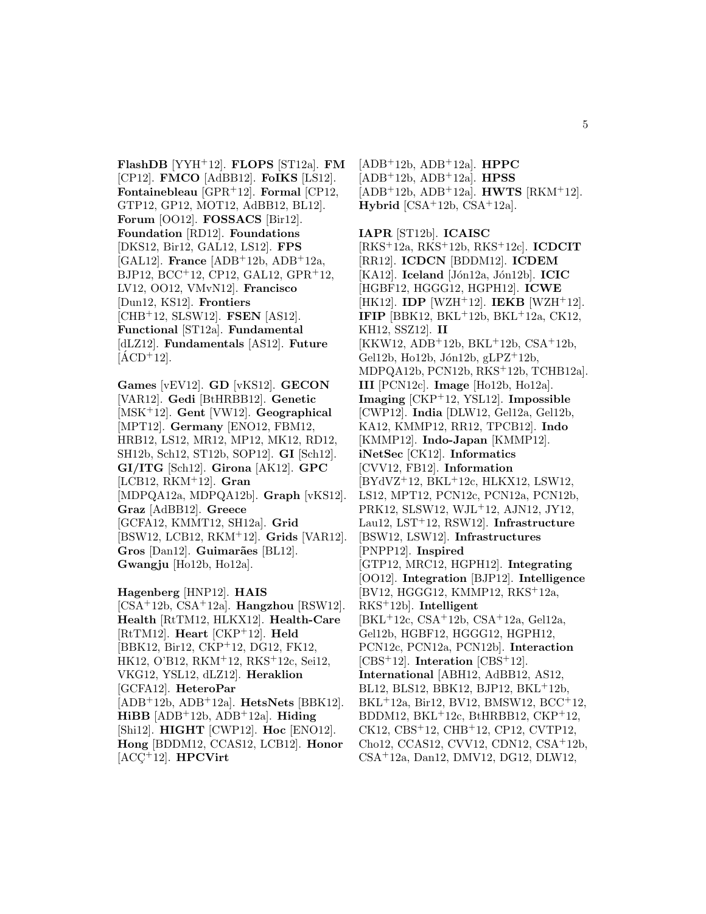**FlashDB** [YYH+12]. **FLOPS** [ST12a]. **FM** [CP12]. **FMCO** [AdBB12]. **FoIKS** [LS12]. **Fontainebleau** [GPR+12]. **Formal** [CP12, GTP12, GP12, MOT12, AdBB12, BL12]. **Forum** [OO12]. **FOSSACS** [Bir12]. **Foundation** [RD12]. **Foundations** [DKS12, Bir12, GAL12, LS12]. **FPS** [GAL12]. **France** [ADB+12b, ADB+12a, BJP12, BCC+12, CP12, GAL12, GPR+12, LV12, OO12, VMvN12]. **Francisco** [Dun12, KS12]. **Frontiers** [CHB+12, SLSW12]. **FSEN** [AS12]. **Functional** [ST12a]. **Fundamental** [dLZ12]. **Fundamentals** [AS12]. **Future** [ÁCD+12].

**Games** [vEV12]. **GD** [vKS12]. **GECON** [VAR12]. **Gedi** [BtHRBB12]. **Genetic** [MSK+12]. **Gent** [VW12]. **Geographical** [MPT12]. **Germany** [ENO12, FBM12, HRB12, LS12, MR12, MP12, MK12, RD12, SH12b, Sch12, ST12b, SOP12]. **GI** [Sch12]. **GI/ITG** [Sch12]. **Girona** [AK12]. **GPC** [LCB12, RKM+12]. **Gran** [MDPQA12a, MDPQA12b]. **Graph** [vKS12]. **Graz** [AdBB12]. **Greece** [GCFA12, KMMT12, SH12a]. **Grid** [BSW12, LCB12, RKM+12]. **Grids** [VAR12]. **Gros** [Dan12]. **Guimarães** [BL12]. **Gwangju** [Ho12b, Ho12a].

**Hagenberg** [HNP12]. **HAIS** [CSA+12b, CSA+12a]. **Hangzhou** [RSW12]. **Health** [RtTM12, HLKX12]. **Health-Care** [RtTM12]. **Heart** [CKP+12]. **Held** [BBK12, Bir12, CKP+12, DG12, FK12, HK12, O'B12, RKM+12, RKS+12c, Sei12, VKG12, YSL12, dLZ12]. **Heraklion** [GCFA12]. **HeteroPar** [ADB+12b, ADB+12a]. **HetsNets** [BBK12]. **HiBB** [ADB+12b, ADB+12a]. **Hiding** [Shi12]. **HIGHT** [CWP12]. **Hoc** [ENO12]. **Hong** [BDDM12, CCAS12, LCB12]. **Honor** [ACÇ+12]. **HPCVirt** [ADB+12b, ADB+12a]. **HPPC** [ADB+12b, ADB+12a]. **HPSS** [ADB+12b, ADB+12a]. **HWTS** [RKM+12]. **Hybrid** [CSA+12b, CSA+12a].

**IAPR** [ST12b]. **ICAISC** [RKS+12a, RKS+12b, RKS+12c]. **ICDCIT** [RR12]. **ICDCN** [BDDM12]. **ICDEM** [KA12]. **Iceland** [Jón12a, Jón12b]. **ICIC** [HGBF12, HGGG12, HGPH12]. **ICWE** [HK12]. **IDP** [WZH+12]. **IEKB** [WZH+12]. **IFIP** [BBK12, BKL+12b, BKL+12a, CK12, KH12, SSZ12]. **II** [KKW12, ADB+12b, BKL+12b, CSA+12b, Gel12b, Ho12b, Jón12b, gLPZ+12b, MDPQA12b, PCN12b, RKS+12b, TCHB12a]. **III** [PCN12c]. **Image** [Ho12b, Ho12a]. **Imaging** [CKP+12, YSL12]. **Impossible** [CWP12]. **India** [DLW12, Gel12a, Gel12b, KA12, KMMP12, RR12, TPCB12]. **Indo** [KMMP12]. **Indo-Japan** [KMMP12]. **iNetSec** [CK12]. **Informatics** [CVV12, FB12]. **Information** [BYdVZ+12, BKL+12c, HLKX12, LSW12, LS12, MPT12, PCN12c, PCN12a, PCN12b, PRK12, SLSW12, WJL+12, AJN12, JY12, Lau12, LST+12, RSW12]. **Infrastructure** [BSW12, LSW12]. **Infrastructures** [PNPP12]. **Inspired** [GTP12, MRC12, HGPH12]. **Integrating** [OO12]. **Integration** [BJP12]. **Intelligence** [BV12, HGGG12, KMMP12, RKS+12a, RKS+12b]. **Intelligent** [BKL+12c, CSA+12b, CSA+12a, Gel12a, Gel12b, HGBF12, HGGG12, HGPH12, PCN12c, PCN12a, PCN12b]. **Interaction** [CBS+12]. **Interation** [CBS+12]. **International** [ABH12, AdBB12, AS12, BL12, BLS12, BBK12, BJP12, BKL+12b, BKL+12a, Bir12, BV12, BMSW12, BCC+12, BDDM12, BKL+12c, BtHRBB12, CKP+12, CK12, CBS+12, CHB+12, CP12, CVTP12, Cho12, CCAS12, CVV12, CDN12, CSA+12b, CSA+12a, Dan12, DMV12, DG12, DLW12,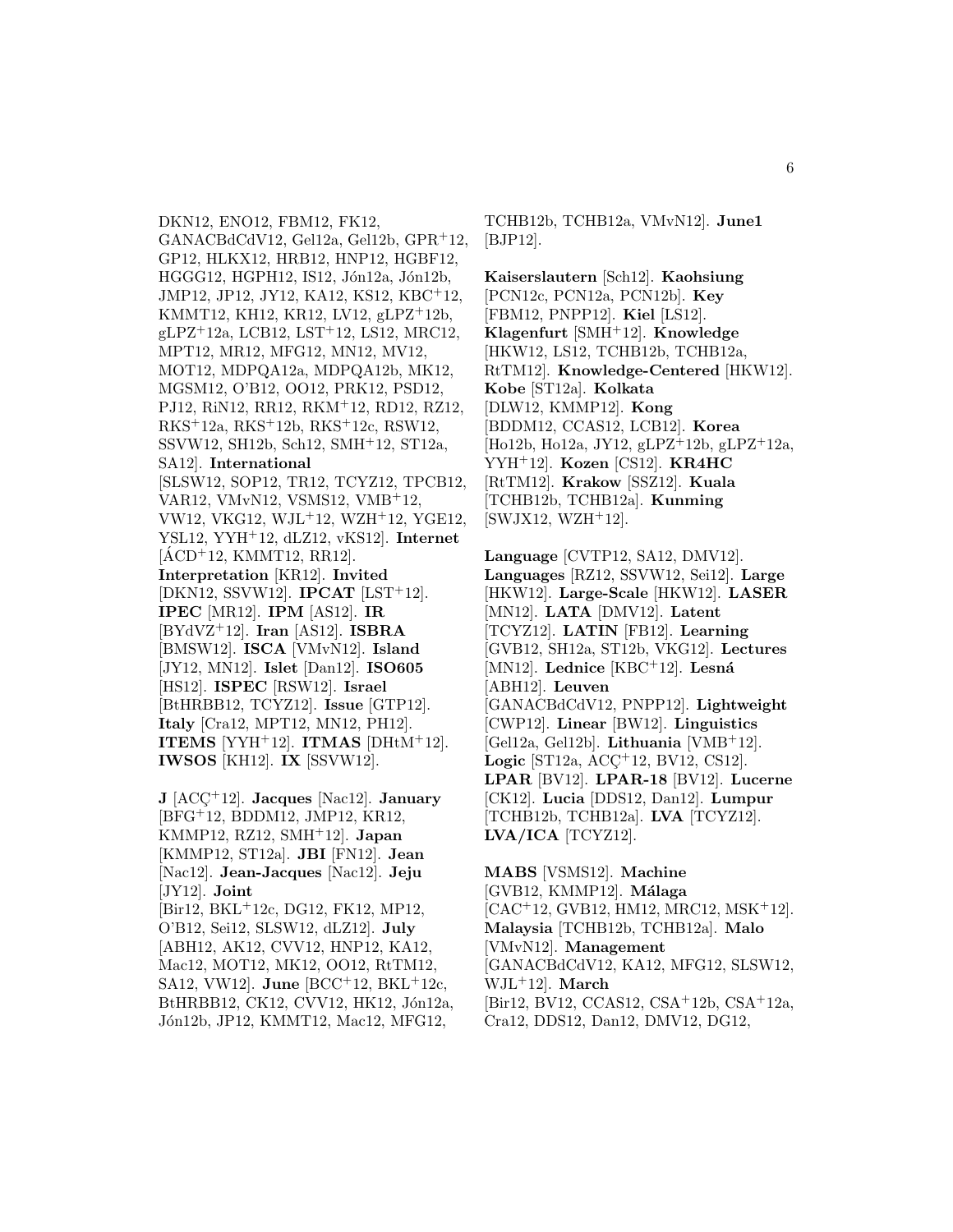DKN12, ENO12, FBM12, FK12, GANACBdCdV12, Gel12a, Gel12b, GPR+12, GP12, HLKX12, HRB12, HNP12, HGBF12, HGGG12, HGPH12, IS12, Jón12a, Jón12b, JMP12, JP12, JY12, KA12, KS12, KBC+12, KMMT12, KH12, KR12, LV12, gLPZ+12b, gLPZ+12a, LCB12, LST+12, LS12, MRC12, MPT12, MR12, MFG12, MN12, MV12, MOT12, MDPQA12a, MDPQA12b, MK12, MGSM12, O'B12, OO12, PRK12, PSD12, PJ12, RiN12, RR12, RKM+12, RD12, RZ12, RKS+12a, RKS+12b, RKS+12c, RSW12, SSVW12, SH12b, Sch12, SMH+12, ST12a, SA12]. **International** [SLSW12, SOP12, TR12, TCYZ12, TPCB12, VAR12, VMvN12, VSMS12, VMB+12, VW12, VKG12, WJL+12, WZH+12, YGE12, YSL12, YYH+12, dLZ12, vKS12]. **Internet** [ÁCD+12, KMMT12, RR12]. **Interpretation** [KR12]. **Invited** [DKN12, SSVW12]. **IPCAT** [LST+12]. **IPEC** [MR12]. **IPM** [AS12]. **IR** [BYdVZ+12]. **Iran** [AS12]. **ISBRA** [BMSW12]. **ISCA** [VMvN12]. **Island** [JY12, MN12]. **Islet** [Dan12]. **ISO605** [HS12]. **ISPEC** [RSW12]. **Israel** [BtHRBB12, TCYZ12]. **Issue** [GTP12]. **Italy** [Cra12, MPT12, MN12, PH12]. **ITEMS** [YYH+12]. **ITMAS** [DHtM+12]. **IWSOS** [KH12]. **IX** [SSVW12].

**J** [ACÇ+12]. **Jacques** [Nac12]. **January** [BFG+12, BDDM12, JMP12, KR12, KMMP12, RZ12, SMH+12]. **Japan** [KMMP12, ST12a]. **JBI** [FN12]. **Jean** [Nac12]. **Jean-Jacques** [Nac12]. **Jeju** [JY12]. **Joint** [Bir12, BKL+12c, DG12, FK12, MP12, O'B12, Sei12, SLSW12, dLZ12]. **July** [ABH12, AK12, CVV12, HNP12, KA12, Mac12, MOT12, MK12, OO12, RtTM12, SA12, VW12]. **June** [BCC+12, BKL+12c, BtHRBB12, CK12, CVV12, HK12, Jón12a, Jón12b, JP12, KMMT12, Mac12, MFG12, TCHB12b, TCHB12a, VMvN12]. **June1** [BJP12].

**Kaiserslautern** [Sch12]. **Kaohsiung** [PCN12c, PCN12a, PCN12b]. **Key** [FBM12, PNPP12]. **Kiel** [LS12]. **Klagenfurt** [SMH+12]. **Knowledge** [HKW12, LS12, TCHB12b, TCHB12a, RtTM12]. **Knowledge-Centered** [HKW12]. **Kobe** [ST12a]. **Kolkata** [DLW12, KMMP12]. **Kong** [BDDM12, CCAS12, LCB12]. **Korea** [Ho12b, Ho12a, JY12, gLPZ+12b, gLPZ+12a, YYH+12]. **Kozen** [CS12]. **KR4HC** [RtTM12]. **Krakow** [SSZ12]. **Kuala** [TCHB12b, TCHB12a]. **Kunming** [SWJX12, WZH+12].

**Language** [CVTP12, SA12, DMV12]. **Languages** [RZ12, SSVW12, Sei12]. **Large** [HKW12]. **Large-Scale** [HKW12]. **LASER** [MN12]. **LATA** [DMV12]. **Latent** [TCYZ12]. **LATIN** [FB12]. **Learning** [GVB12, SH12a, ST12b, VKG12]. **Lectures** [MN12]. **Lednice** [KBC+12]. **Lesná** [ABH12]. **Leuven** [GANACBdCdV12, PNPP12]. **Lightweight** [CWP12]. **Linear** [BW12]. **Linguistics** [Gel12a, Gel12b]. **Lithuania** [VMB+12]. **Logic** [ST12a, ACÇ+12, BV12, CS12]. **LPAR** [BV12]. **LPAR-18** [BV12]. **Lucerne** [CK12]. **Lucia** [DDS12, Dan12]. **Lumpur** [TCHB12b, TCHB12a]. **LVA** [TCYZ12]. **LVA/ICA** [TCYZ12].

**MABS** [VSMS12]. **Machine** [GVB12, KMMP12]. **Málaga** [CAC+12, GVB12, HM12, MRC12, MSK+12]. **Malaysia** [TCHB12b, TCHB12a]. **Malo** [VMvN12]. **Management** [GANACBdCdV12, KA12, MFG12, SLSW12, WJL+12]. **March** [Bir12, BV12, CCAS12, CSA+12b, CSA+12a, Cra12, DDS12, Dan12, DMV12, DG12,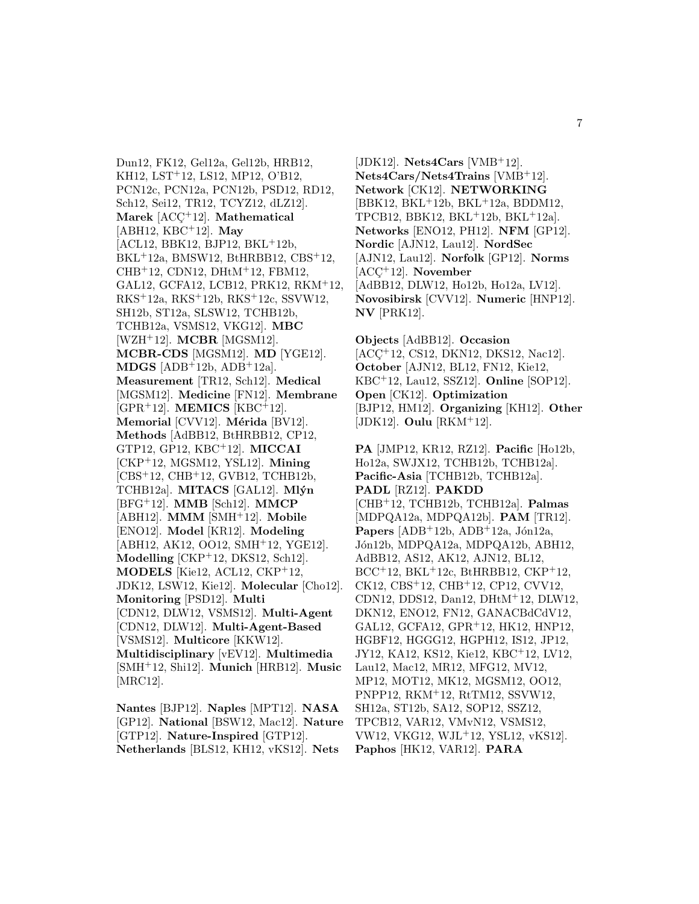Dun12, FK12, Gel12a, Gel12b, HRB12, KH12, LST[+]12, LS12, MP12, O'B12, PCN12c, PCN12a, PCN12b, PSD12, RD12, Sch12, Sei12, TR12, TCYZ12, dLZ12]. **Marek** [ACÇ[+]12]. **Mathematical** [ABH12, KBC[+]12]. **May** [ACL12, BBK12, BJP12, BKL[+]12b, BKL[+]12a, BMSW12, BtHRBB12, CBS[+]12, CHB[+]12, CDN12, DHtM[+]12, FBM12, GAL12, GCFA12, LCB12, PRK12, RKM[+]12, RKS[+]12a, RKS[+]12b, RKS[+]12c, SSVW12, SH12b, ST12a, SLSW12, TCHB12b, TCHB12a, VSMS12, VKG12]. **MBC** [WZH[+]12]. **MCBR** [MGSM12]. **MCBR-CDS** [MGSM12]. **MD** [YGE12]. **MDGS** [ADB[+]12b, ADB[+]12a]. **Measurement** [TR12, Sch12]. **Medical** [MGSM12]. **Medicine** [FN12]. **Membrane** [GPR[+]12]. **MEMICS** [KBC[+]12]. **Memorial** [CVV12]. **Mérida** [BV12]. **Methods** [AdBB12, BtHRBB12, CP12, GTP12, GP12, KBC[+]12]. **MICCAI** [CKP[+]12, MGSM12, YSL12]. **Mining** [CBS[+]12, CHB[+]12, GVB12, TCHB12b, TCHB12a]. **MITACS** [GAL12]. **Mlýn** [BFG[+]12]. **MMB** [Sch12]. **MMCP** [ABH12]. **MMM** [SMH[+]12]. **Mobile** [ENO12]. **Model** [KR12]. **Modeling** [ABH12, AK12, OO12, SMH[+]12, YGE12]. **Modelling** [CKP[+]12, DKS12, Sch12]. **MODELS** [Kie12, ACL12, CKP[+]12, JDK12, LSW12, Kie12]. **Molecular** [Cho12]. **Monitoring** [PSD12]. **Multi** [CDN12, DLW12, VSMS12]. **Multi-Agent** [CDN12, DLW12]. **Multi-Agent-Based** [VSMS12]. **Multicore** [KKW12]. **Multidisciplinary** [vEV12]. **Multimedia** [SMH[+]12, Shi12]. **Munich** [HRB12]. **Music** [MRC12].

**Nantes** [BJP12]. **Naples** [MPT12]. **NASA** [GP12]. **National** [BSW12, Mac12]. **Nature** [GTP12]. **Nature-Inspired** [GTP12]. **Netherlands** [BLS12, KH12, vKS12]. **Nets** [JDK12]. **Nets4Cars** [VMB[+]12]. **Nets4Cars/Nets4Trains** [VMB[+]12]. **Network** [CK12]. **NETWORKING** [BBK12, BKL[+]12b, BKL[+]12a, BDDM12, TPCB12, BBK12, BKL[+]12b, BKL[+]12a]. **Networks** [ENO12, PH12]. **NFM** [GP12]. **Nordic** [AJN12, Lau12]. **NordSec** [AJN12, Lau12]. **Norfolk** [GP12]. **Norms** [ACÇ[+]12]. **November** [AdBB12, DLW12, Ho12b, Ho12a, LV12]. **Novosibirsk** [CVV12]. **Numeric** [HNP12]. **NV** [PRK12].

**Objects** [AdBB12]. **Occasion** [ACÇ[+]12, CS12, DKN12, DKS12, Nac12]. **October** [AJN12, BL12, FN12, Kie12, KBC[+]12, Lau12, SSZ12]. **Online** [SOP12]. **Open** [CK12]. **Optimization** [BJP12, HM12]. **Organizing** [KH12]. **Other** [JDK12]. **Oulu** [RKM[+]12].

**PA** [JMP12, KR12, RZ12]. **Pacific** [Ho12b, Ho12a, SWJX12, TCHB12b, TCHB12a]. **Pacific-Asia** [TCHB12b, TCHB12a]. **PADL** [RZ12]. **PAKDD** [CHB[+]12, TCHB12b, TCHB12a]. **Palmas** [MDPQA12a, MDPQA12b]. **PAM** [TR12]. **Papers** [ADB[+]12b, ADB[+]12a, Jón12a, Jón12b, MDPQA12a, MDPQA12b, ABH12, AdBB12, AS12, AK12, AJN12, BL12, BCC[+]12, BKL[+]12c, BtHRBB12, CKP[+]12, CK12, CBS[+]12, CHB[+]12, CP12, CVV12, CDN12, DDS12, Dan12, DHtM[+]12, DLW12, DKN12, ENO12, FN12, GANACBdCdV12, GAL12, GCFA12, GPR[+]12, HK12, HNP12, HGBF12, HGGG12, HGPH12, IS12, JP12, JY12, KA12, KS12, Kie12, KBC[+]12, LV12, Lau12, Mac12, MR12, MFG12, MV12, MP12, MOT12, MK12, MGSM12, OO12, PNPP12, RKM[+]12, RtTM12, SSVW12, SH12a, ST12b, SA12, SOP12, SSZ12, TPCB12, VAR12, VMvN12, VSMS12, VW12, VKG12, WJL[+]12, YSL12, vKS12]. **Paphos** [HK12, VAR12]. **PARA**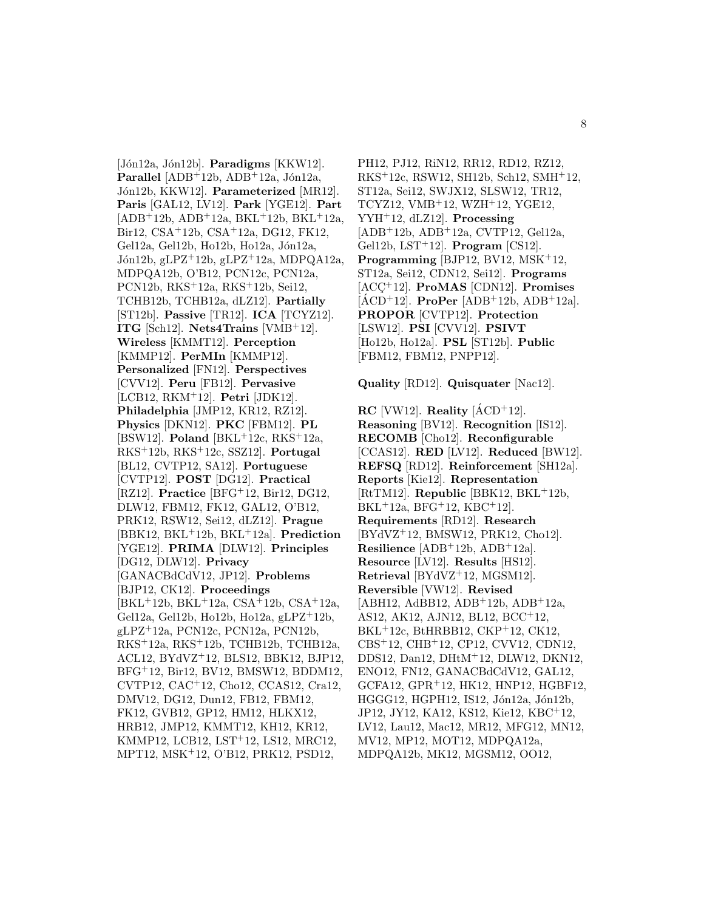[Jón12a, Jón12b]. **Paradigms** [KKW12]. **Parallel** [ADB+12b, ADB+12a, Jón12a, Jón12b, KKW12]. **Parameterized** [MR12]. **Paris** [GAL12, LV12]. **Park** [YGE12]. **Part** [ADB+12b, ADB+12a, BKL+12b, BKL+12a, Bir12, CSA+12b, CSA+12a, DG12, FK12, Gel12a, Gel12b, Ho12b, Ho12a, Jón12a, Jón12b, gLPZ+12b, gLPZ+12a, MDPQA12a, MDPQA12b, O'B12, PCN12c, PCN12a, PCN12b, RKS+12a, RKS+12b, Sei12, TCHB12b, TCHB12a, dLZ12]. **Partially** [ST12b]. **Passive** [TR12]. **ICA** [TCYZ12]. **ITG** [Sch12]. **Nets4Trains** [VMB+12]. **Wireless** [KMMT12]. **Perception** [KMMP12]. **PerMIn** [KMMP12]. **Personalized** [FN12]. **Perspectives** [CVV12]. **Peru** [FB12]. **Pervasive** [LCB12, RKM+12]. **Petri** [JDK12]. **Philadelphia** [JMP12, KR12, RZ12]. **Physics** [DKN12]. **PKC** [FBM12]. **PL** [BSW12]. **Poland** [BKL+12c, RKS+12a, RKS+12b, RKS+12c, SSZ12]. **Portugal** [BL12, CVTP12, SA12]. **Portuguese** [CVTP12]. **POST** [DG12]. **Practical** [RZ12]. **Practice** [BFG+12, Bir12, DG12, DLW12, FBM12, FK12, GAL12, O'B12, PRK12, RSW12, Sei12, dLZ12]. **Prague** [BBK12, BKL+12b, BKL+12a]. **Prediction** [YGE12]. **PRIMA** [DLW12]. **Principles** [DG12, DLW12]. **Privacy** [GANACBdCdV12, JP12]. **Problems** [BJP12, CK12]. **Proceedings** [BKL+12b, BKL+12a, CSA+12b, CSA+12a, Gel12a, Gel12b, Ho12b, Ho12a, gLPZ+12b, gLPZ+12a, PCN12c, PCN12a, PCN12b, RKS+12a, RKS+12b, TCHB12b, TCHB12a, ACL12, BYdVZ+12, BLS12, BBK12, BJP12, BFG+12, Bir12, BV12, BMSW12, BDDM12, CVTP12, CAC+12, Cho12, CCAS12, Cra12, DMV12, DG12, Dun12, FB12, FBM12, FK12, GVB12, GP12, HM12, HLKX12, HRB12, JMP12, KMMT12, KH12, KR12, KMMP12, LCB12, LST+12, LS12, MRC12, MPT12, MSK+12, O'B12, PRK12, PSD12, PH12, PJ12, RiN12, RR12, RD12, RZ12, RKS+12c, RSW12, SH12b, Sch12, SMH+12, ST12a, Sei12, SWJX12, SLSW12, TR12, TCYZ12, VMB+12, WZH+12, YGE12, YYH+12, dLZ12]. **Processing** [ADB+12b, ADB+12a, CVTP12, Gel12a, Gel12b, LST+12]. **Program** [CS12]. **Programming** [BJP12, BV12, MSK+12, ST12a, Sei12, CDN12, Sei12]. **Programs** [ACÇ+12]. **ProMAS** [CDN12]. **Promises** [ÁCD+12]. **ProPer** [ADB+12b, ADB+12a]. **PROPOR** [CVTP12]. **Protection** [LSW12]. **PSI** [CVV12]. **PSIVT** [Ho12b, Ho12a]. **PSL** [ST12b]. **Public** [FBM12, FBM12, PNPP12].

**Quality** [RD12]. **Quisquater** [Nac12].

**RC** [VW12]. **Reality** [ÁCD+12]. **Reasoning** [BV12]. **Recognition** [IS12]. **RECOMB** [Cho12]. **Reconfigurable** [CCAS12]. **RED** [LV12]. **Reduced** [BW12]. **REFSQ** [RD12]. **Reinforcement** [SH12a]. **Reports** [Kie12]. **Representation** [RtTM12]. **Republic** [BBK12, BKL+12b, BKL+12a, BFG+12, KBC+12]. **Requirements** [RD12]. **Research** [BYdVZ+12, BMSW12, PRK12, Cho12]. **Resilience** [ADB+12b, ADB+12a]. **Resource** [LV12]. **Results** [HS12]. **Retrieval** [BYdVZ+12, MGSM12]. **Reversible** [VW12]. **Revised** [ABH12, AdBB12, ADB+12b, ADB+12a, AS12, AK12, AJN12, BL12, BCC+12, BKL+12c, BtHRBB12, CKP+12, CK12, CBS+12, CHB+12, CP12, CVV12, CDN12, DDS12, Dan12, DHtM+12, DLW12, DKN12, ENO12, FN12, GANACBdCdV12, GAL12, GCFA12, GPR+12, HK12, HNP12, HGBF12, HGGG12, HGPH12, IS12, Jón12a, Jón12b, JP12, JY12, KA12, KS12, Kie12, KBC+12, LV12, Lau12, Mac12, MR12, MFG12, MN12, MV12, MP12, MOT12, MDPQA12a, MDPQA12b, MK12, MGSM12, OO12,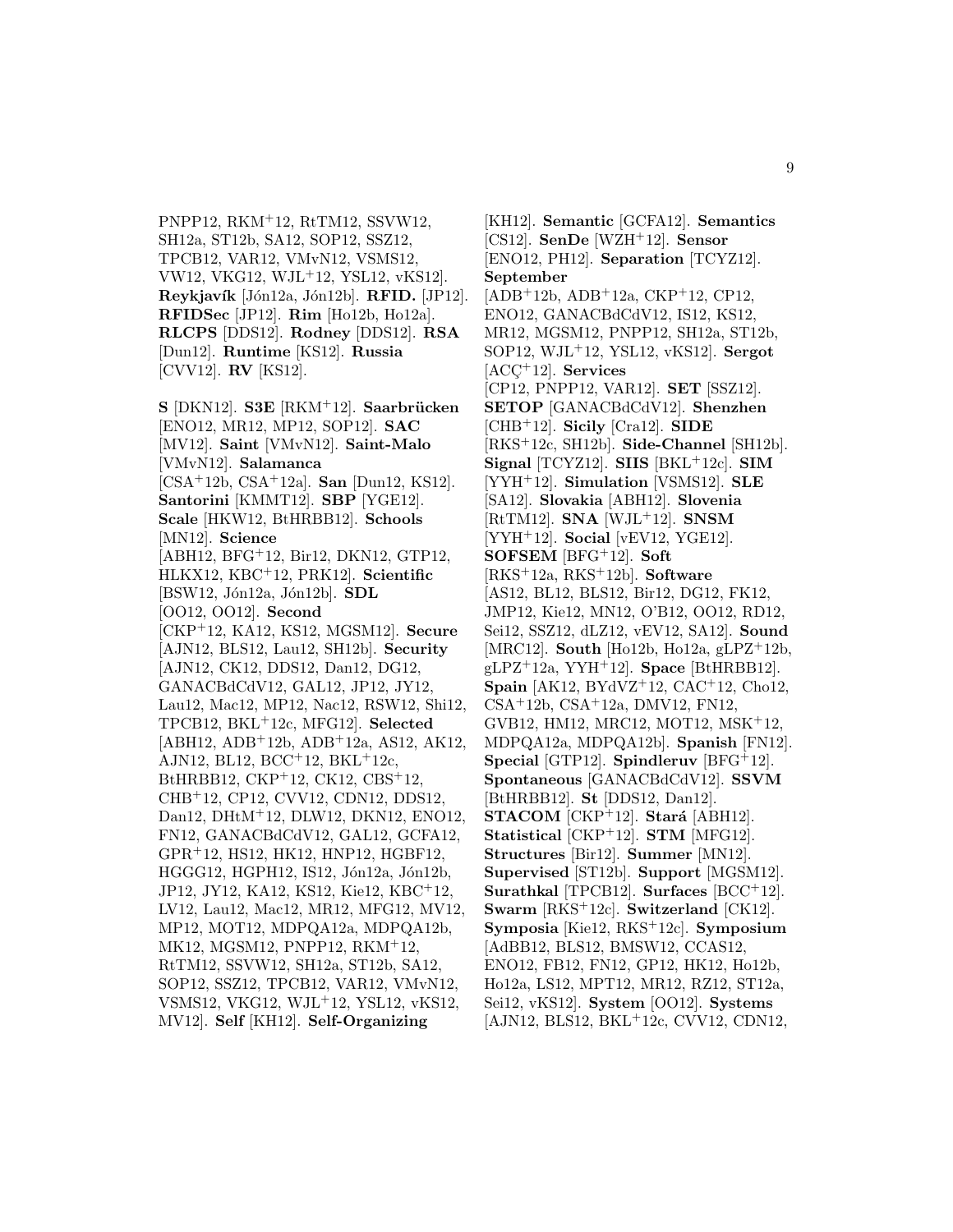PNPP12, RKM[+]12, RtTM12, SSVW12, SH12a, ST12b, SA12, SOP12, SSZ12, TPCB12, VAR12, VMvN12, VSMS12, VW12, VKG12, WJL[+]12, YSL12, vKS12]. **Reykjavík** [Jón12a, Jón12b]. **RFID.** [JP12]. **RFIDSec** [JP12]. **Rim** [Ho12b, Ho12a]. **RLCPS** [DDS12]. **Rodney** [DDS12]. **RSA** [Dun12]. **Runtime** [KS12]. **Russia** [CVV12]. **RV** [KS12].

**S** [DKN12]. **S3E** [RKM[+]12]. **Saarbrücken** [ENO12, MR12, MP12, SOP12]. **SAC** [MV12]. **Saint** [VMvN12]. **Saint-Malo** [VMvN12]. **Salamanca** [CSA[+]12b, CSA[+]12a]. **San** [Dun12, KS12]. **Santorini** [KMMT12]. **SBP** [YGE12]. **Scale** [HKW12, BtHRBB12]. **Schools** [MN12]. **Science** [ABH12, BFG[+]12, Bir12, DKN12, GTP12, HLKX12, KBC[+]12, PRK12]. **Scientific** [BSW12, Jón12a, Jón12b]. **SDL** [OO12, OO12]. **Second** [CKP[+]12, KA12, KS12, MGSM12]. **Secure** [AJN12, BLS12, Lau12, SH12b]. **Security** [AJN12, CK12, DDS12, Dan12, DG12, GANACBdCdV12, GAL12, JP12, JY12, Lau12, Mac12, MP12, Nac12, RSW12, Shi12, TPCB12, BKL[+]12c, MFG12]. **Selected** [ABH12, ADB[+]12b, ADB[+]12a, AS12, AK12, AJN12, BL12, BCC[+]12, BKL[+]12c, BtHRBB12, CKP[+]12, CK12, CBS[+]12, CHB[+]12, CP12, CVV12, CDN12, DDS12, Dan12, DHtM[+]12, DLW12, DKN12, ENO12, FN12, GANACBdCdV12, GAL12, GCFA12, GPR[+]12, HS12, HK12, HNP12, HGBF12, HGGG12, HGPH12, IS12, Jón12a, Jón12b, JP12, JY12, KA12, KS12, Kie12, KBC[+]12, LV12, Lau12, Mac12, MR12, MFG12, MV12, MP12, MOT12, MDPQA12a, MDPQA12b, MK12, MGSM12, PNPP12, RKM[+]12, RtTM12, SSVW12, SH12a, ST12b, SA12, SOP12, SSZ12, TPCB12, VAR12, VMvN12, VSMS12, VKG12, WJL[+]12, YSL12, vKS12, MV12]. **Self** [KH12]. **Self-Organizing** [KH12]. **Semantic** [GCFA12]. **Semantics** [CS12]. **SenDe** [WZH[+]12]. **Sensor** [ENO12, PH12]. **Separation** [TCYZ12]. **September** [ADB[+]12b, ADB[+]12a, CKP[+]12, CP12, ENO12, GANACBdCdV12, IS12, KS12, MR12, MGSM12, PNPP12, SH12a, ST12b, SOP12, WJL[+]12, YSL12, vKS12]. **Sergot** [ACÇ[+]12]. **Services** [CP12, PNPP12, VAR12]. **SET** [SSZ12]. **SETOP** [GANACBdCdV12]. **Shenzhen** [CHB[+]12]. **Sicily** [Cra12]. **SIDE** [RKS[+]12c, SH12b]. **Side-Channel** [SH12b]. **Signal** [TCYZ12]. **SIIS** [BKL[+]12c]. **SIM** [YYH[+]12]. **Simulation** [VSMS12]. **SLE** [SA12]. **Slovakia** [ABH12]. **Slovenia** [RtTM12]. **SNA** [WJL[+]12]. **SNSM** [YYH[+]12]. **Social** [vEV12, YGE12]. **SOFSEM** [BFG[+]12]. **Soft** [RKS[+]12a, RKS[+]12b]. **Software** [AS12, BL12, BLS12, Bir12, DG12, FK12, JMP12, Kie12, MN12, O'B12, OO12, RD12, Sei12, SSZ12, dLZ12, vEV12, SA12]. **Sound** [MRC12]. **South** [Ho12b, Ho12a, gLPZ[+]12b, gLPZ[+]12a, YYH[+]12]. **Space** [BtHRBB12]. **Spain** [AK12, BYdVZ[+]12, CAC[+]12, Cho12, CSA[+]12b, CSA[+]12a, DMV12, FN12, GVB12, HM12, MRC12, MOT12, MSK[+]12, MDPQA12a, MDPQA12b]. **Spanish** [FN12]. **Special** [GTP12]. **Spindleruv** [BFG[+]12]. **Spontaneous** [GANACBdCdV12]. **SSVM** [BtHRBB12]. **St** [DDS12, Dan12]. **STACOM** [CKP[+]12]. **Stará** [ABH12]. **Statistical** [CKP[+]12]. **STM** [MFG12]. **Structures** [Bir12]. **Summer** [MN12]. **Supervised** [ST12b]. **Support** [MGSM12]. **Surathkal** [TPCB12]. **Surfaces** [BCC[+]12]. **Swarm** [RKS[+]12c]. **Switzerland** [CK12]. **Symposia** [Kie12, RKS[+]12c]. **Symposium** [AdBB12, BLS12, BMSW12, CCAS12, ENO12, FB12, FN12, GP12, HK12, Ho12b, Ho12a, LS12, MPT12, MR12, RZ12, ST12a, Sei12, vKS12]. **System** [OO12]. **Systems** [AJN12, BLS12, BKL[+]12c, CVV12, CDN12,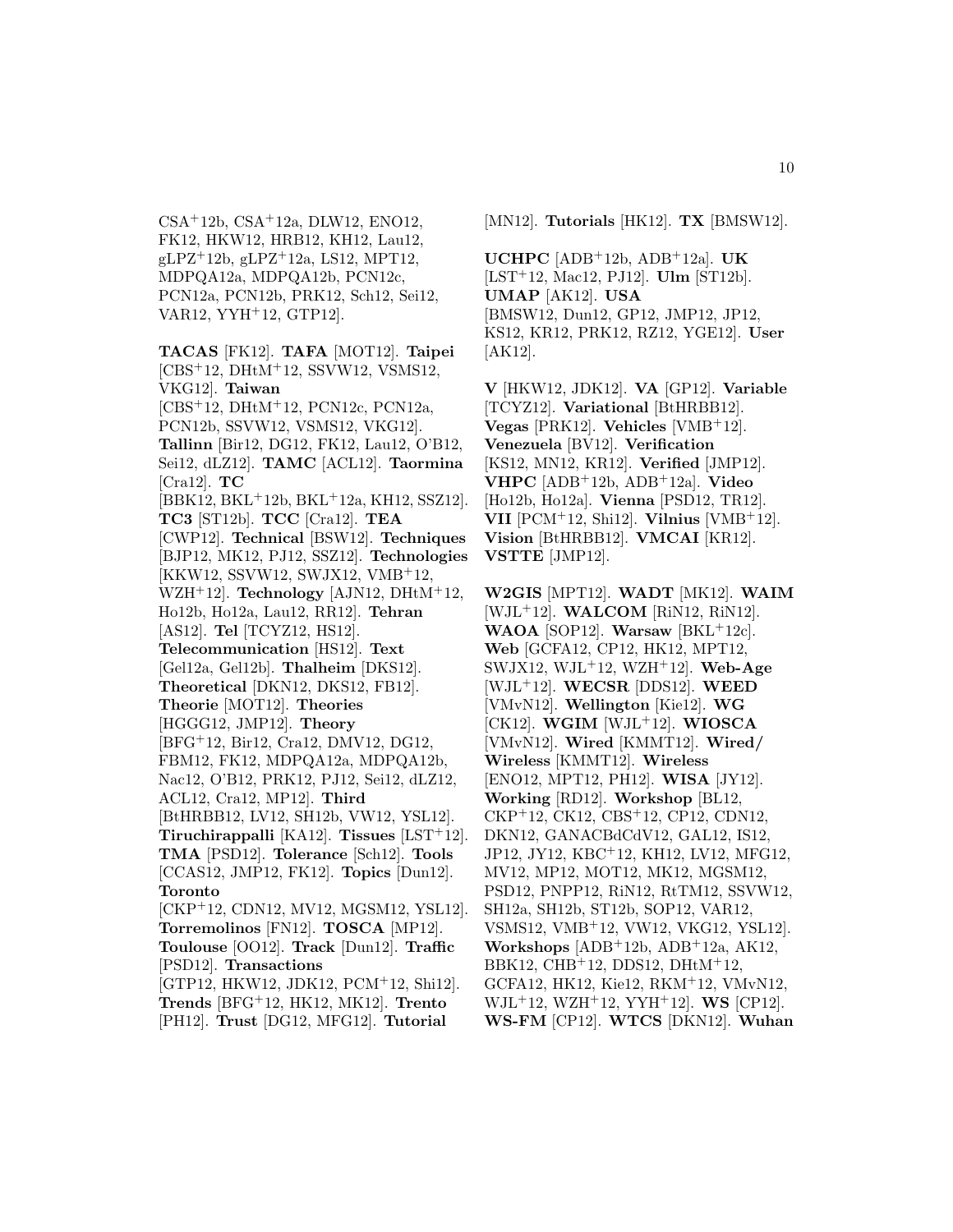CSA+12b, CSA+12a, DLW12, ENO12, FK12, HKW12, HRB12, KH12, Lau12, gLPZ+12b, gLPZ+12a, LS12, MPT12, MDPQA12a, MDPQA12b, PCN12c, PCN12a, PCN12b, PRK12, Sch12, Sei12, VAR12, YYH+12, GTP12].

**TACAS** [FK12]. **TAFA** [MOT12]. **Taipei** [CBS+12, DHtM+12, SSVW12, VSMS12, VKG12]. **Taiwan** [CBS+12, DHtM+12, PCN12c, PCN12a, PCN12b, SSVW12, VSMS12, VKG12]. **Tallinn** [Bir12, DG12, FK12, Lau12, O'B12, Sei12, dLZ12]. **TAMC** [ACL12]. **Taormina** [Cra12]. **TC** [BBK12, BKL+12b, BKL+12a, KH12, SSZ12]. **TC3** [ST12b]. **TCC** [Cra12]. **TEA** [CWP12]. **Technical** [BSW12]. **Techniques** [BJP12, MK12, PJ12, SSZ12]. **Technologies** [KKW12, SSVW12, SWJX12, VMB+12, WZH+12]. **Technology** [AJN12, DHtM+12, Ho12b, Ho12a, Lau12, RR12]. **Tehran** [AS12]. **Tel** [TCYZ12, HS12]. **Telecommunication** [HS12]. **Text** [Gel12a, Gel12b]. **Thalheim** [DKS12]. **Theoretical** [DKN12, DKS12, FB12]. **Theorie** [MOT12]. **Theories** [HGGG12, JMP12]. **Theory** [BFG+12, Bir12, Cra12, DMV12, DG12, FBM12, FK12, MDPQA12a, MDPQA12b, Nac12, O'B12, PRK12, PJ12, Sei12, dLZ12, ACL12, Cra12, MP12]. **Third** [BtHRBB12, LV12, SH12b, VW12, YSL12]. **Tiruchirappalli** [KA12]. **Tissues** [LST+12]. **TMA** [PSD12]. **Tolerance** [Sch12]. **Tools** [CCAS12, JMP12, FK12]. **Topics** [Dun12]. **Toronto** [CKP+12, CDN12, MV12, MGSM12, YSL12]. **Torremolinos** [FN12]. **TOSCA** [MP12]. **Toulouse** [OO12]. **Track** [Dun12]. **Traffic** [PSD12]. **Transactions** [GTP12, HKW12, JDK12, PCM+12, Shi12]. **Trends** [BFG+12, HK12, MK12]. **Trento** [PH12]. **Trust** [DG12, MFG12]. **Tutorial** [MN12]. **Tutorials** [HK12]. **TX** [BMSW12].

**UCHPC** [ADB+12b, ADB+12a]. **UK** [LST+12, Mac12, PJ12]. **Ulm** [ST12b]. **UMAP** [AK12]. **USA** [BMSW12, Dun12, GP12, JMP12, JP12, KS12, KR12, PRK12, RZ12, YGE12]. **User** [AK12].

**V** [HKW12, JDK12]. **VA** [GP12]. **Variable** [TCYZ12]. **Variational** [BtHRBB12]. **Vegas** [PRK12]. **Vehicles** [VMB+12]. **Venezuela** [BV12]. **Verification** [KS12, MN12, KR12]. **Verified** [JMP12]. **VHPC** [ADB+12b, ADB+12a]. **Video** [Ho12b, Ho12a]. **Vienna** [PSD12, TR12]. **VII** [PCM+12, Shi12]. **Vilnius** [VMB+12]. **Vision** [BtHRBB12]. **VMCAI** [KR12]. **VSTTE** [JMP12].

**W2GIS** [MPT12]. **WADT** [MK12]. **WAIM** [WJL+12]. **WALCOM** [RiN12, RiN12]. **WAOA** [SOP12]. **Warsaw** [BKL+12c]. **Web** [GCFA12, CP12, HK12, MPT12, SWJX12, WJL+12, WZH+12]. **Web-Age** [WJL+12]. **WECSR** [DDS12]. **WEED** [VMvN12]. **Wellington** [Kie12]. **WG** [CK12]. **WGIM** [WJL+12]. **WIOSCA** [VMvN12]. **Wired** [KMMT12]. **Wired/ Wireless** [KMMT12]. **Wireless** [ENO12, MPT12, PH12]. **WISA** [JY12]. **Working** [RD12]. **Workshop** [BL12, CKP+12, CK12, CBS+12, CP12, CDN12, DKN12, GANACBdCdV12, GAL12, IS12, JP12, JY12, KBC+12, KH12, LV12, MFG12, MV12, MP12, MOT12, MK12, MGSM12, PSD12, PNPP12, RiN12, RtTM12, SSVW12, SH12a, SH12b, ST12b, SOP12, VAR12, VSMS12, VMB+12, VW12, VKG12, YSL12]. **Workshops** [ADB+12b, ADB+12a, AK12, BBK12, CHB+12, DDS12, DHtM+12, GCFA12, HK12, Kie12, RKM+12, VMvN12, WJL+12, WZH+12, YYH+12]. **WS** [CP12]. **WS-FM** [CP12]. **WTCS** [DKN12]. **Wuhan**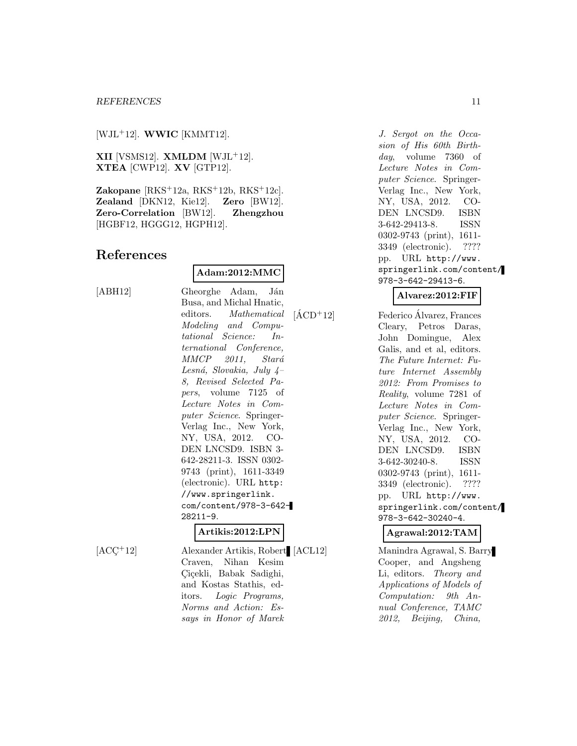[WJL[+]12]. **WWIC** [KMMT12].

**XII** [VSMS12]. **XMLDM** [WJL[+]12]. **XTEA** [CWP12]. **XV** [GTP12].

**Zakopane** [RKS[+]12a, RKS[+]12b, RKS[+]12c]. **Zealand** [DKN12, Kie12]. **Zero** [BW12]. **Zero-Correlation** [BW12]. **Zhengzhou** [HGBF12, HGGG12, HGPH12].

# References

**Adam:2012:MMC**

[ABH12] Gheorghe Adam, Ján Busa, and Michal Hnatic, editors. *Mathematical Modeling and Computational Science: International Conference, MMCP 2011, Stará Lesná, Slovakia, July 4–8, Revised Selected Papers*, volume 7125 of *Lecture Notes in Computer Science*. Springer-Verlag Inc., New York, NY, USA, 2012. CODEN LNCSD9. ISBN 3-642-28211-3. ISSN 0302-9743 (print), 1611-3349 (electronic). URL `http://www.springerlink.com/content/978-3-642-28211-9`.

**Artikis:2012:LPN**

[ACÇ[+]12] Alexander Artikis, Robert Craven, Nihan Kesim Çiçekli, Babak Sadighi, and Kostas Stathis, editors. *Logic Programs, Norms and Action: Essays in Honor of Marek J. Sergot on the Occasion of His 60th Birthday*, volume 7360 of *Lecture Notes in Computer Science*. Springer-Verlag Inc., New York, NY, USA, 2012. CODEN LNCSD9. ISBN 3-642-29413-8. ISSN 0302-9743 (print), 1611-3349 (electronic). ???? pp. URL `http://www.springerlink.com/content/978-3-642-29413-6`.

**Alvarez:2012:FIF**

[ÁCD[+]12] Federico Álvarez, Frances Cleary, Petros Daras, John Domingue, Alex Galis, and et al, editors. *The Future Internet: Future Internet Assembly 2012: From Promises to Reality*, volume 7281 of *Lecture Notes in Computer Science*. Springer-Verlag Inc., New York, NY, USA, 2012. CODEN LNCSD9. ISBN 3-642-30240-8. ISSN 0302-9743 (print), 1611-3349 (electronic). ???? pp. URL `http://www.springerlink.com/content/978-3-642-30240-4`.

**Agrawal:2012:TAM**

[ACL12] Manindra Agrawal, S. Barry Cooper, and Angsheng Li, editors. *Theory and Applications of Models of Computation: 9th Annual Conference, TAMC 2012, Beijing, China,*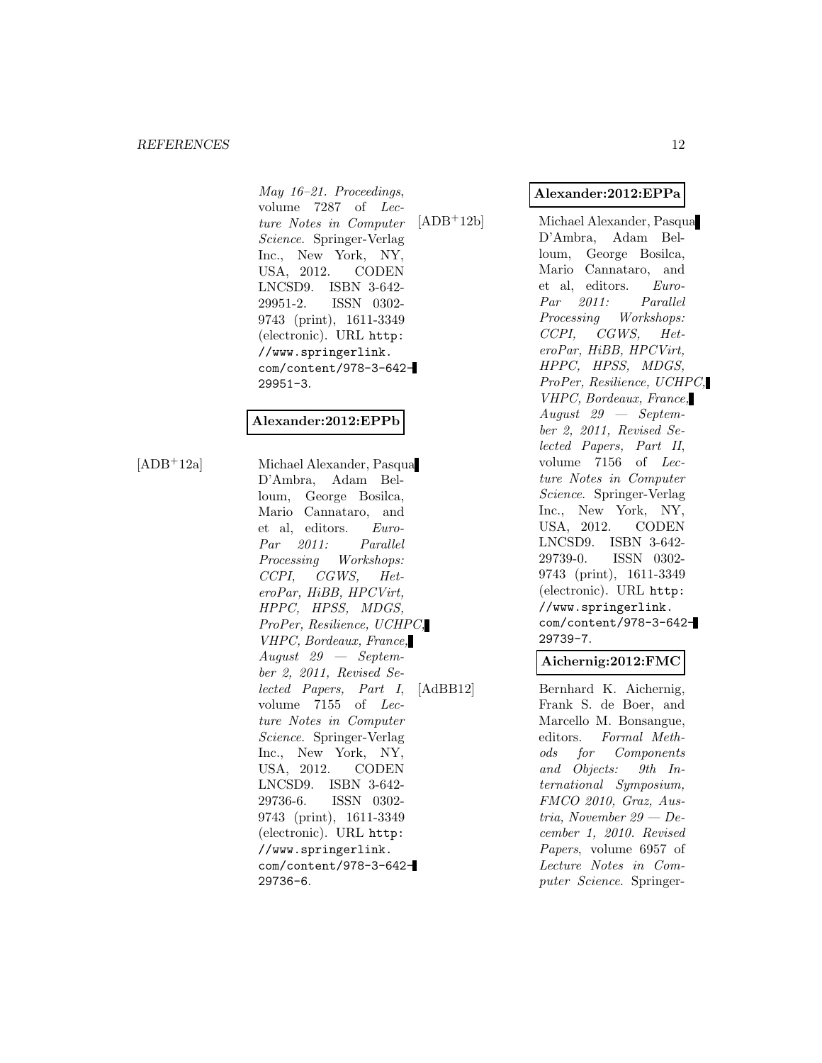*May 16–21. Proceedings*, volume 7287 of *Lecture Notes in Computer Science*. Springer-Verlag Inc., New York, NY, USA, 2012. CODEN LNCSD9. ISBN 3-642-29951-2. ISSN 0302-9743 (print), 1611-3349 (electronic). URL `http://www.springerlink.com/content/978-3-642-29951-3`.

**Alexander:2012:EPPb**

[ADB+12a] Michael Alexander, Pasqua D'Ambra, Adam Belloum, George Bosilca, Mario Cannataro, and et al, editors. *Euro-Par 2011: Parallel Processing Workshops: CCPI, CGWS, HeteroPar, HiBB, HPCVirt, HPPC, HPSS, MDGS, ProPer, Resilience, UCHPC, VHPC, Bordeaux, France, August 29 — September 2, 2011, Revised Selected Papers, Part I*, volume 7155 of *Lecture Notes in Computer Science*. Springer-Verlag Inc., New York, NY, USA, 2012. CODEN LNCSD9. ISBN 3-642-29736-6. ISSN 0302-9743 (print), 1611-3349 (electronic). URL `http://www.springerlink.com/content/978-3-642-29736-6`.

**Alexander:2012:EPPa**

[ADB+12b] Michael Alexander, Pasqua D'Ambra, Adam Belloum, George Bosilca, Mario Cannataro, and et al, editors. *Euro-Par 2011: Parallel Processing Workshops: CCPI, CGWS, HeteroPar, HiBB, HPCVirt, HPPC, HPSS, MDGS, ProPer, Resilience, UCHPC, VHPC, Bordeaux, France, August 29 — September 2, 2011, Revised Selected Papers, Part II*, volume 7156 of *Lecture Notes in Computer Science*. Springer-Verlag Inc., New York, NY, USA, 2012. CODEN LNCSD9. ISBN 3-642-29739-0. ISSN 0302-9743 (print), 1611-3349 (electronic). URL `http://www.springerlink.com/content/978-3-642-29739-7`.

**Aichernig:2012:FMC**

[AdBB12] Bernhard K. Aichernig, Frank S. de Boer, and Marcello M. Bonsangue, editors. *Formal Methods for Components and Objects: 9th International Symposium, FMCO 2010, Graz, Austria, November 29 — December 1, 2010. Revised Papers*, volume 6957 of *Lecture Notes in Computer Science*. Springer-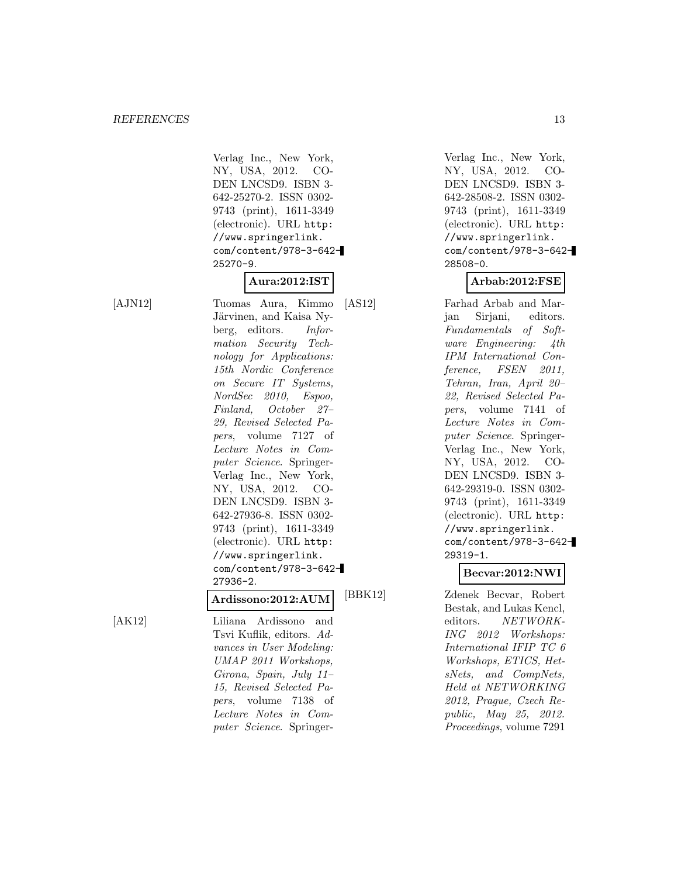Verlag Inc., New York, NY, USA, 2012. CODEN LNCSD9. ISBN 3-642-25270-2. ISSN 0302-9743 (print), 1611-3349 (electronic). URL http://www.springerlink.com/content/978-3-642-25270-9.

**Aura:2012:IST**

[AJN12] Tuomas Aura, Kimmo Järvinen, and Kaisa Nyberg, editors. *Information Security Technology for Applications: 15th Nordic Conference on Secure IT Systems, NordSec 2010, Espoo, Finland, October 27–29, Revised Selected Papers*, volume 7127 of *Lecture Notes in Computer Science*. Springer-Verlag Inc., New York, NY, USA, 2012. CODEN LNCSD9. ISBN 3-642-27936-8. ISSN 0302-9743 (print), 1611-3349 (electronic). URL http://www.springerlink.com/content/978-3-642-27936-2.

**Ardissono:2012:AUM**

[AK12] Liliana Ardissono and Tsvi Kuflik, editors. *Advances in User Modeling: UMAP 2011 Workshops, Girona, Spain, July 11–15, Revised Selected Papers*, volume 7138 of *Lecture Notes in Computer Science*. Springer-Verlag Inc., New York, NY, USA, 2012. CODEN LNCSD9. ISBN 3-642-28508-2. ISSN 0302-9743 (print), 1611-3349 (electronic). URL http://www.springerlink.com/content/978-3-642-28508-0.

**Arbab:2012:FSE**

[AS12] Farhad Arbab and Marjan Sirjani, editors. *Fundamentals of Software Engineering: 4th IPM International Conference, FSEN 2011, Tehran, Iran, April 20–22, Revised Selected Papers*, volume 7141 of *Lecture Notes in Computer Science*. Springer-Verlag Inc., New York, NY, USA, 2012. CODEN LNCSD9. ISBN 3-642-29319-0. ISSN 0302-9743 (print), 1611-3349 (electronic). URL http://www.springerlink.com/content/978-3-642-29319-1.

**Becvar:2012:NWI**

[BBK12] Zdenek Becvar, Robert Bestak, and Lukas Kencl, editors. *NETWORKING 2012 Workshops: International IFIP TC 6 Workshops, ETICS, HetsNets, and CompNets, Held at NETWORKING 2012, Prague, Czech Republic, May 25, 2012. Proceedings*, volume 7291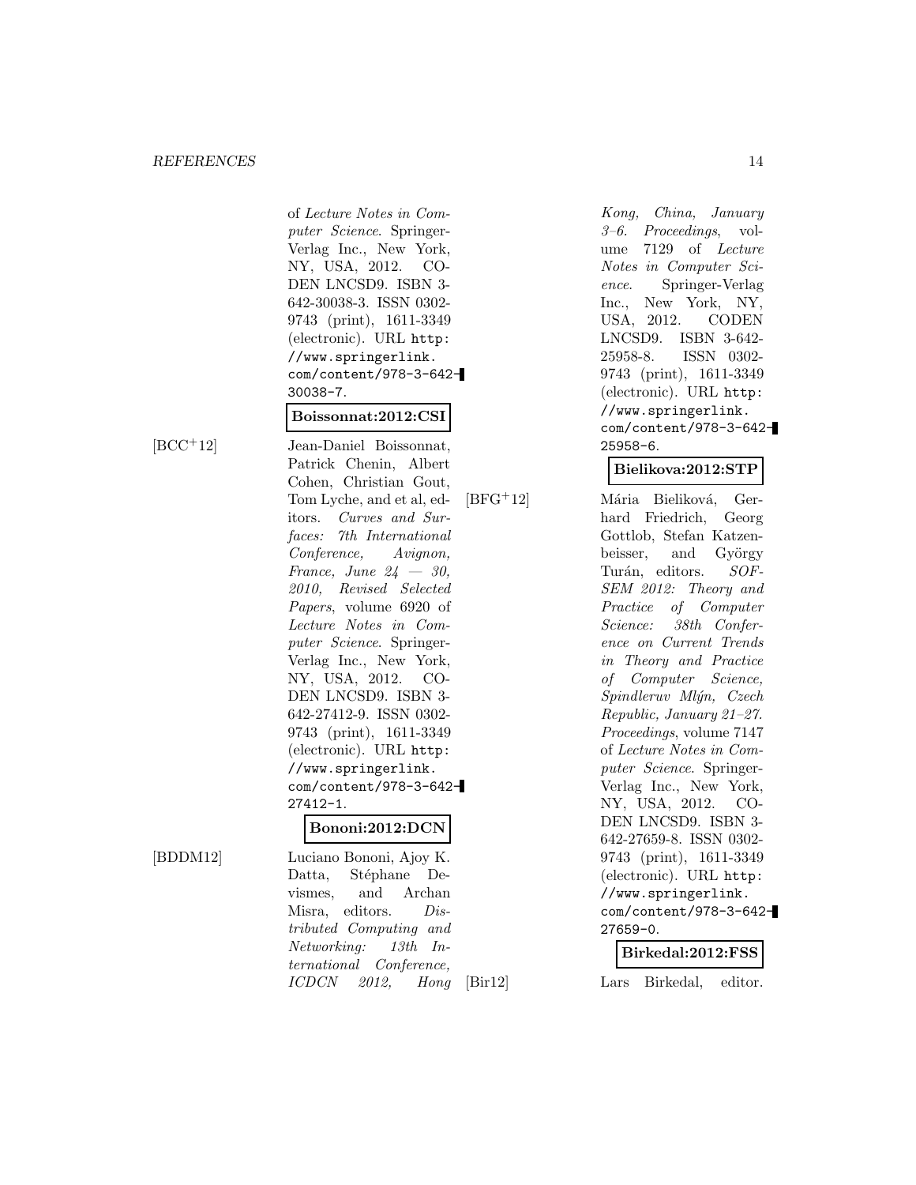of *Lecture Notes in Computer Science*. Springer-Verlag Inc., New York, NY, USA, 2012. CODEN LNCSD9. ISBN 3-642-30038-3. ISSN 0302-9743 (print), 1611-3349 (electronic). URL `http://www.springerlink.com/content/978-3-642-30038-7`.

**Boissonnat:2012:CSI**

[BCC+12] Jean-Daniel Boissonnat, Patrick Chenin, Albert Cohen, Christian Gout, Tom Lyche, and et al, editors. *Curves and Surfaces: 7th International Conference, Avignon, France, June 24 — 30, 2010, Revised Selected Papers*, volume 6920 of *Lecture Notes in Computer Science*. Springer-Verlag Inc., New York, NY, USA, 2012. CODEN LNCSD9. ISBN 3-642-27412-9. ISSN 0302-9743 (print), 1611-3349 (electronic). URL `http://www.springerlink.com/content/978-3-642-27412-1`.

**Bononi:2012:DCN**

[BDDM12] Luciano Bononi, Ajoy K. Datta, Stéphane Devismes, and Archan Misra, editors. *Distributed Computing and Networking: 13th International Conference, ICDCN 2012, Hong Kong, China, January 3–6. Proceedings*, volume 7129 of *Lecture Notes in Computer Science*. Springer-Verlag Inc., New York, NY, USA, 2012. CODEN LNCSD9. ISBN 3-642-25958-8. ISSN 0302-9743 (print), 1611-3349 (electronic). URL `http://www.springerlink.com/content/978-3-642-25958-6`.

**Bielikova:2012:STP**

[BFG+12] Mária Bieliková, Gerhard Friedrich, Georg Gottlob, Stefan Katzenbeisser, and György Turán, editors. *SOFSEM 2012: Theory and Practice of Computer Science: 38th Conference on Current Trends in Theory and Practice of Computer Science, Spindleruv Mlýn, Czech Republic, January 21–27. Proceedings*, volume 7147 of *Lecture Notes in Computer Science*. Springer-Verlag Inc., New York, NY, USA, 2012. CODEN LNCSD9. ISBN 3-642-27659-8. ISSN 0302-9743 (print), 1611-3349 (electronic). URL `http://www.springerlink.com/content/978-3-642-27659-0`.

**Birkedal:2012:FSS**

[Bir12] Lars Birkedal, editor.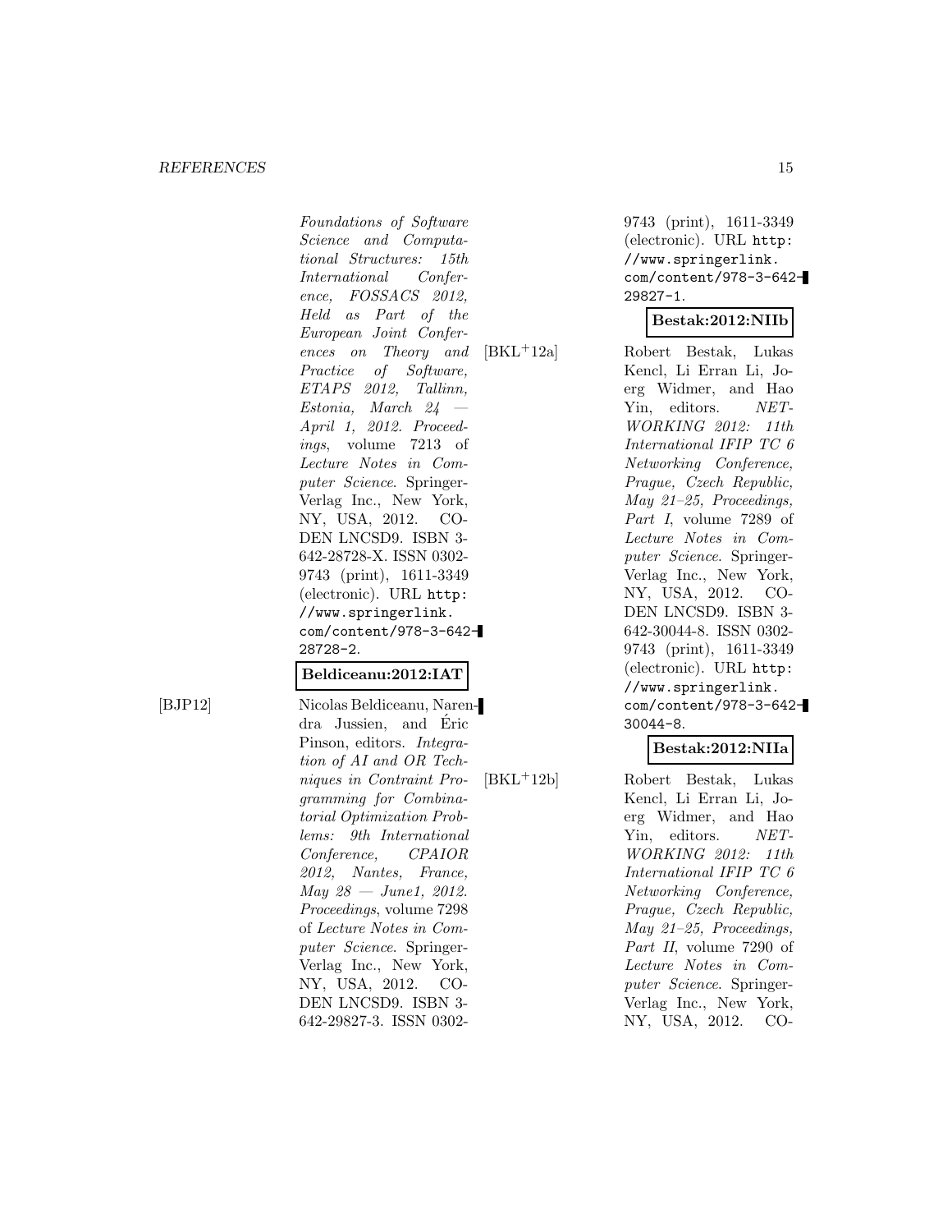*Foundations of Software Science and Computational Structures: 15th International Conference, FOSSACS 2012, Held as Part of the European Joint Conferences on Theory and Practice of Software, ETAPS 2012, Tallinn, Estonia, March 24 — April 1, 2012. Proceedings*, volume 7213 of *Lecture Notes in Computer Science*. Springer-Verlag Inc., New York, NY, USA, 2012. CODEN LNCSD9. ISBN 3-642-28728-X. ISSN 0302-9743 (print), 1611-3349 (electronic). URL http://www.springerlink.com/content/978-3-642-28728-2.

**Beldiceanu:2012:IAT**

[BJP12] Nicolas Beldiceanu, Narendra Jussien, and Éric Pinson, editors. *Integration of AI and OR Techniques in Contraint Programming for Combinatorial Optimization Problems: 9th International Conference, CPAIOR 2012, Nantes, France, May 28 — June1, 2012. Proceedings*, volume 7298 of *Lecture Notes in Computer Science*. Springer-Verlag Inc., New York, NY, USA, 2012. CODEN LNCSD9. ISBN 3-642-29827-3. ISSN 0302-9743 (print), 1611-3349 (electronic). URL http://www.springerlink.com/content/978-3-642-29827-1.

**Bestak:2012:NIIb**

[BKL+12a] Robert Bestak, Lukas Kencl, Li Erran Li, Joerg Widmer, and Hao Yin, editors. *NETWORKING 2012: 11th International IFIP TC 6 Networking Conference, Prague, Czech Republic, May 21–25, Proceedings, Part I*, volume 7289 of *Lecture Notes in Computer Science*. Springer-Verlag Inc., New York, NY, USA, 2012. CODEN LNCSD9. ISBN 3-642-30044-8. ISSN 0302-9743 (print), 1611-3349 (electronic). URL http://www.springerlink.com/content/978-3-642-30044-8.

**Bestak:2012:NIIa**

[BKL+12b] Robert Bestak, Lukas Kencl, Li Erran Li, Joerg Widmer, and Hao Yin, editors. *NETWORKING 2012: 11th International IFIP TC 6 Networking Conference, Prague, Czech Republic, May 21–25, Proceedings, Part II*, volume 7290 of *Lecture Notes in Computer Science*. Springer-Verlag Inc., New York, NY, USA, 2012. CO-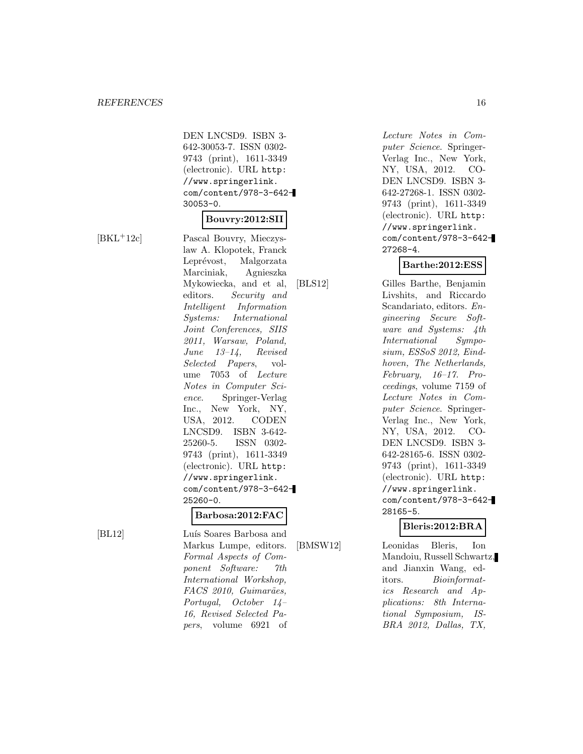DEN LNCSD9. ISBN 3-642-30053-7. ISSN 0302-9743 (print), 1611-3349 (electronic). URL `http://www.springerlink.com/content/978-3-642-30053-0`.

**Bouvry:2012:SII**

[BKL+12c] Pascal Bouvry, Mieczyslaw A. Klopotek, Franck Leprévost, Malgorzata Marciniak, Agnieszka Mykowiecka, and et al, editors. *Security and Intelligent Information Systems: International Joint Conferences, SIIS 2011, Warsaw, Poland, June 13–14, Revised Selected Papers*, volume 7053 of *Lecture Notes in Computer Science*. Springer-Verlag Inc., New York, NY, USA, 2012. CODEN LNCSD9. ISBN 3-642-25260-5. ISSN 0302-9743 (print), 1611-3349 (electronic). URL `http://www.springerlink.com/content/978-3-642-25260-0`.

**Barbosa:2012:FAC**

[BL12] Luís Soares Barbosa and Markus Lumpe, editors. *Formal Aspects of Component Software: 7th International Workshop, FACS 2010, Guimarães, Portugal, October 14–16, Revised Selected Papers*, volume 6921 of *Lecture Notes in Computer Science*. Springer-Verlag Inc., New York, NY, USA, 2012. CODEN LNCSD9. ISBN 3-642-27268-1. ISSN 0302-9743 (print), 1611-3349 (electronic). URL `http://www.springerlink.com/content/978-3-642-27268-4`.

**Barthe:2012:ESS**

[BLS12] Gilles Barthe, Benjamin Livshits, and Riccardo Scandariato, editors. *Engineering Secure Software and Systems: 4th International Symposium, ESSoS 2012, Eindhoven, The Netherlands, February, 16–17. Proceedings*, volume 7159 of *Lecture Notes in Computer Science*. Springer-Verlag Inc., New York, NY, USA, 2012. CODEN LNCSD9. ISBN 3-642-28165-6. ISSN 0302-9743 (print), 1611-3349 (electronic). URL `http://www.springerlink.com/content/978-3-642-28165-5`.

**Bleris:2012:BRA**

[BMSW12] Leonidas Bleris, Ion Mandoiu, Russell Schwartz, and Jianxin Wang, editors. *Bioinformatics Research and Applications: 8th International Symposium, ISBRA 2012, Dallas, TX,*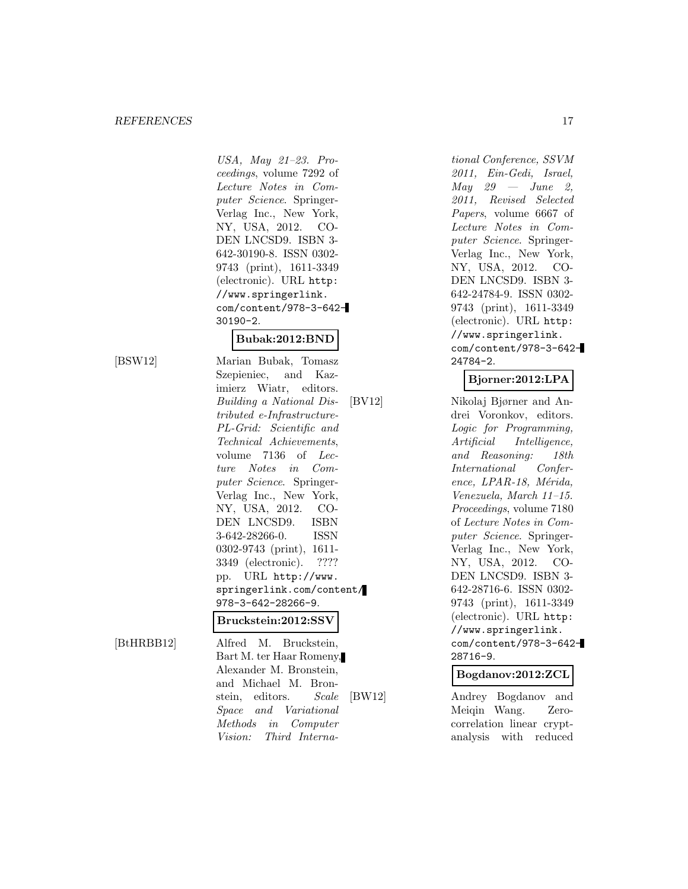USA, May 21–23. Proceedings, volume 7292 of *Lecture Notes in Computer Science*. Springer-Verlag Inc., New York, NY, USA, 2012. CODEN LNCSD9. ISBN 3-642-30190-8. ISSN 0302-9743 (print), 1611-3349 (electronic). URL http://www.springerlink.com/content/978-3-642-30190-2.

**Bubak:2012:BND**

[BSW12] Marian Bubak, Tomasz Szepieniec, and Kazimierz Wiatr, editors. *Building a National Distributed e-Infrastructure-PL-Grid: Scientific and Technical Achievements*, volume 7136 of *Lecture Notes in Computer Science*. Springer-Verlag Inc., New York, NY, USA, 2012. CODEN LNCSD9. ISBN 3-642-28266-0. ISSN 0302-9743 (print), 1611-3349 (electronic). ???? pp. URL http://www.springerlink.com/content/978-3-642-28266-9.

**Bruckstein:2012:SSV**

[BtHRBB12] Alfred M. Bruckstein, Bart M. ter Haar Romeny, Alexander M. Bronstein, and Michael M. Bronstein, editors. *Scale Space and Variational Methods in Computer Vision: Third International Conference, SSVM 2011, Ein-Gedi, Israel, May 29 — June 2, 2011, Revised Selected Papers*, volume 6667 of *Lecture Notes in Computer Science*. Springer-Verlag Inc., New York, NY, USA, 2012. CODEN LNCSD9. ISBN 3-642-24784-9. ISSN 0302-9743 (print), 1611-3349 (electronic). URL http://www.springerlink.com/content/978-3-642-24784-2.

**Bjorner:2012:LPA**

[BV12] Nikolaj Bjørner and Andrei Voronkov, editors. *Logic for Programming, Artificial Intelligence, and Reasoning: 18th International Conference, LPAR-18, Mérida, Venezuela, March 11–15. Proceedings*, volume 7180 of *Lecture Notes in Computer Science*. Springer-Verlag Inc., New York, NY, USA, 2012. CODEN LNCSD9. ISBN 3-642-28716-6. ISSN 0302-9743 (print), 1611-3349 (electronic). URL http://www.springerlink.com/content/978-3-642-28716-9.

**Bogdanov:2012:ZCL**

[BW12] Andrey Bogdanov and Meiqin Wang. Zero-correlation linear cryptanalysis with reduced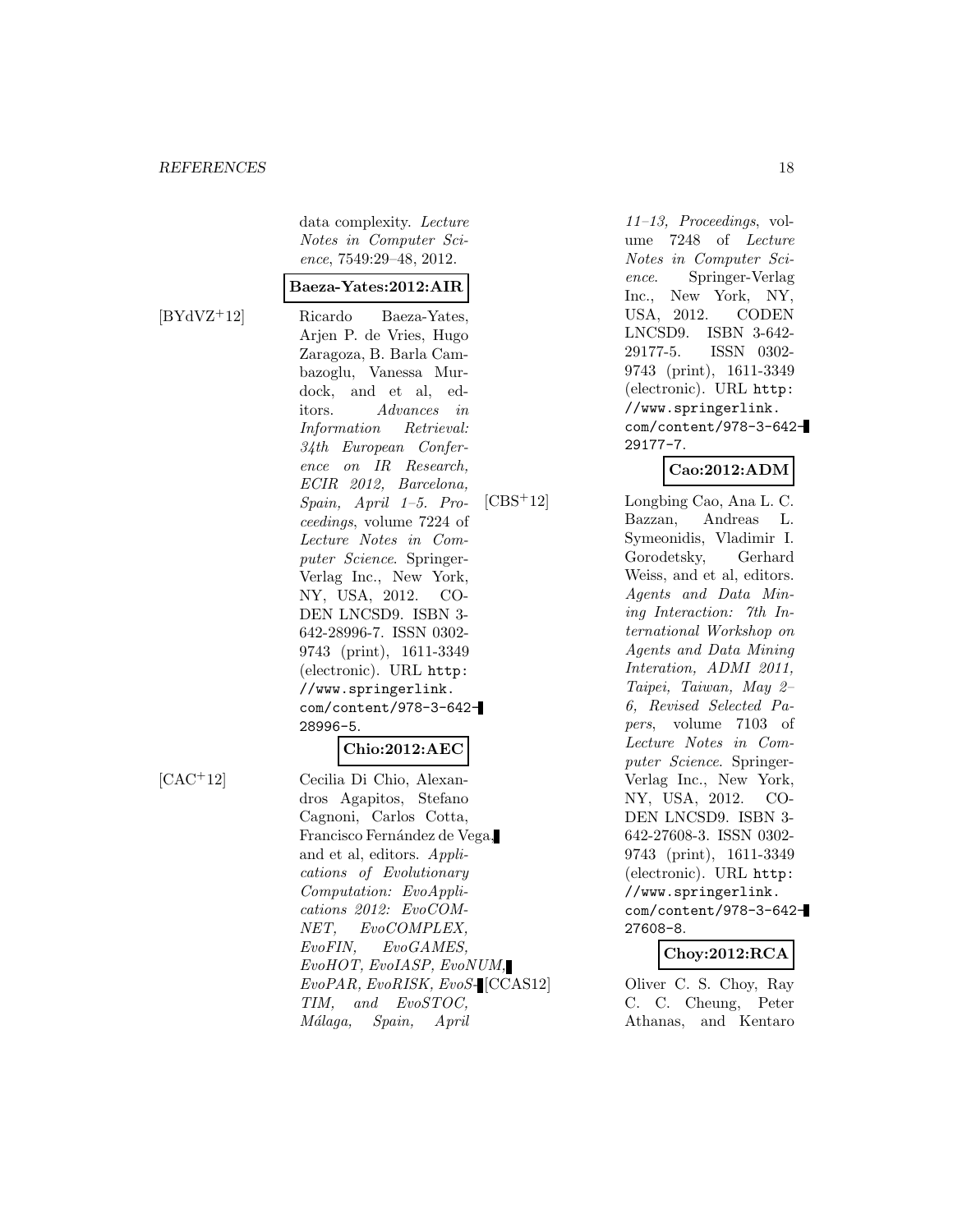data complexity. *Lecture Notes in Computer Science*, 7549:29–48, 2012.

**Baeza-Yates:2012:AIR**

[BYdVZ+12] Ricardo Baeza-Yates, Arjen P. de Vries, Hugo Zaragoza, B. Barla Cambazoglu, Vanessa Murdock, and et al, editors. *Advances in Information Retrieval: 34th European Conference on IR Research, ECIR 2012, Barcelona, Spain, April 1–5. Proceedings*, volume 7224 of *Lecture Notes in Computer Science*. Springer-Verlag Inc., New York, NY, USA, 2012. CODEN LNCSD9. ISBN 3-642-28996-7. ISSN 0302-9743 (print), 1611-3349 (electronic). URL `http://www.springerlink.com/content/978-3-642-28996-5`.

**Chio:2012:AEC**

[CAC+12] Cecilia Di Chio, Alexandros Agapitos, Stefano Cagnoni, Carlos Cotta, Francisco Fernández de Vega, and et al, editors. *Applications of Evolutionary Computation: EvoApplications 2012: EvoCOMNET, EvoCOMPLEX, EvoFIN, EvoGAMES, EvoHOT, EvoIASP, EvoNUM, EvoPAR, EvoRISK, EvoSTIM, and EvoSTOC, Málaga, Spain, April 11–13, Proceedings*, volume 7248 of *Lecture Notes in Computer Science*. Springer-Verlag Inc., New York, NY, USA, 2012. CODEN LNCSD9. ISBN 3-642-29177-5. ISSN 0302-9743 (print), 1611-3349 (electronic). URL `http://www.springerlink.com/content/978-3-642-29177-7`.

**Cao:2012:ADM**

[CBS+12] Longbing Cao, Ana L. C. Bazzan, Andreas L. Symeonidis, Vladimir I. Gorodetsky, Gerhard Weiss, and et al, editors. *Agents and Data Mining Interaction: 7th International Workshop on Agents and Data Mining Interation, ADMI 2011, Taipei, Taiwan, May 2–6, Revised Selected Papers*, volume 7103 of *Lecture Notes in Computer Science*. Springer-Verlag Inc., New York, NY, USA, 2012. CODEN LNCSD9. ISBN 3-642-27608-3. ISSN 0302-9743 (print), 1611-3349 (electronic). URL `http://www.springerlink.com/content/978-3-642-27608-8`.

**Choy:2012:RCA**

[CCAS12] Oliver C. S. Choy, Ray C. C. Cheung, Peter Athanas, and Kentaro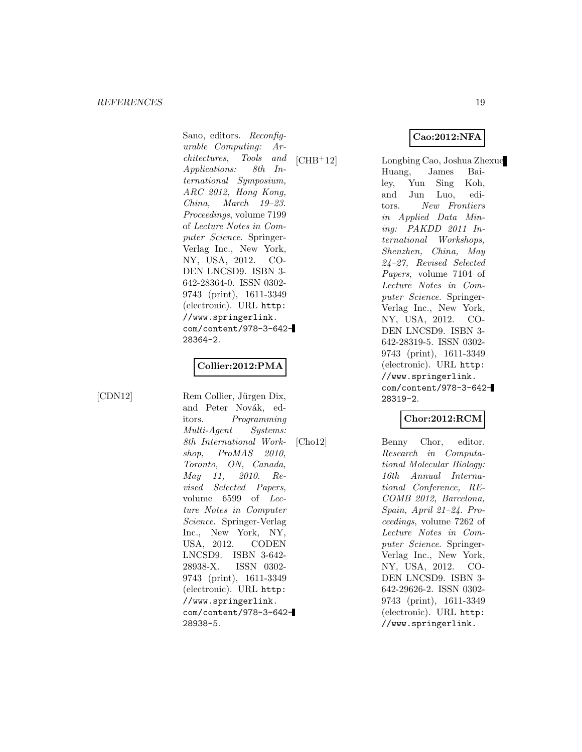Sano, editors. *Reconfigurable Computing: Architectures, Tools and Applications: 8th International Symposium, ARC 2012, Hong Kong, China, March 19–23. Proceedings*, volume 7199 of *Lecture Notes in Computer Science*. Springer-Verlag Inc., New York, NY, USA, 2012. CODEN LNCSD9. ISBN 3-642-28364-0. ISSN 0302-9743 (print), 1611-3349 (electronic). URL `http://www.springerlink.com/content/978-3-642-28364-2`.

**Collier:2012:PMA**

[CDN12] Rem Collier, Jürgen Dix, and Peter Novák, editors. *Programming Multi-Agent Systems: 8th International Workshop, ProMAS 2010, Toronto, ON, Canada, May 11, 2010. Revised Selected Papers*, volume 6599 of *Lecture Notes in Computer Science*. Springer-Verlag Inc., New York, NY, USA, 2012. CODEN LNCSD9. ISBN 3-642-28938-X. ISSN 0302-9743 (print), 1611-3349 (electronic). URL `http://www.springerlink.com/content/978-3-642-28938-5`.

**Cao:2012:NFA**

[CHB+12] Longbing Cao, Joshua Zhexue Huang, James Bailey, Yun Sing Koh, and Jun Luo, editors. *New Frontiers in Applied Data Mining: PAKDD 2011 International Workshops, Shenzhen, China, May 24–27, Revised Selected Papers*, volume 7104 of *Lecture Notes in Computer Science*. Springer-Verlag Inc., New York, NY, USA, 2012. CODEN LNCSD9. ISBN 3-642-28319-5. ISSN 0302-9743 (print), 1611-3349 (electronic). URL `http://www.springerlink.com/content/978-3-642-28319-2`.

**Chor:2012:RCM**

[Cho12] Benny Chor, editor. *Research in Computational Molecular Biology: 16th Annual International Conference, RECOMB 2012, Barcelona, Spain, April 21–24. Proceedings*, volume 7262 of *Lecture Notes in Computer Science*. Springer-Verlag Inc., New York, NY, USA, 2012. CODEN LNCSD9. ISBN 3-642-29626-2. ISSN 0302-9743 (print), 1611-3349 (electronic). URL `http://www.springerlink.`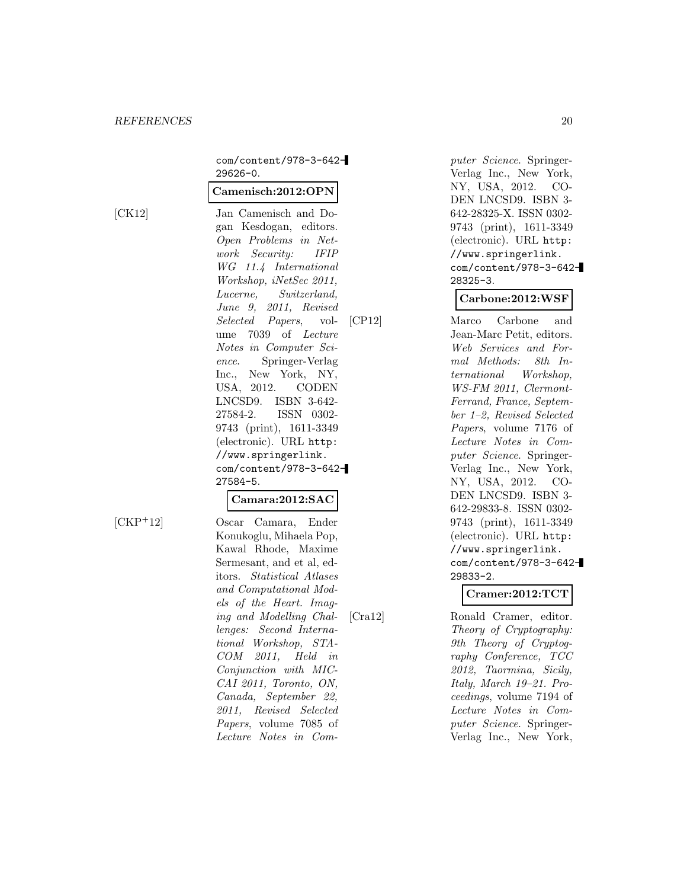com/content/978-3-642-29626-0.

**Camenisch:2012:OPN**

[CK12] Jan Camenisch and Dogan Kesdogan, editors. *Open Problems in Network Security: IFIP WG 11.4 International Workshop, iNetSec 2011, Lucerne, Switzerland, June 9, 2011, Revised Selected Papers*, volume 7039 of *Lecture Notes in Computer Science*. Springer-Verlag Inc., New York, NY, USA, 2012. CODEN LNCSD9. ISBN 3-642-27584-2. ISSN 0302-9743 (print), 1611-3349 (electronic). URL http://www.springerlink.com/content/978-3-642-27584-5.

**Camara:2012:SAC**

[CKP+12] Oscar Camara, Ender Konukoglu, Mihaela Pop, Kawal Rhode, Maxime Sermesant, and et al, editors. *Statistical Atlases and Computational Models of the Heart. Imaging and Modelling Challenges: Second International Workshop, STACOM 2011, Held in Conjunction with MICCAI 2011, Toronto, ON, Canada, September 22, 2011, Revised Selected Papers*, volume 7085 of *Lecture Notes in Computer Science*. Springer-Verlag Inc., New York, NY, USA, 2012. CODEN LNCSD9. ISBN 3-642-28325-X. ISSN 0302-9743 (print), 1611-3349 (electronic). URL http://www.springerlink.com/content/978-3-642-28325-3.

**Carbone:2012:WSF**

[CP12] Marco Carbone and Jean-Marc Petit, editors. *Web Services and Formal Methods: 8th International Workshop, WS-FM 2011, Clermont-Ferrand, France, September 1–2, Revised Selected Papers*, volume 7176 of *Lecture Notes in Computer Science*. Springer-Verlag Inc., New York, NY, USA, 2012. CODEN LNCSD9. ISBN 3-642-29833-8. ISSN 0302-9743 (print), 1611-3349 (electronic). URL http://www.springerlink.com/content/978-3-642-29833-2.

**Cramer:2012:TCT**

[Cra12] Ronald Cramer, editor. *Theory of Cryptography: 9th Theory of Cryptography Conference, TCC 2012, Taormina, Sicily, Italy, March 19–21. Proceedings*, volume 7194 of *Lecture Notes in Computer Science*. Springer-Verlag Inc., New York,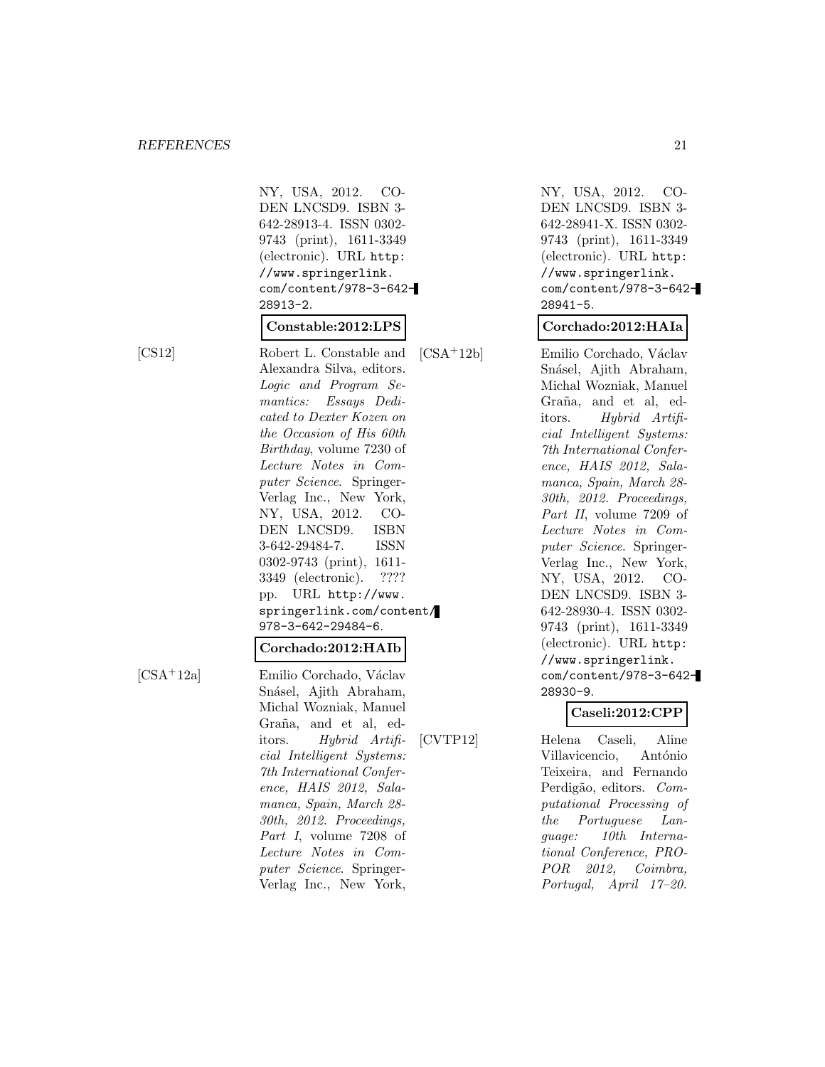NY, USA, 2012. CODEN LNCSD9. ISBN 3-642-28913-4. ISSN 0302-9743 (print), 1611-3349 (electronic). URL http://www.springerlink.com/content/978-3-642-28913-2.

**Constable:2012:LPS**

[CS12] Robert L. Constable and Alexandra Silva, editors. *Logic and Program Semantics: Essays Dedicated to Dexter Kozen on the Occasion of His 60th Birthday*, volume 7230 of *Lecture Notes in Computer Science*. Springer-Verlag Inc., New York, NY, USA, 2012. CODEN LNCSD9. ISBN 3-642-29484-7. ISSN 0302-9743 (print), 1611-3349 (electronic). ???? pp. URL http://www.springerlink.com/content/978-3-642-29484-6.

**Corchado:2012:HAIb**

[CSA+12a] Emilio Corchado, Václav Snásel, Ajith Abraham, Michal Wozniak, Manuel Graña, and et al, editors. *Hybrid Artificial Intelligent Systems: 7th International Conference, HAIS 2012, Salamanca, Spain, March 28-30th, 2012. Proceedings, Part I*, volume 7208 of *Lecture Notes in Computer Science*. Springer-Verlag Inc., New York, NY, USA, 2012. CODEN LNCSD9. ISBN 3-642-28941-X. ISSN 0302-9743 (print), 1611-3349 (electronic). URL http://www.springerlink.com/content/978-3-642-28941-5.

**Corchado:2012:HAIa**

[CSA+12b] Emilio Corchado, Václav Snásel, Ajith Abraham, Michal Wozniak, Manuel Graña, and et al, editors. *Hybrid Artificial Intelligent Systems: 7th International Conference, HAIS 2012, Salamanca, Spain, March 28-30th, 2012. Proceedings, Part II*, volume 7209 of *Lecture Notes in Computer Science*. Springer-Verlag Inc., New York, NY, USA, 2012. CODEN LNCSD9. ISBN 3-642-28930-4. ISSN 0302-9743 (print), 1611-3349 (electronic). URL http://www.springerlink.com/content/978-3-642-28930-9.

**Caseli:2012:CPP**

[CVTP12] Helena Caseli, Aline Villavicencio, António Teixeira, and Fernando Perdigão, editors. *Computational Processing of the Portuguese Language: 10th International Conference, PROPOR 2012, Coimbra, Portugal, April 17–20.*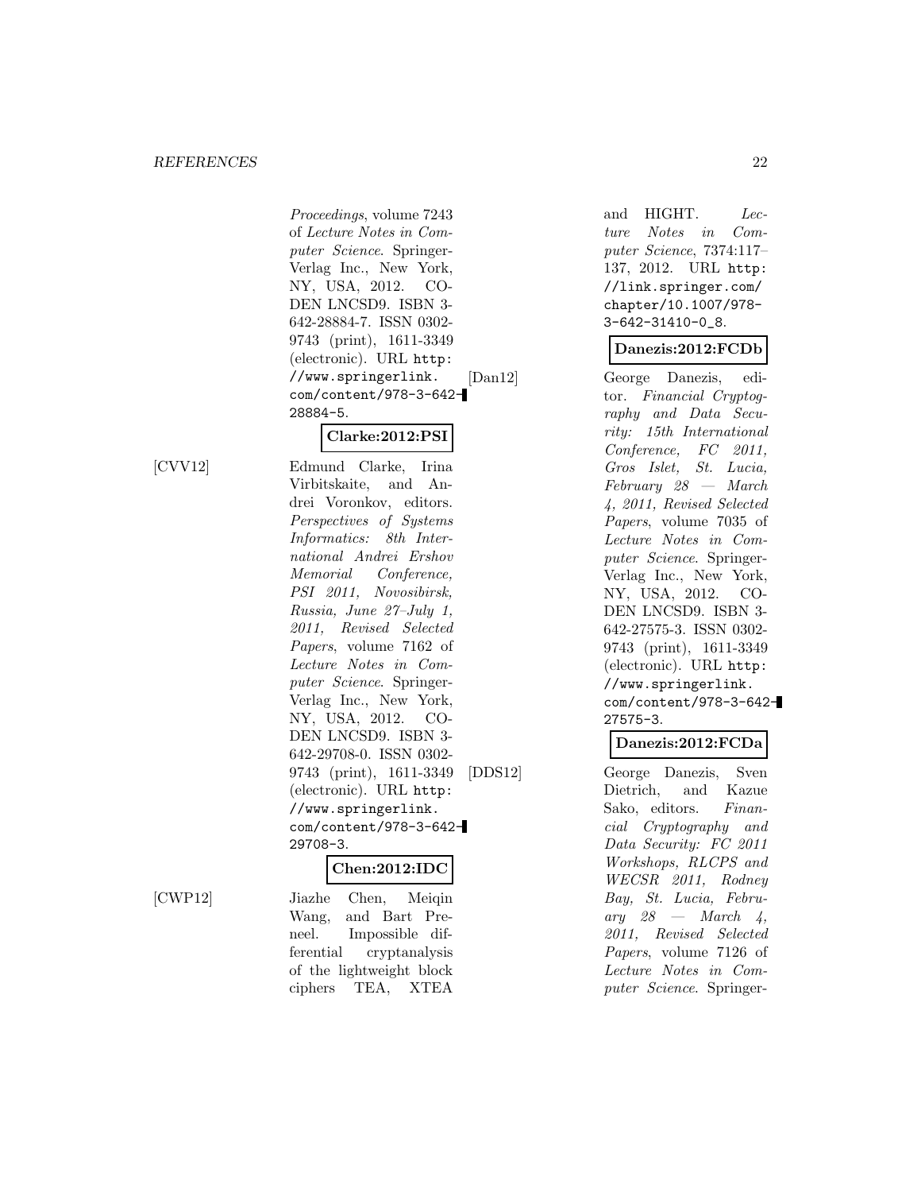*Proceedings*, volume 7243 of *Lecture Notes in Computer Science*. Springer-Verlag Inc., New York, NY, USA, 2012. CODEN LNCSD9. ISBN 3-642-28884-7. ISSN 0302-9743 (print), 1611-3349 (electronic). URL `http://www.springerlink.com/content/978-3-642-28884-5`.

**Clarke:2012:PSI**

[CVV12] Edmund Clarke, Irina Virbitskaite, and Andrei Voronkov, editors. *Perspectives of Systems Informatics: 8th International Andrei Ershov Memorial Conference, PSI 2011, Novosibirsk, Russia, June 27–July 1, 2011, Revised Selected Papers*, volume 7162 of *Lecture Notes in Computer Science*. Springer-Verlag Inc., New York, NY, USA, 2012. CODEN LNCSD9. ISBN 3-642-29708-0. ISSN 0302-9743 (print), 1611-3349 (electronic). URL `http://www.springerlink.com/content/978-3-642-29708-3`.

**Chen:2012:IDC**

[CWP12] Jiazhe Chen, Meiqin Wang, and Bart Preneel. Impossible differential cryptanalysis of the lightweight block ciphers TEA, XTEA and HIGHT. *Lecture Notes in Computer Science*, 7374:117–137, 2012. URL `http://link.springer.com/chapter/10.1007/978-3-642-31410-0_8`.

**Danezis:2012:FCDb**

[Dan12] George Danezis, editor. *Financial Cryptography and Data Security: 15th International Conference, FC 2011, Gros Islet, St. Lucia, February 28 — March 4, 2011, Revised Selected Papers*, volume 7035 of *Lecture Notes in Computer Science*. Springer-Verlag Inc., New York, NY, USA, 2012. CODEN LNCSD9. ISBN 3-642-27575-3. ISSN 0302-9743 (print), 1611-3349 (electronic). URL `http://www.springerlink.com/content/978-3-642-27575-3`.

**Danezis:2012:FCDa**

[DDS12] George Danezis, Sven Dietrich, and Kazue Sako, editors. *Financial Cryptography and Data Security: FC 2011 Workshops, RLCPS and WECSR 2011, Rodney Bay, St. Lucia, February 28 — March 4, 2011, Revised Selected Papers*, volume 7126 of *Lecture Notes in Computer Science*. Springer-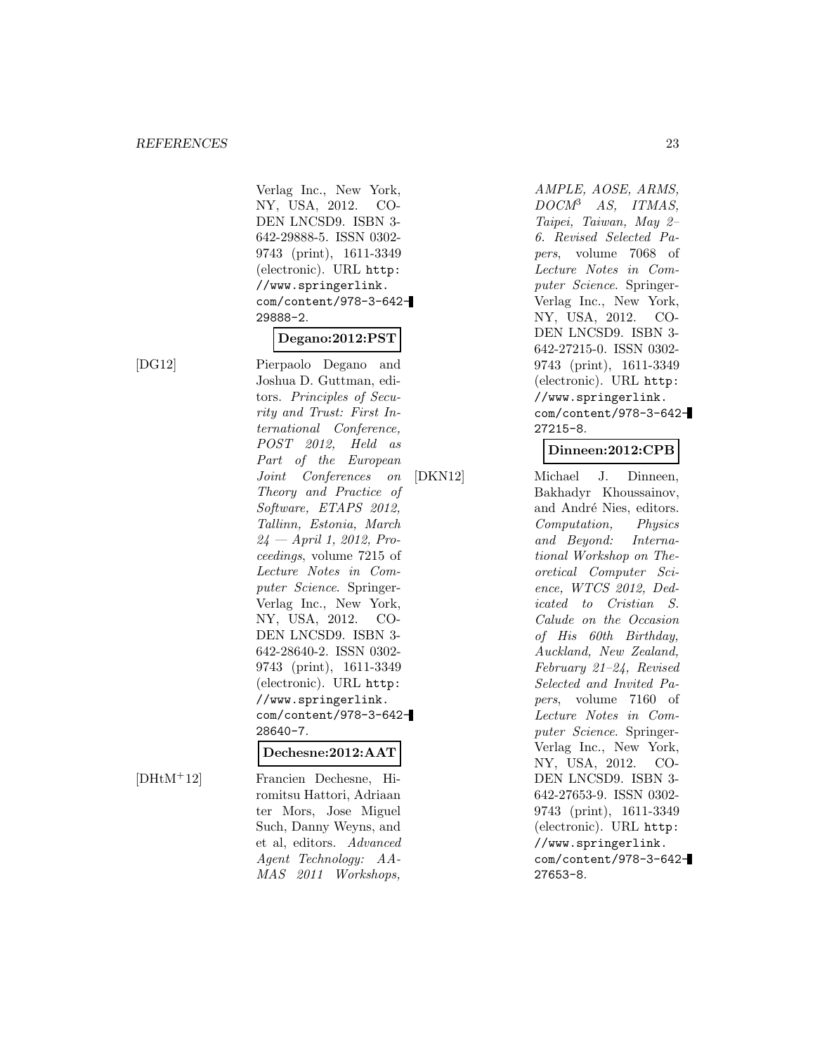Verlag Inc., New York, NY, USA, 2012. CODEN LNCSD9. ISBN 3-642-29888-5. ISSN 0302-9743 (print), 1611-3349 (electronic). URL http://www.springerlink.com/content/978-3-642-29888-2.

**Degano:2012:PST**

[DG12] Pierpaolo Degano and Joshua D. Guttman, editors. *Principles of Security and Trust: First International Conference, POST 2012, Held as Part of the European Joint Conferences on Theory and Practice of Software, ETAPS 2012, Tallinn, Estonia, March 24 — April 1, 2012, Proceedings*, volume 7215 of *Lecture Notes in Computer Science*. Springer-Verlag Inc., New York, NY, USA, 2012. CODEN LNCSD9. ISBN 3-642-28640-2. ISSN 0302-9743 (print), 1611-3349 (electronic). URL http://www.springerlink.com/content/978-3-642-28640-7.

**Dechesne:2012:AAT**

[DHtM+12] Francien Dechesne, Hiromitsu Hattori, Adriaan ter Mors, Jose Miguel Such, Danny Weyns, and et al, editors. *Advanced Agent Technology: AAMAS 2011 Workshops, AMPLE, AOSE, ARMS, DOCM$^3$ AS, ITMAS, Taipei, Taiwan, May 2–6. Revised Selected Papers*, volume 7068 of *Lecture Notes in Computer Science*. Springer-Verlag Inc., New York, NY, USA, 2012. CODEN LNCSD9. ISBN 3-642-27215-0. ISSN 0302-9743 (print), 1611-3349 (electronic). URL http://www.springerlink.com/content/978-3-642-27215-8.

**Dinneen:2012:CPB**

[DKN12] Michael J. Dinneen, Bakhadyr Khoussainov, and André Nies, editors. *Computation, Physics and Beyond: International Workshop on Theoretical Computer Science, WTCS 2012, Dedicated to Cristian S. Calude on the Occasion of His 60th Birthday, Auckland, New Zealand, February 21–24, Revised Selected and Invited Papers*, volume 7160 of *Lecture Notes in Computer Science*. Springer-Verlag Inc., New York, NY, USA, 2012. CODEN LNCSD9. ISBN 3-642-27653-9. ISSN 0302-9743 (print), 1611-3349 (electronic). URL http://www.springerlink.com/content/978-3-642-27653-8.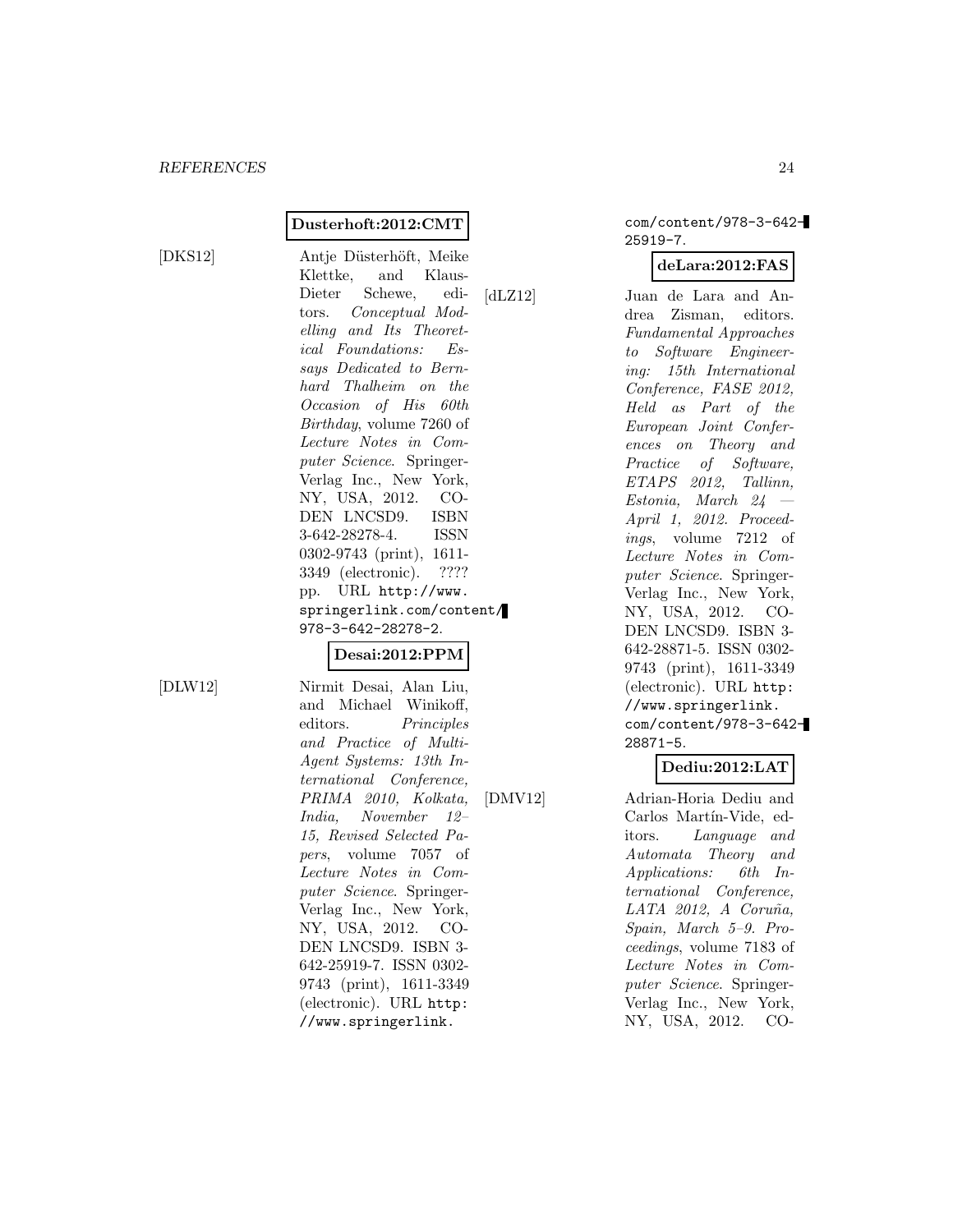**Dusterhoft:2012:CMT**

[DKS12] Antje Düsterhöft, Meike Klettke, and Klaus-Dieter Schewe, editors. *Conceptual Modelling and Its Theoretical Foundations: Essays Dedicated to Bernhard Thalheim on the Occasion of His 60th Birthday*, volume 7260 of *Lecture Notes in Computer Science*. Springer-Verlag Inc., New York, NY, USA, 2012. CODEN LNCSD9. ISBN 3-642-28278-4. ISSN 0302-9743 (print), 1611-3349 (electronic). ???? pp. URL `http://www.springerlink.com/content/978-3-642-28278-2`.

**Desai:2012:PPM**

[DLW12] Nirmit Desai, Alan Liu, and Michael Winikoff, editors. *Principles and Practice of Multi-Agent Systems: 13th International Conference, PRIMA 2010, Kolkata, India, November 12–15, Revised Selected Papers*, volume 7057 of *Lecture Notes in Computer Science*. Springer-Verlag Inc., New York, NY, USA, 2012. CODEN LNCSD9. ISBN 3-642-25919-7. ISSN 0302-9743 (print), 1611-3349 (electronic). URL `http://www.springerlink.com/content/978-3-642-25919-7`.

**deLara:2012:FAS**

[dLZ12] Juan de Lara and Andrea Zisman, editors. *Fundamental Approaches to Software Engineering: 15th International Conference, FASE 2012, Held as Part of the European Joint Conferences on Theory and Practice of Software, ETAPS 2012, Tallinn, Estonia, March 24 — April 1, 2012. Proceedings*, volume 7212 of *Lecture Notes in Computer Science*. Springer-Verlag Inc., New York, NY, USA, 2012. CODEN LNCSD9. ISBN 3-642-28871-5. ISSN 0302-9743 (print), 1611-3349 (electronic). URL `http://www.springerlink.com/content/978-3-642-28871-5`.

**Dediu:2012:LAT**

[DMV12] Adrian-Horia Dediu and Carlos Martín-Vide, editors. *Language and Automata Theory and Applications: 6th International Conference, LATA 2012, A Coruña, Spain, March 5–9. Proceedings*, volume 7183 of *Lecture Notes in Computer Science*. Springer-Verlag Inc., New York, NY, USA, 2012. CO-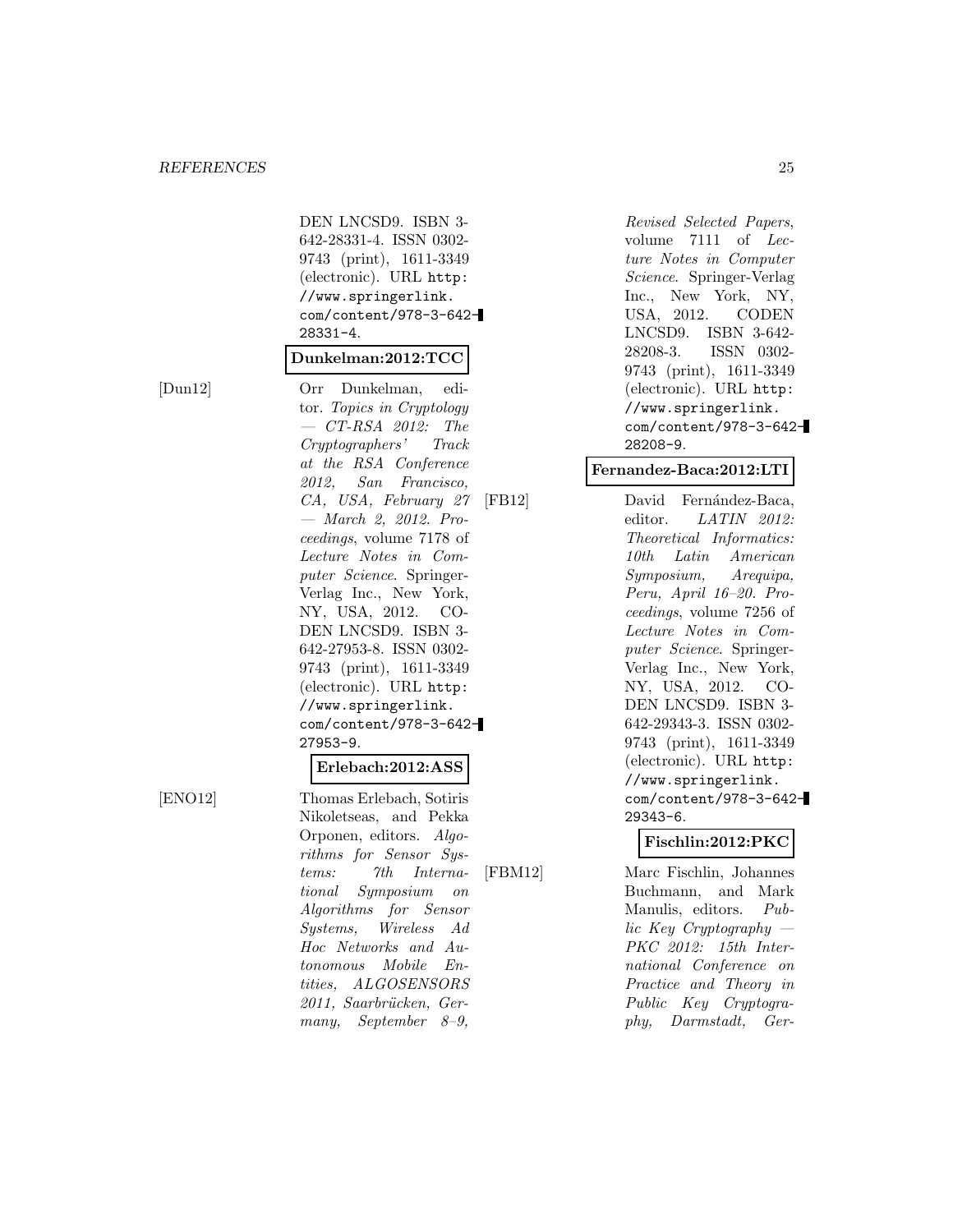DEN LNCSD9. ISBN 3-642-28331-4. ISSN 0302-9743 (print), 1611-3349 (electronic). URL http://www.springerlink.com/content/978-3-642-28331-4.

**Dunkelman:2012:TCC**

[Dun12] Orr Dunkelman, editor. *Topics in Cryptology — CT-RSA 2012: The Cryptographers' Track at the RSA Conference 2012, San Francisco, CA, USA, February 27 — March 2, 2012. Proceedings*, volume 7178 of *Lecture Notes in Computer Science*. Springer-Verlag Inc., New York, NY, USA, 2012. CODEN LNCSD9. ISBN 3-642-27953-8. ISSN 0302-9743 (print), 1611-3349 (electronic). URL http://www.springerlink.com/content/978-3-642-27953-9.

**Erlebach:2012:ASS**

[ENO12] Thomas Erlebach, Sotiris Nikoletseas, and Pekka Orponen, editors. *Algorithms for Sensor Systems: 7th International Symposium on Algorithms for Sensor Systems, Wireless Ad Hoc Networks and Autonomous Mobile Entities, ALGOSENSORS 2011, Saarbrücken, Germany, September 8–9, Revised Selected Papers*, volume 7111 of *Lecture Notes in Computer Science*. Springer-Verlag Inc., New York, NY, USA, 2012. CODEN LNCSD9. ISBN 3-642-28208-3. ISSN 0302-9743 (print), 1611-3349 (electronic). URL http://www.springerlink.com/content/978-3-642-28208-9.

**Fernandez-Baca:2012:LTI**

[FB12] David Fernández-Baca, editor. *LATIN 2012: Theoretical Informatics: 10th Latin American Symposium, Arequipa, Peru, April 16–20. Proceedings*, volume 7256 of *Lecture Notes in Computer Science*. Springer-Verlag Inc., New York, NY, USA, 2012. CODEN LNCSD9. ISBN 3-642-29343-3. ISSN 0302-9743 (print), 1611-3349 (electronic). URL http://www.springerlink.com/content/978-3-642-29343-6.

**Fischlin:2012:PKC**

[FBM12] Marc Fischlin, Johannes Buchmann, and Mark Manulis, editors. *Public Key Cryptography — PKC 2012: 15th International Conference on Practice and Theory in Public Key Cryptography, Darmstadt, Ger-*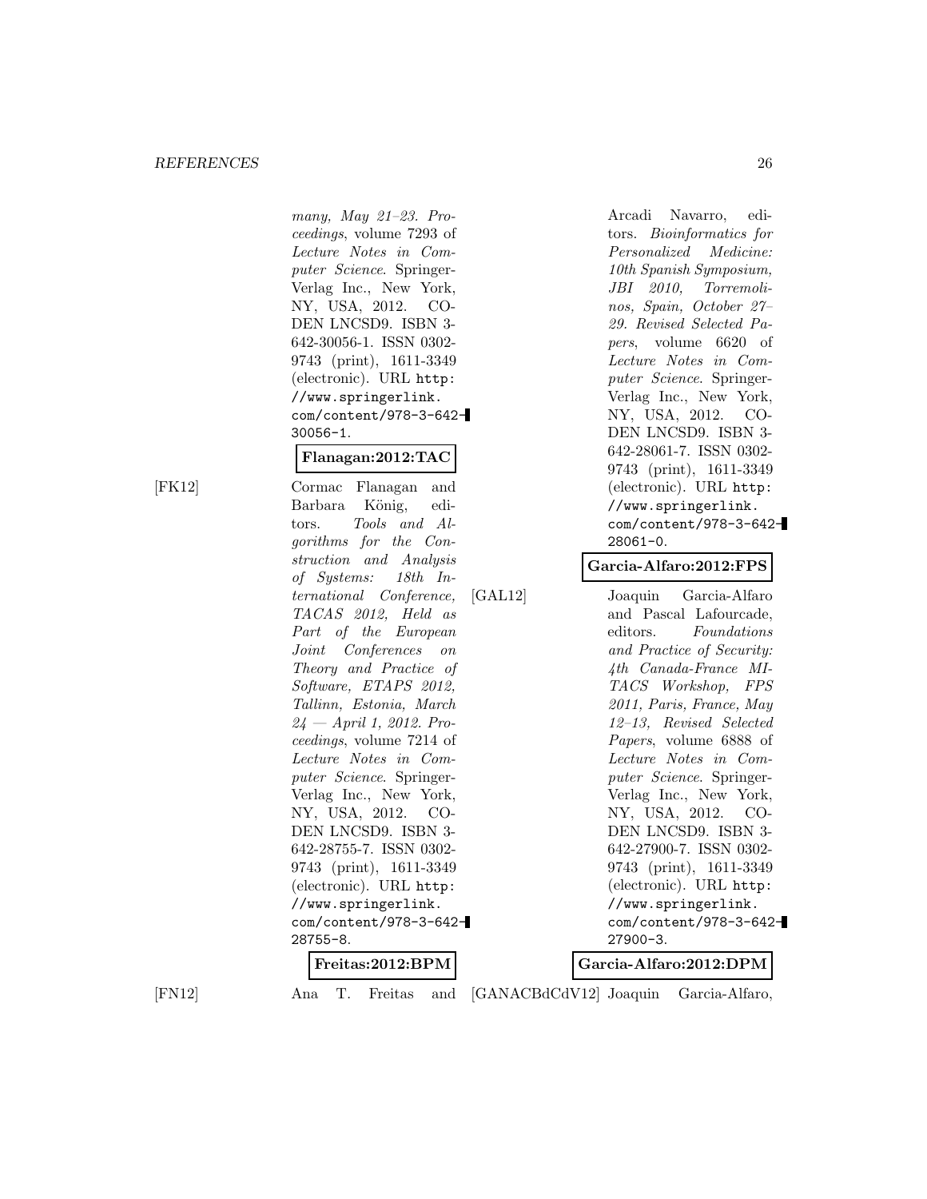many, May 21–23. *Proceedings*, volume 7293 of *Lecture Notes in Computer Science*. Springer-Verlag Inc., New York, NY, USA, 2012. CODEN LNCSD9. ISBN 3-642-30056-1. ISSN 0302-9743 (print), 1611-3349 (electronic). URL `http://www.springerlink.com/content/978-3-642-30056-1`.

**Flanagan:2012:TAC**

[FK12] Cormac Flanagan and Barbara König, editors. *Tools and Algorithms for the Construction and Analysis of Systems: 18th International Conference, TACAS 2012, Held as Part of the European Joint Conferences on Theory and Practice of Software, ETAPS 2012, Tallinn, Estonia, March 24 — April 1, 2012. Proceedings*, volume 7214 of *Lecture Notes in Computer Science*. Springer-Verlag Inc., New York, NY, USA, 2012. CODEN LNCSD9. ISBN 3-642-28755-7. ISSN 0302-9743 (print), 1611-3349 (electronic). URL `http://www.springerlink.com/content/978-3-642-28755-8`.

**Freitas:2012:BPM**

[FN12] Ana T. Freitas and Arcadi Navarro, editors. *Bioinformatics for Personalized Medicine: 10th Spanish Symposium, JBI 2010, Torremolinos, Spain, October 27–29. Revised Selected Papers*, volume 6620 of *Lecture Notes in Computer Science*. Springer-Verlag Inc., New York, NY, USA, 2012. CODEN LNCSD9. ISBN 3-642-28061-7. ISSN 0302-9743 (print), 1611-3349 (electronic). URL `http://www.springerlink.com/content/978-3-642-28061-0`.

**Garcia-Alfaro:2012:FPS**

[GAL12] Joaquin Garcia-Alfaro and Pascal Lafourcade, editors. *Foundations and Practice of Security: 4th Canada-France MITACS Workshop, FPS 2011, Paris, France, May 12–13, Revised Selected Papers*, volume 6888 of *Lecture Notes in Computer Science*. Springer-Verlag Inc., New York, NY, USA, 2012. CODEN LNCSD9. ISBN 3-642-27900-7. ISSN 0302-9743 (print), 1611-3349 (electronic). URL `http://www.springerlink.com/content/978-3-642-27900-3`.

**Garcia-Alfaro:2012:DPM**

[GANACBdCdV12] Joaquin Garcia-Alfaro,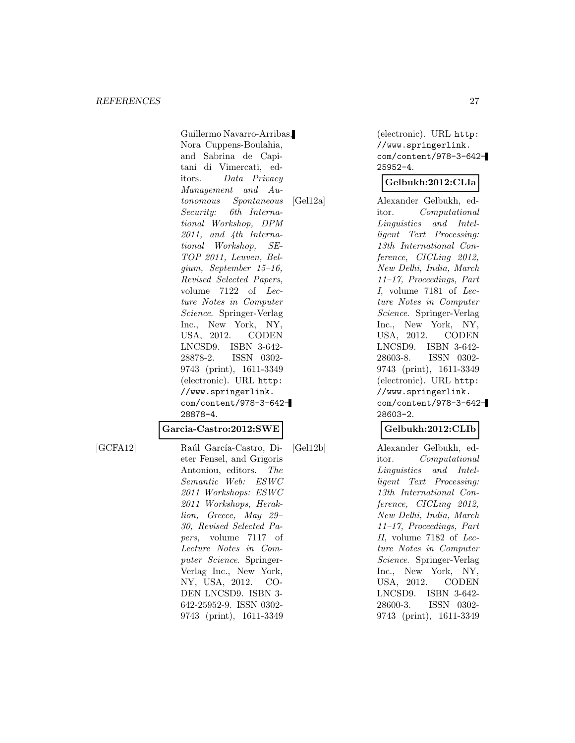Guillermo Navarro-Arribas, Nora Cuppens-Boulahia, and Sabrina de Capitani di Vimercati, editors. *Data Privacy Management and Autonomous Spontaneous Security: 6th International Workshop, DPM 2011, and 4th International Workshop, SETOP 2011, Leuven, Belgium, September 15–16, Revised Selected Papers*, volume 7122 of *Lecture Notes in Computer Science*. Springer-Verlag Inc., New York, NY, USA, 2012. CODEN LNCSD9. ISBN 3-642-28878-2. ISSN 0302-9743 (print), 1611-3349 (electronic). URL `http://www.springerlink.com/content/978-3-642-28878-4`.

**Garcia-Castro:2012:SWE**

[GCFA12] Raúl García-Castro, Dieter Fensel, and Grigoris Antoniou, editors. *The Semantic Web: ESWC 2011 Workshops: ESWC 2011 Workshops, Heraklion, Greece, May 29–30, Revised Selected Papers*, volume 7117 of *Lecture Notes in Computer Science*. Springer-Verlag Inc., New York, NY, USA, 2012. CODEN LNCSD9. ISBN 3-642-25952-9. ISSN 0302-9743 (print), 1611-3349 (electronic). URL `http://www.springerlink.com/content/978-3-642-25952-4`.

**Gelbukh:2012:CLIa**

[Gel12a] Alexander Gelbukh, editor. *Computational Linguistics and Intelligent Text Processing: 13th International Conference, CICLing 2012, New Delhi, India, March 11–17, Proceedings, Part I*, volume 7181 of *Lecture Notes in Computer Science*. Springer-Verlag Inc., New York, NY, USA, 2012. CODEN LNCSD9. ISBN 3-642-28603-8. ISSN 0302-9743 (print), 1611-3349 (electronic). URL `http://www.springerlink.com/content/978-3-642-28603-2`.

**Gelbukh:2012:CLIb**

[Gel12b] Alexander Gelbukh, editor. *Computational Linguistics and Intelligent Text Processing: 13th International Conference, CICLing 2012, New Delhi, India, March 11–17, Proceedings, Part II*, volume 7182 of *Lecture Notes in Computer Science*. Springer-Verlag Inc., New York, NY, USA, 2012. CODEN LNCSD9. ISBN 3-642-28600-3. ISSN 0302-9743 (print), 1611-3349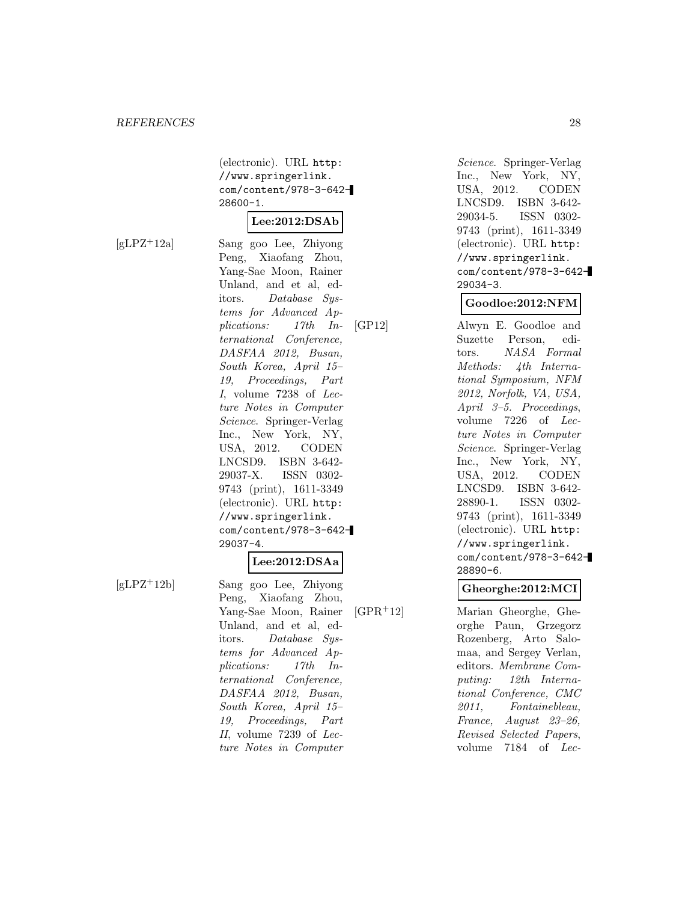(electronic). URL http://www.springerlink.com/content/978-3-642-28600-1.

**Lee:2012:DSAb**

[gLPZ+12a] Sang goo Lee, Zhiyong Peng, Xiaofang Zhou, Yang-Sae Moon, Rainer Unland, and et al, editors. *Database Systems for Advanced Applications: 17th International Conference, DASFAA 2012, Busan, South Korea, April 15–19, Proceedings, Part I*, volume 7238 of *Lecture Notes in Computer Science*. Springer-Verlag Inc., New York, NY, USA, 2012. CODEN LNCSD9. ISBN 3-642-29037-X. ISSN 0302-9743 (print), 1611-3349 (electronic). URL http://www.springerlink.com/content/978-3-642-29037-4.

**Lee:2012:DSAa**

[gLPZ+12b] Sang goo Lee, Zhiyong Peng, Xiaofang Zhou, Yang-Sae Moon, Rainer Unland, and et al, editors. *Database Systems for Advanced Applications: 17th International Conference, DASFAA 2012, Busan, South Korea, April 15–19, Proceedings, Part II*, volume 7239 of *Lecture Notes in Computer Science*. Springer-Verlag Inc., New York, NY, USA, 2012. CODEN LNCSD9. ISBN 3-642-29034-5. ISSN 0302-9743 (print), 1611-3349 (electronic). URL http://www.springerlink.com/content/978-3-642-29034-3.

**Goodloe:2012:NFM**

[GP12] Alwyn E. Goodloe and Suzette Person, editors. *NASA Formal Methods: 4th International Symposium, NFM 2012, Norfolk, VA, USA, April 3–5. Proceedings*, volume 7226 of *Lecture Notes in Computer Science*. Springer-Verlag Inc., New York, NY, USA, 2012. CODEN LNCSD9. ISBN 3-642-28890-1. ISSN 0302-9743 (print), 1611-3349 (electronic). URL http://www.springerlink.com/content/978-3-642-28890-6.

**Gheorghe:2012:MCI**

[GPR+12] Marian Gheorghe, Gheorghe Paun, Grzegorz Rozenberg, Arto Salomaa, and Sergey Verlan, editors. *Membrane Computing: 12th International Conference, CMC 2011, Fontainebleau, France, August 23–26, Revised Selected Papers*, volume 7184 of *Lec-*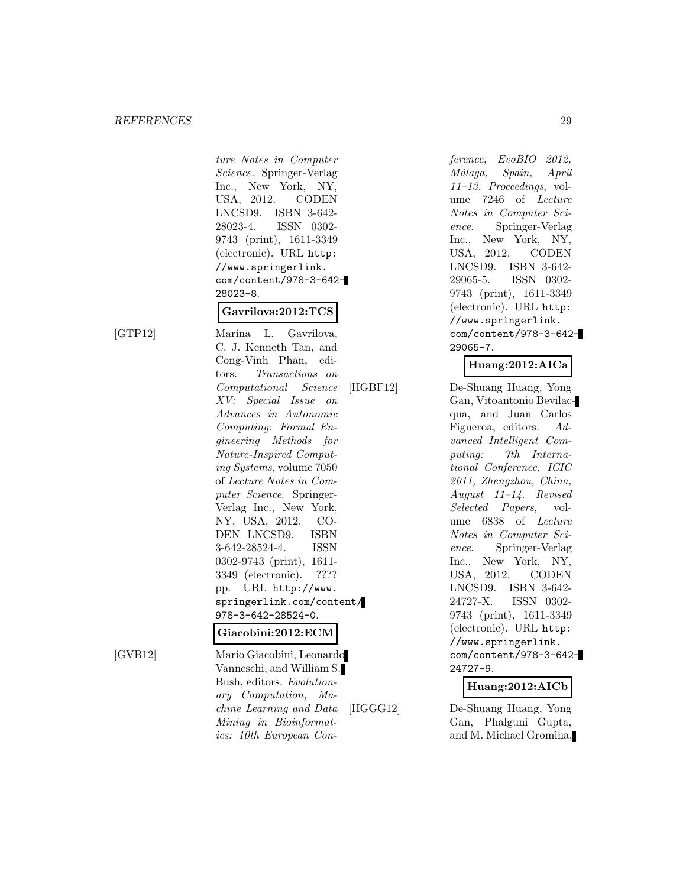ture Notes in Computer Science. Springer-Verlag Inc., New York, NY, USA, 2012. CODEN LNCSD9. ISBN 3-642-28023-4. ISSN 0302-9743 (print), 1611-3349 (electronic). URL http://www.springerlink.com/content/978-3-642-28023-8.

**Gavrilova:2012:TCS**

[GTP12] Marina L. Gavrilova, C. J. Kenneth Tan, and Cong-Vinh Phan, editors. *Transactions on Computational Science XV: Special Issue on Advances in Autonomic Computing: Formal Engineering Methods for Nature-Inspired Computing Systems*, volume 7050 of *Lecture Notes in Computer Science*. Springer-Verlag Inc., New York, NY, USA, 2012. CODEN LNCSD9. ISBN 3-642-28524-4. ISSN 0302-9743 (print), 1611-3349 (electronic). ???? pp. URL http://www.springerlink.com/content/978-3-642-28524-0.

**Giacobini:2012:ECM**

[GVB12] Mario Giacobini, Leonardo Vanneschi, and William S. Bush, editors. *Evolutionary Computation, Machine Learning and Data Mining in Bioinformatics: 10th European Conference, EvoBIO 2012, Málaga, Spain, April 11–13. Proceedings*, volume 7246 of *Lecture Notes in Computer Science*. Springer-Verlag Inc., New York, NY, USA, 2012. CODEN LNCSD9. ISBN 3-642-29065-5. ISSN 0302-9743 (print), 1611-3349 (electronic). URL http://www.springerlink.com/content/978-3-642-29065-7.

**Huang:2012:AICa**

[HGBF12] De-Shuang Huang, Yong Gan, Vitoantonio Bevilacqua, and Juan Carlos Figueroa, editors. *Advanced Intelligent Computing: 7th International Conference, ICIC 2011, Zhengzhou, China, August 11–14. Revised Selected Papers*, volume 6838 of *Lecture Notes in Computer Science*. Springer-Verlag Inc., New York, NY, USA, 2012. CODEN LNCSD9. ISBN 3-642-24727-X. ISSN 0302-9743 (print), 1611-3349 (electronic). URL http://www.springerlink.com/content/978-3-642-24727-9.

**Huang:2012:AICb**

[HGGG12] De-Shuang Huang, Yong Gan, Phalguni Gupta, and M. Michael Gromiha,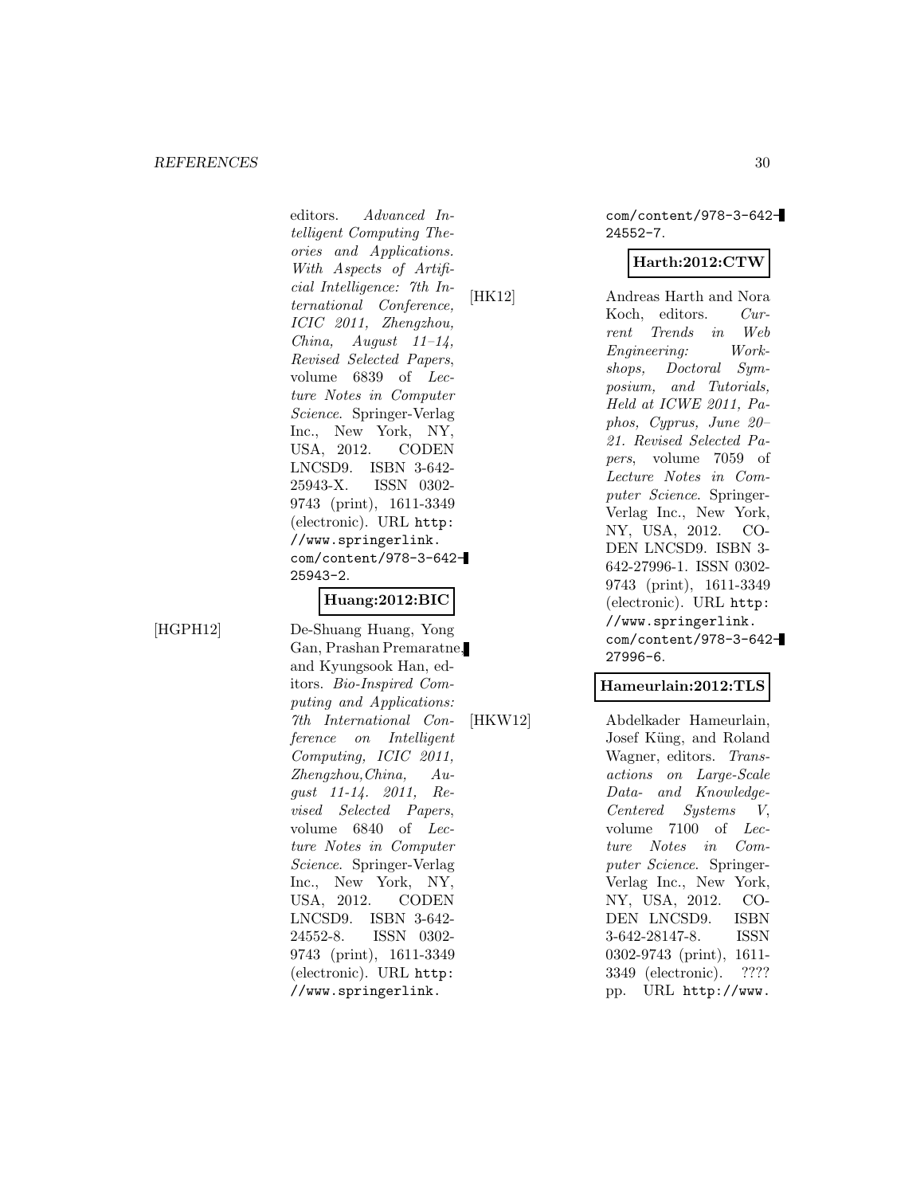editors. *Advanced Intelligent Computing Theories and Applications. With Aspects of Artificial Intelligence: 7th International Conference, ICIC 2011, Zhengzhou, China, August 11–14, Revised Selected Papers*, volume 6839 of *Lecture Notes in Computer Science*. Springer-Verlag Inc., New York, NY, USA, 2012. CODEN LNCSD9. ISBN 3-642-25943-X. ISSN 0302-9743 (print), 1611-3349 (electronic). URL http://www.springerlink.com/content/978-3-642-25943-2.

**Huang:2012:BIC**

[HGPH12] De-Shuang Huang, Yong Gan, Prashan Premaratne, and Kyungsook Han, editors. *Bio-Inspired Computing and Applications: 7th International Conference on Intelligent Computing, ICIC 2011, Zhengzhou,China, August 11-14. 2011, Revised Selected Papers*, volume 6840 of *Lecture Notes in Computer Science*. Springer-Verlag Inc., New York, NY, USA, 2012. CODEN LNCSD9. ISBN 3-642-24552-8. ISSN 0302-9743 (print), 1611-3349 (electronic). URL http://www.springerlink.com/content/978-3-642-24552-7.

**Harth:2012:CTW**

[HK12] Andreas Harth and Nora Koch, editors. *Current Trends in Web Engineering: Workshops, Doctoral Symposium, and Tutorials, Held at ICWE 2011, Paphos, Cyprus, June 20–21. Revised Selected Papers*, volume 7059 of *Lecture Notes in Computer Science*. Springer-Verlag Inc., New York, NY, USA, 2012. CODEN LNCSD9. ISBN 3-642-27996-1. ISSN 0302-9743 (print), 1611-3349 (electronic). URL http://www.springerlink.com/content/978-3-642-27996-6.

**Hameurlain:2012:TLS**

[HKW12] Abdelkader Hameurlain, Josef Küng, and Roland Wagner, editors. *Transactions on Large-Scale Data- and Knowledge-Centered Systems V*, volume 7100 of *Lecture Notes in Computer Science*. Springer-Verlag Inc., New York, NY, USA, 2012. CODEN LNCSD9. ISBN 3-642-28147-8. ISSN 0302-9743 (print), 1611-3349 (electronic). ???? pp. URL http://www.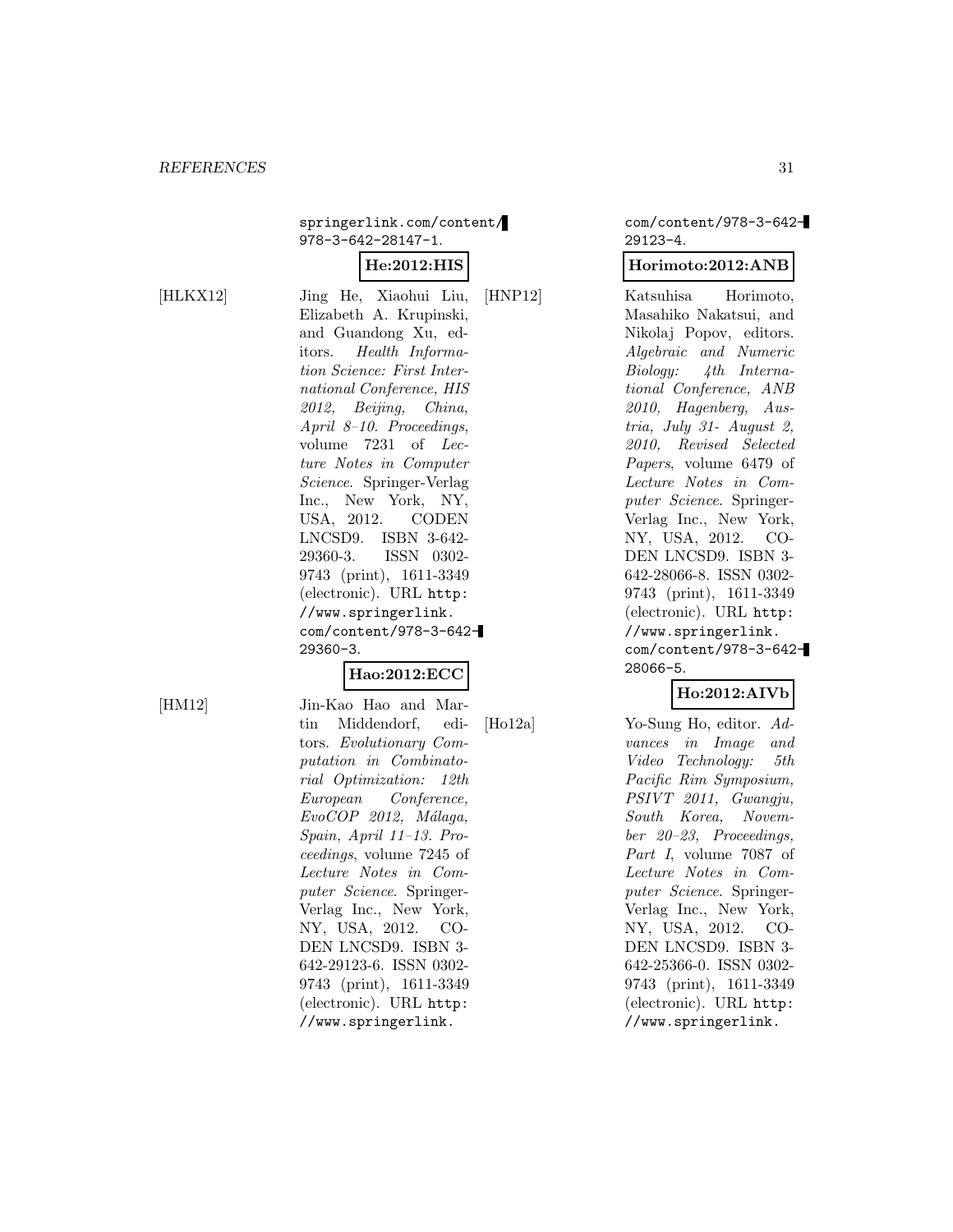springerlink.com/content/978-3-642-28147-1.

**He:2012:HIS**

[HLKX12] Jing He, Xiaohui Liu, Elizabeth A. Krupinski, and Guandong Xu, editors. *Health Information Science: First International Conference, HIS 2012, Beijing, China, April 8–10. Proceedings*, volume 7231 of *Lecture Notes in Computer Science*. Springer-Verlag Inc., New York, NY, USA, 2012. CODEN LNCSD9. ISBN 3-642-29360-3. ISSN 0302-9743 (print), 1611-3349 (electronic). URL http://www.springerlink.com/content/978-3-642-29360-3.

**Hao:2012:ECC**

[HM12] Jin-Kao Hao and Martin Middendorf, editors. *Evolutionary Computation in Combinatorial Optimization: 12th European Conference, EvoCOP 2012, Málaga, Spain, April 11–13. Proceedings*, volume 7245 of *Lecture Notes in Computer Science*. Springer-Verlag Inc., New York, NY, USA, 2012. CODEN LNCSD9. ISBN 3-642-29123-6. ISSN 0302-9743 (print), 1611-3349 (electronic). URL http://www.springerlink.com/content/978-3-642-29123-4.

**Horimoto:2012:ANB**

[HNP12] Katsuhisa Horimoto, Masahiko Nakatsui, and Nikolaj Popov, editors. *Algebraic and Numeric Biology: 4th International Conference, ANB 2010, Hagenberg, Austria, July 31- August 2, 2010, Revised Selected Papers*, volume 6479 of *Lecture Notes in Computer Science*. Springer-Verlag Inc., New York, NY, USA, 2012. CODEN LNCSD9. ISBN 3-642-28066-8. ISSN 0302-9743 (print), 1611-3349 (electronic). URL http://www.springerlink.com/content/978-3-642-28066-5.

**Ho:2012:AIVb**

[Ho12a] Yo-Sung Ho, editor. *Advances in Image and Video Technology: 5th Pacific Rim Symposium, PSIVT 2011, Gwangju, South Korea, November 20–23, Proceedings, Part I*, volume 7087 of *Lecture Notes in Computer Science*. Springer-Verlag Inc., New York, NY, USA, 2012. CODEN LNCSD9. ISBN 3-642-25366-0. ISSN 0302-9743 (print), 1611-3349 (electronic). URL http://www.springerlink.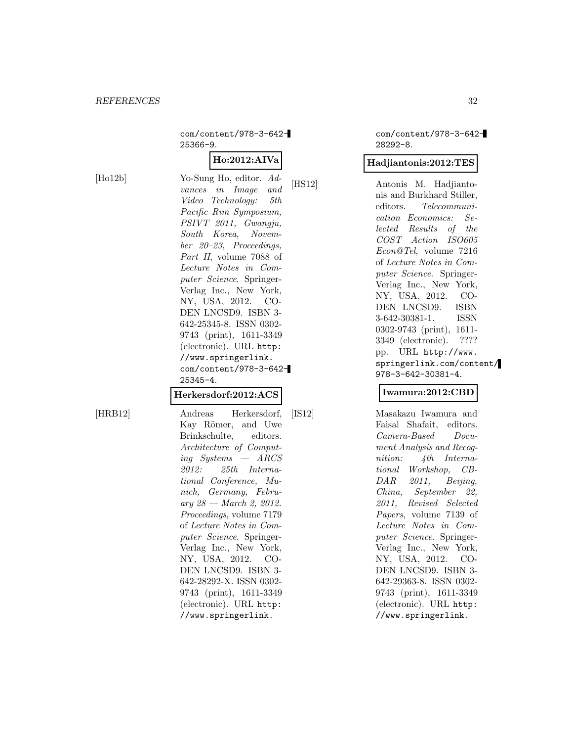com/content/978-3-642-25366-9.

**Ho:2012:AIVa**

[Ho12b] Yo-Sung Ho, editor. *Advances in Image and Video Technology: 5th Pacific Rim Symposium, PSIVT 2011, Gwangju, South Korea, November 20–23, Proceedings, Part II*, volume 7088 of *Lecture Notes in Computer Science*. Springer-Verlag Inc., New York, NY, USA, 2012. CODEN LNCSD9. ISBN 3-642-25345-8. ISSN 0302-9743 (print), 1611-3349 (electronic). URL http://www.springerlink.com/content/978-3-642-25345-4.

**Herkersdorf:2012:ACS**

[HRB12] Andreas Herkersdorf, Kay Römer, and Uwe Brinkschulte, editors. *Architecture of Computing Systems — ARCS 2012: 25th International Conference, Munich, Germany, February 28 — March 2, 2012. Proceedings*, volume 7179 of *Lecture Notes in Computer Science*. Springer-Verlag Inc., New York, NY, USA, 2012. CODEN LNCSD9. ISBN 3-642-28292-X. ISSN 0302-9743 (print), 1611-3349 (electronic). URL http://www.springerlink.com/content/978-3-642-28292-8.

**Hadjiantonis:2012:TES**

[HS12] Antonis M. Hadjiantonis and Burkhard Stiller, editors. *Telecommunication Economics: Selected Results of the COST Action ISO605 Econ@Tel*, volume 7216 of *Lecture Notes in Computer Science*. Springer-Verlag Inc., New York, NY, USA, 2012. CODEN LNCSD9. ISBN 3-642-30381-1. ISSN 0302-9743 (print), 1611-3349 (electronic). ???? pp. URL http://www.springerlink.com/content/978-3-642-30381-4.

**Iwamura:2012:CBD**

[IS12] Masakazu Iwamura and Faisal Shafait, editors. *Camera-Based Document Analysis and Recognition: 4th International Workshop, CBDAR 2011, Beijing, China, September 22, 2011, Revised Selected Papers*, volume 7139 of *Lecture Notes in Computer Science*. Springer-Verlag Inc., New York, NY, USA, 2012. CODEN LNCSD9. ISBN 3-642-29363-8. ISSN 0302-9743 (print), 1611-3349 (electronic). URL http://www.springerlink.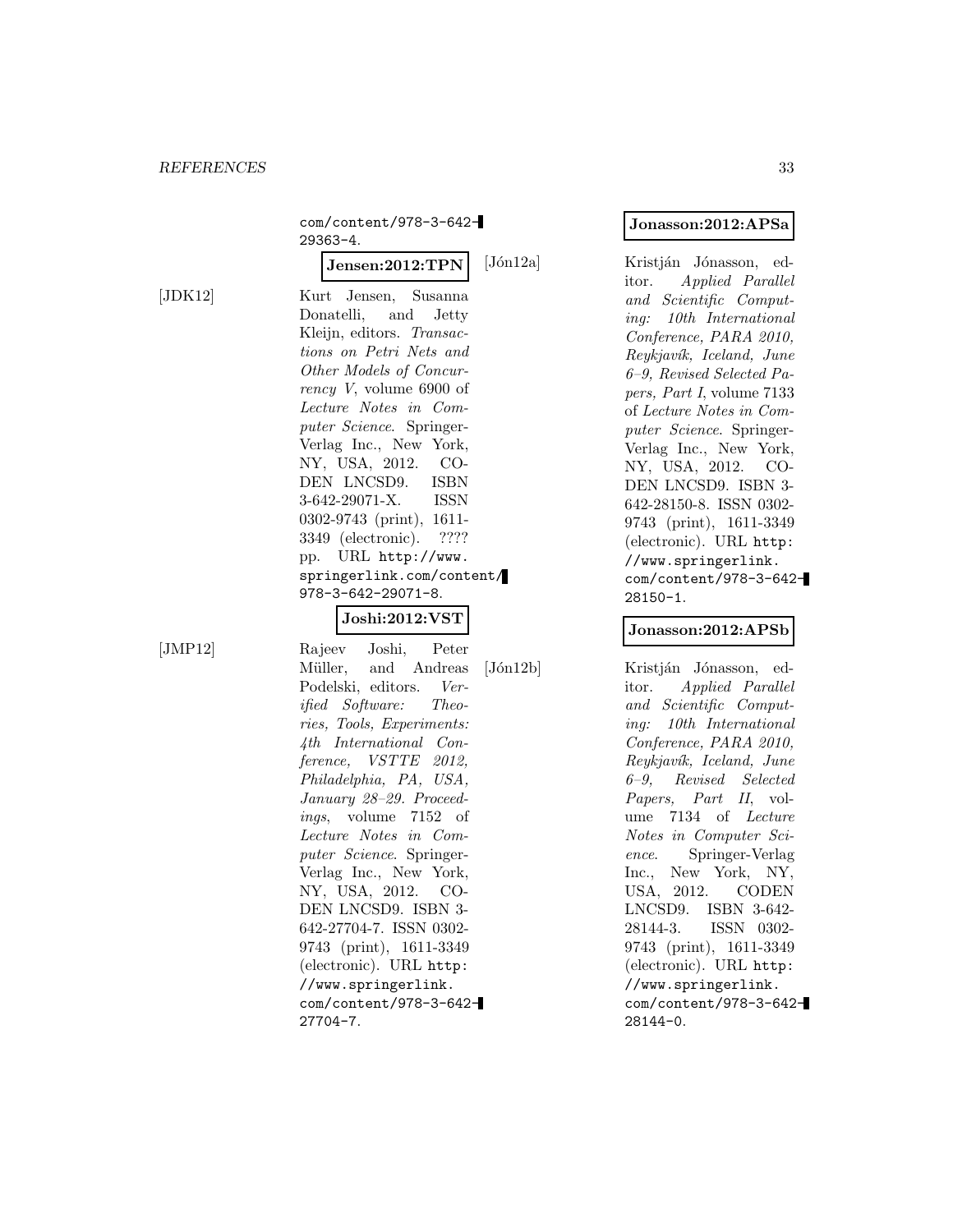com/content/978-3-642-29363-4.

**Jensen:2012:TPN**

[JDK12] Kurt Jensen, Susanna Donatelli, and Jetty Kleijn, editors. *Transactions on Petri Nets and Other Models of Concurrency V*, volume 6900 of *Lecture Notes in Computer Science*. Springer-Verlag Inc., New York, NY, USA, 2012. CODEN LNCSD9. ISBN 3-642-29071-X. ISSN 0302-9743 (print), 1611-3349 (electronic). ???? pp. URL http://www.springerlink.com/content/978-3-642-29071-8.

**Joshi:2012:VST**

[JMP12] Rajeev Joshi, Peter Müller, and Andreas Podelski, editors. *Verified Software: Theories, Tools, Experiments: 4th International Conference, VSTTE 2012, Philadelphia, PA, USA, January 28–29. Proceedings*, volume 7152 of *Lecture Notes in Computer Science*. Springer-Verlag Inc., New York, NY, USA, 2012. CODEN LNCSD9. ISBN 3-642-27704-7. ISSN 0302-9743 (print), 1611-3349 (electronic). URL http://www.springerlink.com/content/978-3-642-27704-7.

**Jonasson:2012:APSa**

[Jón12a] Kristján Jónasson, editor. *Applied Parallel and Scientific Computing: 10th International Conference, PARA 2010, Reykjavík, Iceland, June 6–9, Revised Selected Papers, Part I*, volume 7133 of *Lecture Notes in Computer Science*. Springer-Verlag Inc., New York, NY, USA, 2012. CODEN LNCSD9. ISBN 3-642-28150-8. ISSN 0302-9743 (print), 1611-3349 (electronic). URL http://www.springerlink.com/content/978-3-642-28150-1.

**Jonasson:2012:APSb**

[Jón12b] Kristján Jónasson, editor. *Applied Parallel and Scientific Computing: 10th International Conference, PARA 2010, Reykjavík, Iceland, June 6–9, Revised Selected Papers, Part II*, volume 7134 of *Lecture Notes in Computer Science*. Springer-Verlag Inc., New York, NY, USA, 2012. CODEN LNCSD9. ISBN 3-642-28144-3. ISSN 0302-9743 (print), 1611-3349 (electronic). URL http://www.springerlink.com/content/978-3-642-28144-0.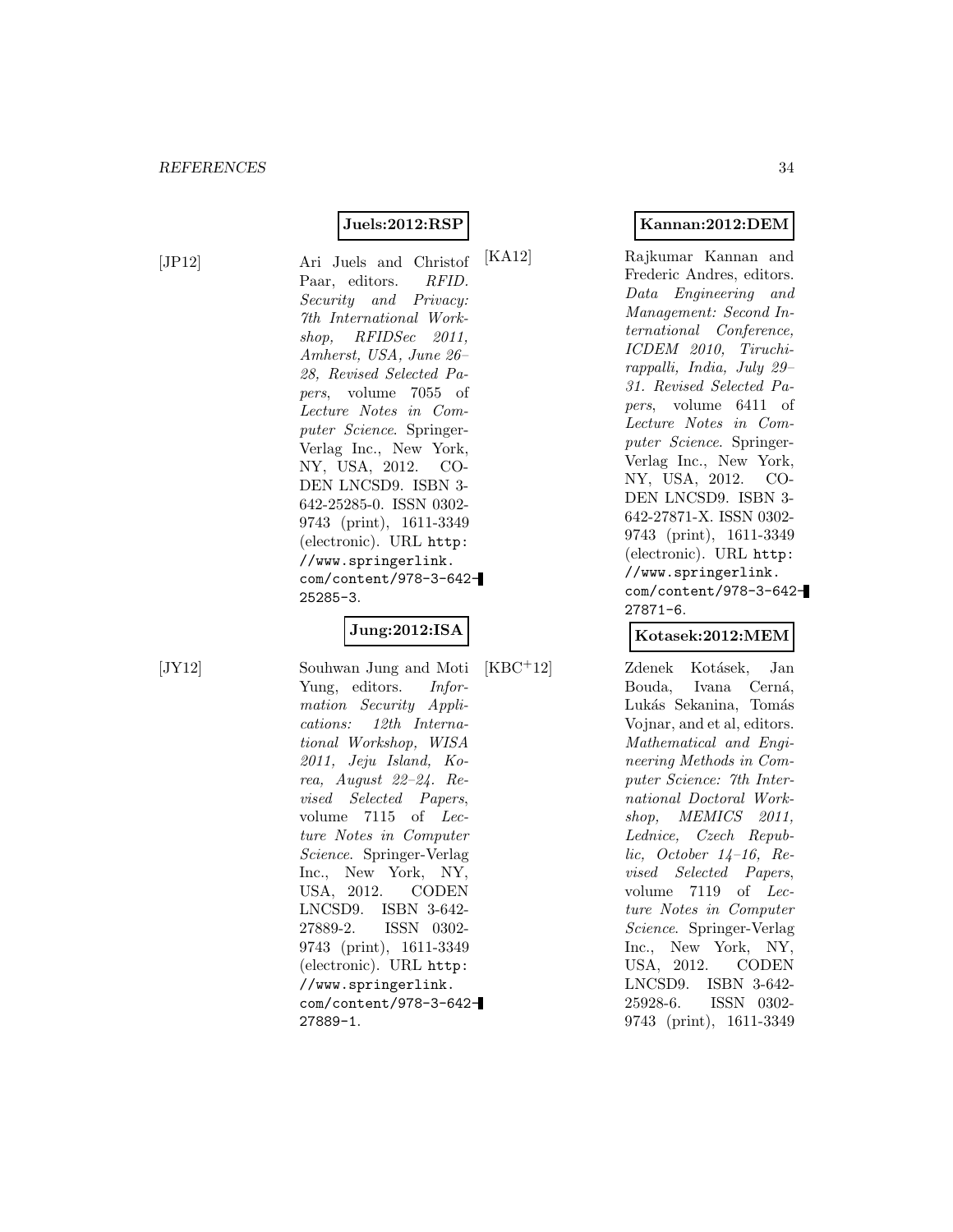**Juels:2012:RSP**

[JP12] Ari Juels and Christof Paar, editors. *RFID. Security and Privacy: 7th International Workshop, RFIDSec 2011, Amherst, USA, June 26–28, Revised Selected Papers*, volume 7055 of *Lecture Notes in Computer Science*. Springer-Verlag Inc., New York, NY, USA, 2012. CODEN LNCSD9. ISBN 3-642-25285-0. ISSN 0302-9743 (print), 1611-3349 (electronic). URL `http://www.springerlink.com/content/978-3-642-25285-3`.

**Jung:2012:ISA**

[JY12] Souhwan Jung and Moti Yung, editors. *Information Security Applications: 12th International Workshop, WISA 2011, Jeju Island, Korea, August 22–24. Revised Selected Papers*, volume 7115 of *Lecture Notes in Computer Science*. Springer-Verlag Inc., New York, NY, USA, 2012. CODEN LNCSD9. ISBN 3-642-27889-2. ISSN 0302-9743 (print), 1611-3349 (electronic). URL `http://www.springerlink.com/content/978-3-642-27889-1`.

**Kannan:2012:DEM**

[KA12] Rajkumar Kannan and Frederic Andres, editors. *Data Engineering and Management: Second International Conference, ICDEM 2010, Tiruchirappalli, India, July 29–31. Revised Selected Papers*, volume 6411 of *Lecture Notes in Computer Science*. Springer-Verlag Inc., New York, NY, USA, 2012. CODEN LNCSD9. ISBN 3-642-27871-X. ISSN 0302-9743 (print), 1611-3349 (electronic). URL `http://www.springerlink.com/content/978-3-642-27871-6`.

**Kotasek:2012:MEM**

[KBC+12] Zdenek Kotásek, Jan Bouda, Ivana Cerná, Lukás Sekanina, Tomás Vojnar, and et al, editors. *Mathematical and Engineering Methods in Computer Science: 7th International Doctoral Workshop, MEMICS 2011, Lednice, Czech Republic, October 14–16, Revised Selected Papers*, volume 7119 of *Lecture Notes in Computer Science*. Springer-Verlag Inc., New York, NY, USA, 2012. CODEN LNCSD9. ISBN 3-642-25928-6. ISSN 0302-9743 (print), 1611-3349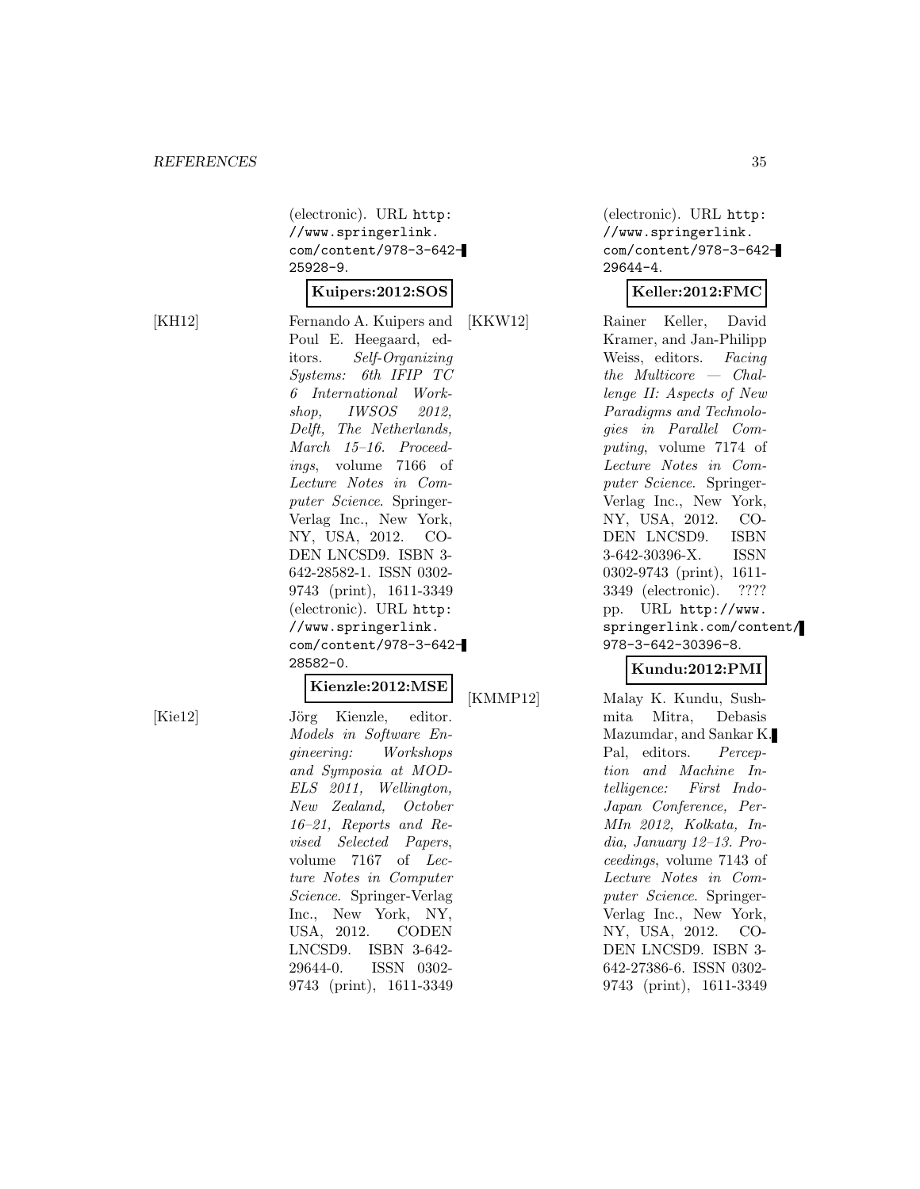(electronic). URL http://www.springerlink.com/content/978-3-642-25928-9.

**Kuipers:2012:SOS**

[KH12] Fernando A. Kuipers and Poul E. Heegaard, editors. *Self-Organizing Systems: 6th IFIP TC 6 International Workshop, IWSOS 2012, Delft, The Netherlands, March 15–16. Proceedings*, volume 7166 of *Lecture Notes in Computer Science*. Springer-Verlag Inc., New York, NY, USA, 2012. CODEN LNCSD9. ISBN 3-642-28582-1. ISSN 0302-9743 (print), 1611-3349 (electronic). URL http://www.springerlink.com/content/978-3-642-28582-0.

**Kienzle:2012:MSE**

[Kie12] Jörg Kienzle, editor. *Models in Software Engineering: Workshops and Symposia at MODELS 2011, Wellington, New Zealand, October 16–21, Reports and Revised Selected Papers*, volume 7167 of *Lecture Notes in Computer Science*. Springer-Verlag Inc., New York, NY, USA, 2012. CODEN LNCSD9. ISBN 3-642-29644-0. ISSN 0302-9743 (print), 1611-3349 (electronic). URL http://www.springerlink.com/content/978-3-642-29644-4.

**Keller:2012:FMC**

[KKW12] Rainer Keller, David Kramer, and Jan-Philipp Weiss, editors. *Facing the Multicore — Challenge II: Aspects of New Paradigms and Technologies in Parallel Computing*, volume 7174 of *Lecture Notes in Computer Science*. Springer-Verlag Inc., New York, NY, USA, 2012. CODEN LNCSD9. ISBN 3-642-30396-X. ISSN 0302-9743 (print), 1611-3349 (electronic). ???? pp. URL http://www.springerlink.com/content/978-3-642-30396-8.

**Kundu:2012:PMI**

[KMMP12] Malay K. Kundu, Sushmita Mitra, Debasis Mazumdar, and Sankar K. Pal, editors. *Perception and Machine Intelligence: First Indo-Japan Conference, PerMIn 2012, Kolkata, India, January 12–13. Proceedings*, volume 7143 of *Lecture Notes in Computer Science*. Springer-Verlag Inc., New York, NY, USA, 2012. CODEN LNCSD9. ISBN 3-642-27386-6. ISSN 0302-9743 (print), 1611-3349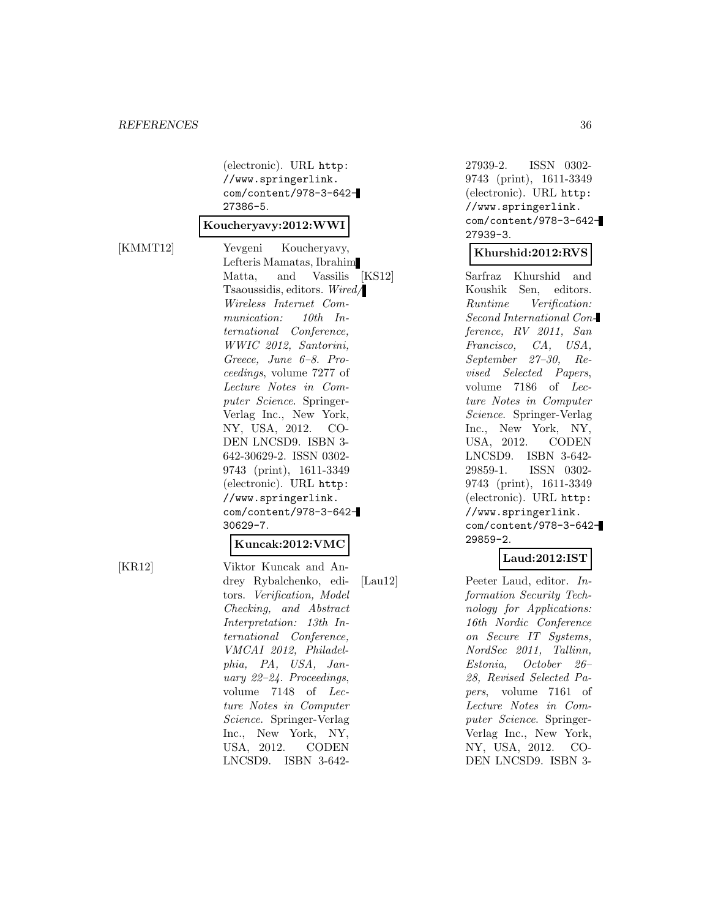(electronic). URL http://www.springerlink.com/content/978-3-642-27386-5.

**Koucheryavy:2012:WWI**

[KMMT12] Yevgeni Koucheryavy, Lefteris Mamatas, Ibrahim Matta, and Vassilis Tsaoussidis, editors. *Wired/Wireless Internet Communication: 10th International Conference, WWIC 2012, Santorini, Greece, June 6–8. Proceedings*, volume 7277 of *Lecture Notes in Computer Science*. Springer-Verlag Inc., New York, NY, USA, 2012. CODEN LNCSD9. ISBN 3-642-30629-2. ISSN 0302-9743 (print), 1611-3349 (electronic). URL http://www.springerlink.com/content/978-3-642-30629-7.

**Kuncak:2012:VMC**

[KR12] Viktor Kuncak and Andrey Rybalchenko, editors. *Verification, Model Checking, and Abstract Interpretation: 13th International Conference, VMCAI 2012, Philadelphia, PA, USA, January 22–24. Proceedings*, volume 7148 of *Lecture Notes in Computer Science*. Springer-Verlag Inc., New York, NY, USA, 2012. CODEN LNCSD9. ISBN 3-642-27939-2. ISSN 0302-9743 (print), 1611-3349 (electronic). URL http://www.springerlink.com/content/978-3-642-27939-3.

**Khurshid:2012:RVS**

[KS12] Sarfraz Khurshid and Koushik Sen, editors. *Runtime Verification: Second International Conference, RV 2011, San Francisco, CA, USA, September 27–30, Revised Selected Papers*, volume 7186 of *Lecture Notes in Computer Science*. Springer-Verlag Inc., New York, NY, USA, 2012. CODEN LNCSD9. ISBN 3-642-29859-1. ISSN 0302-9743 (print), 1611-3349 (electronic). URL http://www.springerlink.com/content/978-3-642-29859-2.

**Laud:2012:IST**

[Lau12] Peeter Laud, editor. *Information Security Technology for Applications: 16th Nordic Conference on Secure IT Systems, NordSec 2011, Tallinn, Estonia, October 26–28, Revised Selected Papers*, volume 7161 of *Lecture Notes in Computer Science*. Springer-Verlag Inc., New York, NY, USA, 2012. CODEN LNCSD9. ISBN 3-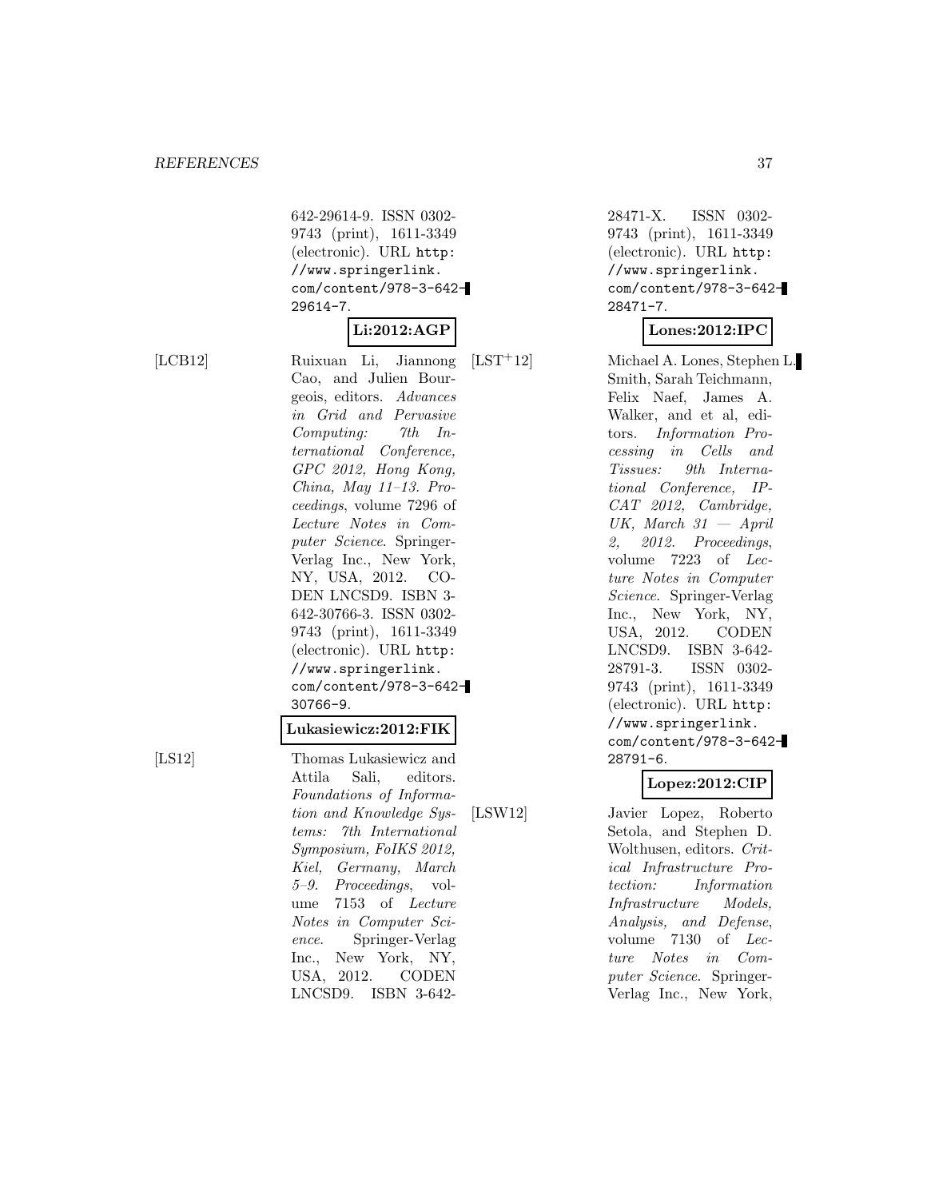642-29614-9. ISSN 0302-9743 (print), 1611-3349 (electronic). URL http://www.springerlink.com/content/978-3-642-29614-7.

**Li:2012:AGP**

[LCB12] Ruixuan Li, Jiannong Cao, and Julien Bourgeois, editors. *Advances in Grid and Pervasive Computing: 7th International Conference, GPC 2012, Hong Kong, China, May 11–13. Proceedings*, volume 7296 of *Lecture Notes in Computer Science*. Springer-Verlag Inc., New York, NY, USA, 2012. CODEN LNCSD9. ISBN 3-642-30766-3. ISSN 0302-9743 (print), 1611-3349 (electronic). URL http://www.springerlink.com/content/978-3-642-30766-9.

**Lukasiewicz:2012:FIK**

[LS12] Thomas Lukasiewicz and Attila Sali, editors. *Foundations of Information and Knowledge Systems: 7th International Symposium, FoIKS 2012, Kiel, Germany, March 5–9. Proceedings*, volume 7153 of *Lecture Notes in Computer Science*. Springer-Verlag Inc., New York, NY, USA, 2012. CODEN LNCSD9. ISBN 3-642-28471-X. ISSN 0302-9743 (print), 1611-3349 (electronic). URL http://www.springerlink.com/content/978-3-642-28471-7.

**Lones:2012:IPC**

[LST+12] Michael A. Lones, Stephen L. Smith, Sarah Teichmann, Felix Naef, James A. Walker, and et al, editors. *Information Processing in Cells and Tissues: 9th International Conference, IPCAT 2012, Cambridge, UK, March 31 — April 2, 2012. Proceedings*, volume 7223 of *Lecture Notes in Computer Science*. Springer-Verlag Inc., New York, NY, USA, 2012. CODEN LNCSD9. ISBN 3-642-28791-3. ISSN 0302-9743 (print), 1611-3349 (electronic). URL http://www.springerlink.com/content/978-3-642-28791-6.

**Lopez:2012:CIP**

[LSW12] Javier Lopez, Roberto Setola, and Stephen D. Wolthusen, editors. *Critical Infrastructure Protection: Information Infrastructure Models, Analysis, and Defense*, volume 7130 of *Lecture Notes in Computer Science*. Springer-Verlag Inc., New York,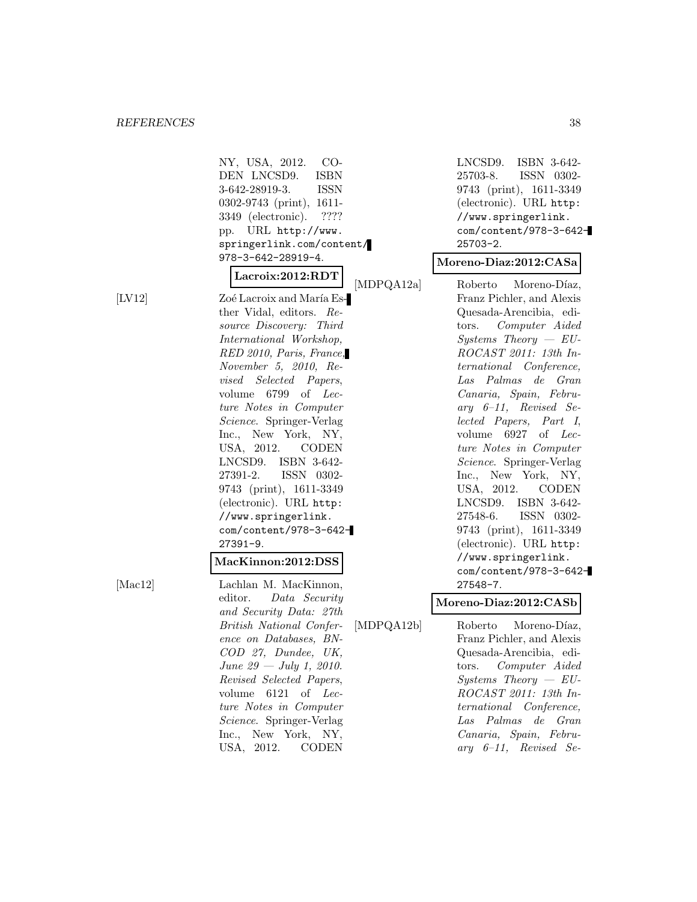NY, USA, 2012. CODEN LNCSD9. ISBN 3-642-28919-3. ISSN 0302-9743 (print), 1611-3349 (electronic). ???? pp. URL http://www.springerlink.com/content/978-3-642-28919-4.

**Lacroix:2012:RDT**

[LV12] Zoé Lacroix and María Esther Vidal, editors. *Resource Discovery: Third International Workshop, RED 2010, Paris, France, November 5, 2010, Revised Selected Papers*, volume 6799 of *Lecture Notes in Computer Science*. Springer-Verlag Inc., New York, NY, USA, 2012. CODEN LNCSD9. ISBN 3-642-27391-2. ISSN 0302-9743 (print), 1611-3349 (electronic). URL http://www.springerlink.com/content/978-3-642-27391-9.

**MacKinnon:2012:DSS**

[Mac12] Lachlan M. MacKinnon, editor. *Data Security and Security Data: 27th British National Conference on Databases, BNCOD 27, Dundee, UK, June 29 — July 1, 2010. Revised Selected Papers*, volume 6121 of *Lecture Notes in Computer Science*. Springer-Verlag Inc., New York, NY, USA, 2012. CODEN LNCSD9. ISBN 3-642-25703-8. ISSN 0302-9743 (print), 1611-3349 (electronic). URL http://www.springerlink.com/content/978-3-642-25703-2.

**Moreno-Diaz:2012:CASa**

[MDPQA12a] Roberto Moreno-Díaz, Franz Pichler, and Alexis Quesada-Arencibia, editors. *Computer Aided Systems Theory — EUROCAST 2011: 13th International Conference, Las Palmas de Gran Canaria, Spain, February 6–11, Revised Selected Papers, Part I*, volume 6927 of *Lecture Notes in Computer Science*. Springer-Verlag Inc., New York, NY, USA, 2012. CODEN LNCSD9. ISBN 3-642-27548-6. ISSN 0302-9743 (print), 1611-3349 (electronic). URL http://www.springerlink.com/content/978-3-642-27548-7.

**Moreno-Diaz:2012:CASb**

[MDPQA12b] Roberto Moreno-Díaz, Franz Pichler, and Alexis Quesada-Arencibia, editors. *Computer Aided Systems Theory — EUROCAST 2011: 13th International Conference, Las Palmas de Gran Canaria, Spain, February 6–11, Revised Se-*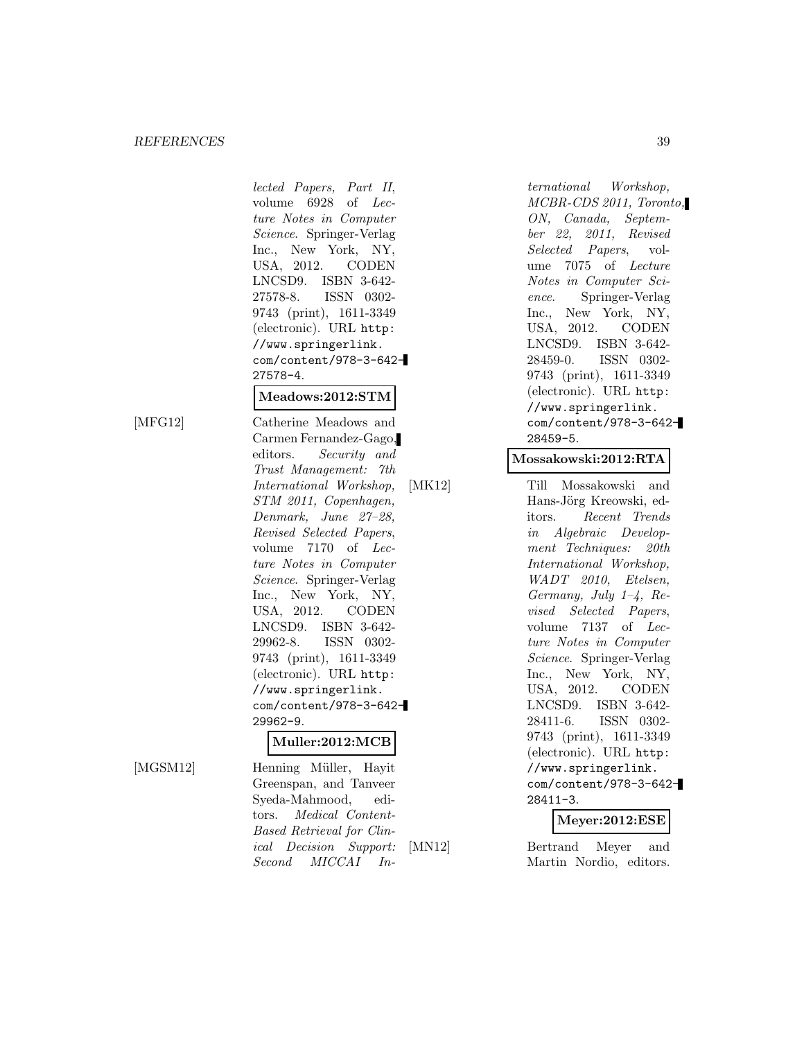*lected Papers, Part II*, volume 6928 of *Lecture Notes in Computer Science*. Springer-Verlag Inc., New York, NY, USA, 2012. CODEN LNCSD9. ISBN 3-642-27578-8. ISSN 0302-9743 (print), 1611-3349 (electronic). URL http://www.springerlink.com/content/978-3-642-27578-4.

**Meadows:2012:STM**

[MFG12] Catherine Meadows and Carmen Fernandez-Gago, editors. *Security and Trust Management: 7th International Workshop, STM 2011, Copenhagen, Denmark, June 27–28, Revised Selected Papers*, volume 7170 of *Lecture Notes in Computer Science*. Springer-Verlag Inc., New York, NY, USA, 2012. CODEN LNCSD9. ISBN 3-642-29962-8. ISSN 0302-9743 (print), 1611-3349 (electronic). URL http://www.springerlink.com/content/978-3-642-29962-9.

**Muller:2012:MCB**

[MGSM12] Henning Müller, Hayit Greenspan, and Tanveer Syeda-Mahmood, editors. *Medical Content-Based Retrieval for Clinical Decision Support: Second MICCAI International Workshop, MCBR-CDS 2011, Toronto, ON, Canada, September 22, 2011, Revised Selected Papers*, volume 7075 of *Lecture Notes in Computer Science*. Springer-Verlag Inc., New York, NY, USA, 2012. CODEN LNCSD9. ISBN 3-642-28459-0. ISSN 0302-9743 (print), 1611-3349 (electronic). URL http://www.springerlink.com/content/978-3-642-28459-5.

**Mossakowski:2012:RTA**

[MK12] Till Mossakowski and Hans-Jörg Kreowski, editors. *Recent Trends in Algebraic Development Techniques: 20th International Workshop, WADT 2010, Etelsen, Germany, July 1–4, Revised Selected Papers*, volume 7137 of *Lecture Notes in Computer Science*. Springer-Verlag Inc., New York, NY, USA, 2012. CODEN LNCSD9. ISBN 3-642-28411-6. ISSN 0302-9743 (print), 1611-3349 (electronic). URL http://www.springerlink.com/content/978-3-642-28411-3.

**Meyer:2012:ESE**

[MN12] Bertrand Meyer and Martin Nordio, editors.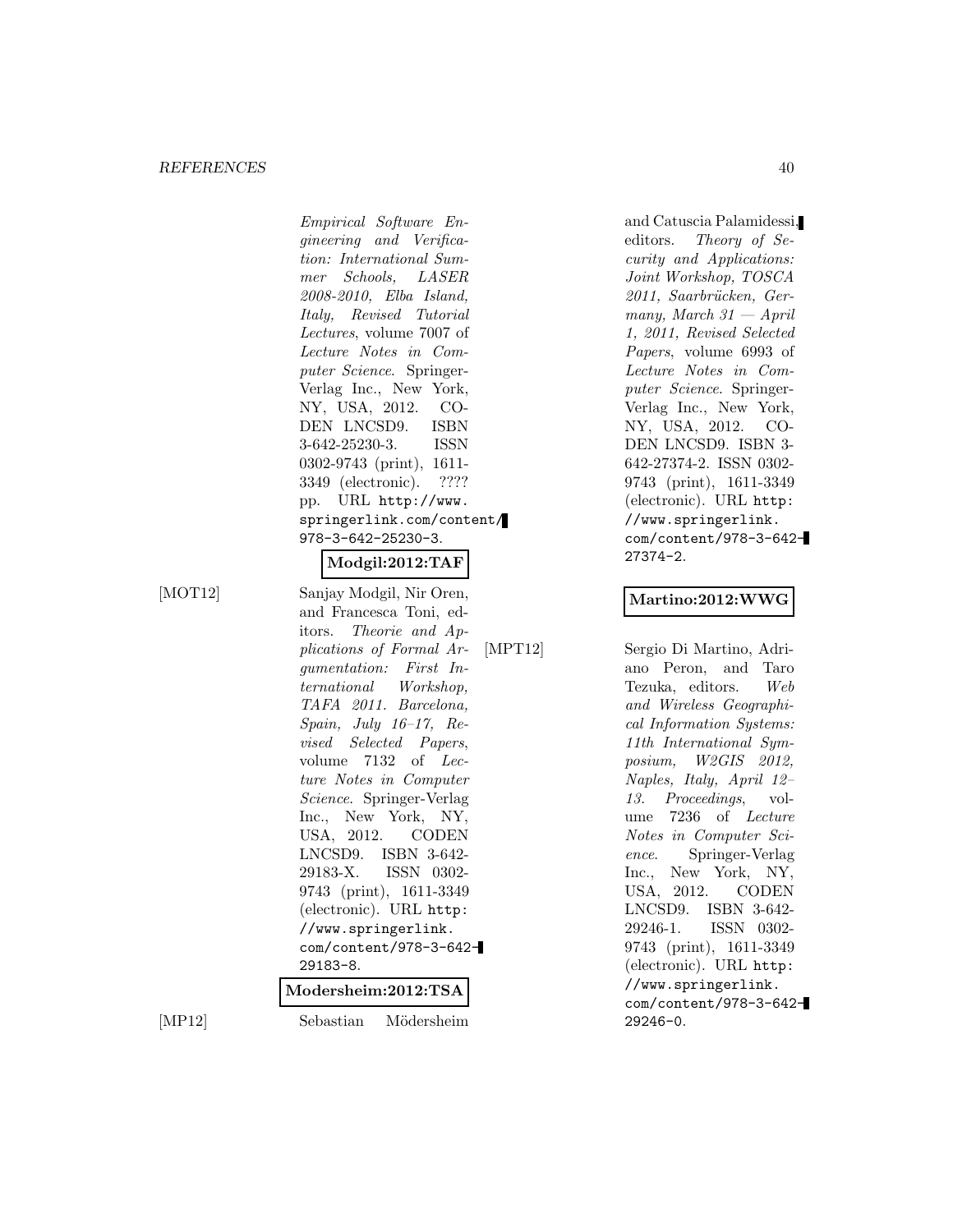*Empirical Software Engineering and Verification: International Summer Schools, LASER 2008-2010, Elba Island, Italy, Revised Tutorial Lectures*, volume 7007 of *Lecture Notes in Computer Science*. Springer-Verlag Inc., New York, NY, USA, 2012. CODEN LNCSD9. ISBN 3-642-25230-3. ISSN 0302-9743 (print), 1611-3349 (electronic). ???? pp. URL http://www.springerlink.com/content/978-3-642-25230-3.

**Modgil:2012:TAF**

[MOT12] Sanjay Modgil, Nir Oren, and Francesca Toni, editors. *Theorie and Applications of Formal Argumentation: First International Workshop, TAFA 2011. Barcelona, Spain, July 16–17, Revised Selected Papers*, volume 7132 of *Lecture Notes in Computer Science*. Springer-Verlag Inc., New York, NY, USA, 2012. CODEN LNCSD9. ISBN 3-642-29183-X. ISSN 0302-9743 (print), 1611-3349 (electronic). URL http://www.springerlink.com/content/978-3-642-29183-8.

**Modersheim:2012:TSA**

[MP12] Sebastian Mödersheim and Catuscia Palamidessi, editors. *Theory of Security and Applications: Joint Workshop, TOSCA 2011, Saarbrücken, Germany, March 31 — April 1, 2011, Revised Selected Papers*, volume 6993 of *Lecture Notes in Computer Science*. Springer-Verlag Inc., New York, NY, USA, 2012. CODEN LNCSD9. ISBN 3-642-27374-2. ISSN 0302-9743 (print), 1611-3349 (electronic). URL http://www.springerlink.com/content/978-3-642-27374-2.

**Martino:2012:WWG**

[MPT12] Sergio Di Martino, Adriano Peron, and Taro Tezuka, editors. *Web and Wireless Geographical Information Systems: 11th International Symposium, W2GIS 2012, Naples, Italy, April 12–13. Proceedings*, volume 7236 of *Lecture Notes in Computer Science*. Springer-Verlag Inc., New York, NY, USA, 2012. CODEN LNCSD9. ISBN 3-642-29246-1. ISSN 0302-9743 (print), 1611-3349 (electronic). URL http://www.springerlink.com/content/978-3-642-29246-0.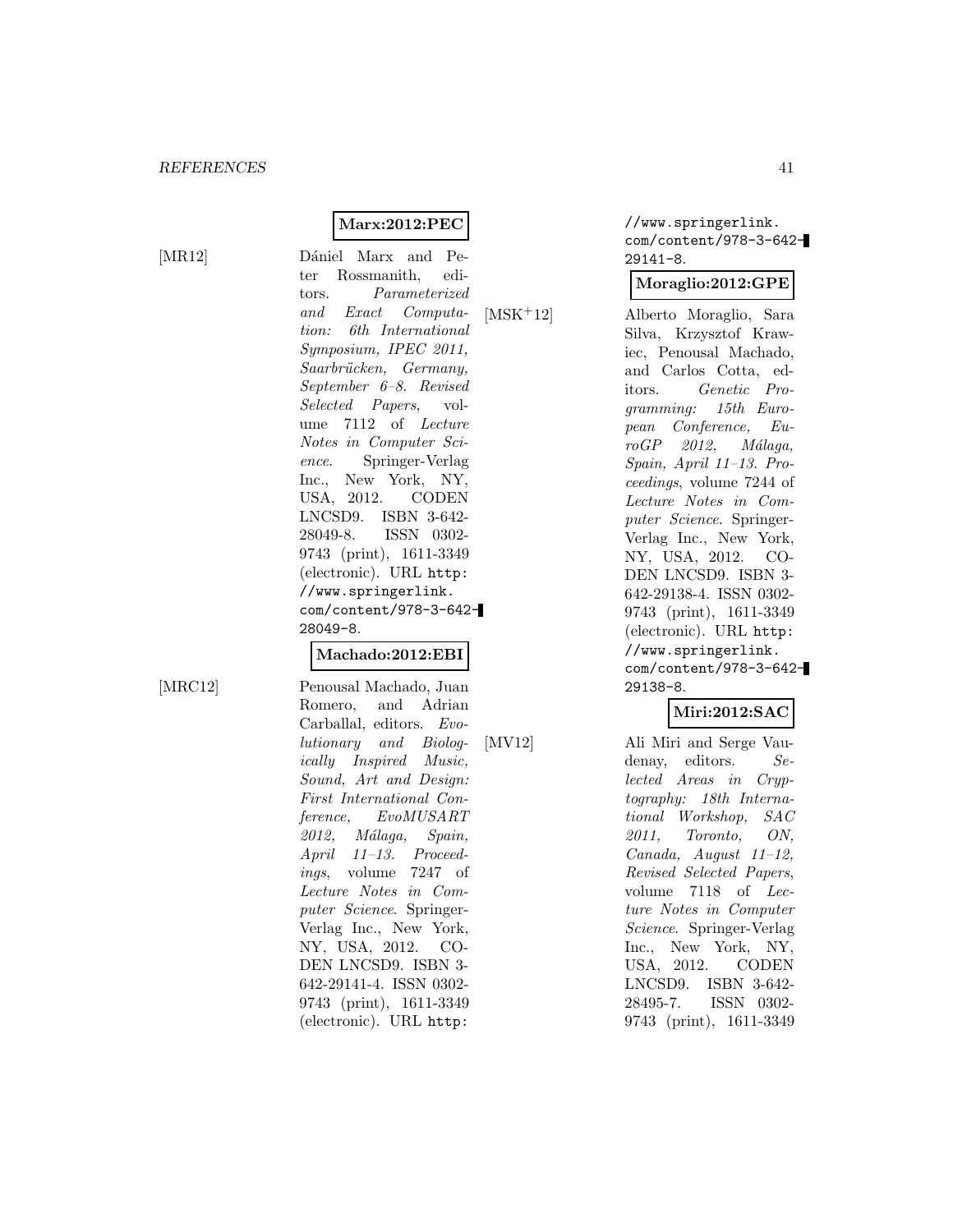**Marx:2012:PEC**

[MR12] Dániel Marx and Peter Rossmanith, editors. *Parameterized and Exact Computation: 6th International Symposium, IPEC 2011, Saarbrücken, Germany, September 6–8. Revised Selected Papers*, volume 7112 of *Lecture Notes in Computer Science*. Springer-Verlag Inc., New York, NY, USA, 2012. CODEN LNCSD9. ISBN 3-642-28049-8. ISSN 0302-9743 (print), 1611-3349 (electronic). URL `http://www.springerlink.com/content/978-3-642-28049-8`.

**Machado:2012:EBI**

[MRC12] Penousal Machado, Juan Romero, and Adrian Carballal, editors. *Evolutionary and Biologically Inspired Music, Sound, Art and Design: First International Conference, EvoMUSART 2012, Málaga, Spain, April 11–13. Proceedings*, volume 7247 of *Lecture Notes in Computer Science*. Springer-Verlag Inc., New York, NY, USA, 2012. CODEN LNCSD9. ISBN 3-642-29141-4. ISSN 0302-9743 (print), 1611-3349 (electronic). URL `http://www.springerlink.com/content/978-3-642-29141-8`.

**Moraglio:2012:GPE**

[MSK+12] Alberto Moraglio, Sara Silva, Krzysztof Krawiec, Penousal Machado, and Carlos Cotta, editors. *Genetic Programming: 15th European Conference, EuroGP 2012, Málaga, Spain, April 11–13. Proceedings*, volume 7244 of *Lecture Notes in Computer Science*. Springer-Verlag Inc., New York, NY, USA, 2012. CODEN LNCSD9. ISBN 3-642-29138-4. ISSN 0302-9743 (print), 1611-3349 (electronic). URL `http://www.springerlink.com/content/978-3-642-29138-8`.

**Miri:2012:SAC**

[MV12] Ali Miri and Serge Vaudenay, editors. *Selected Areas in Cryptography: 18th International Workshop, SAC 2011, Toronto, ON, Canada, August 11–12, Revised Selected Papers*, volume 7118 of *Lecture Notes in Computer Science*. Springer-Verlag Inc., New York, NY, USA, 2012. CODEN LNCSD9. ISBN 3-642-28495-7. ISSN 0302-9743 (print), 1611-3349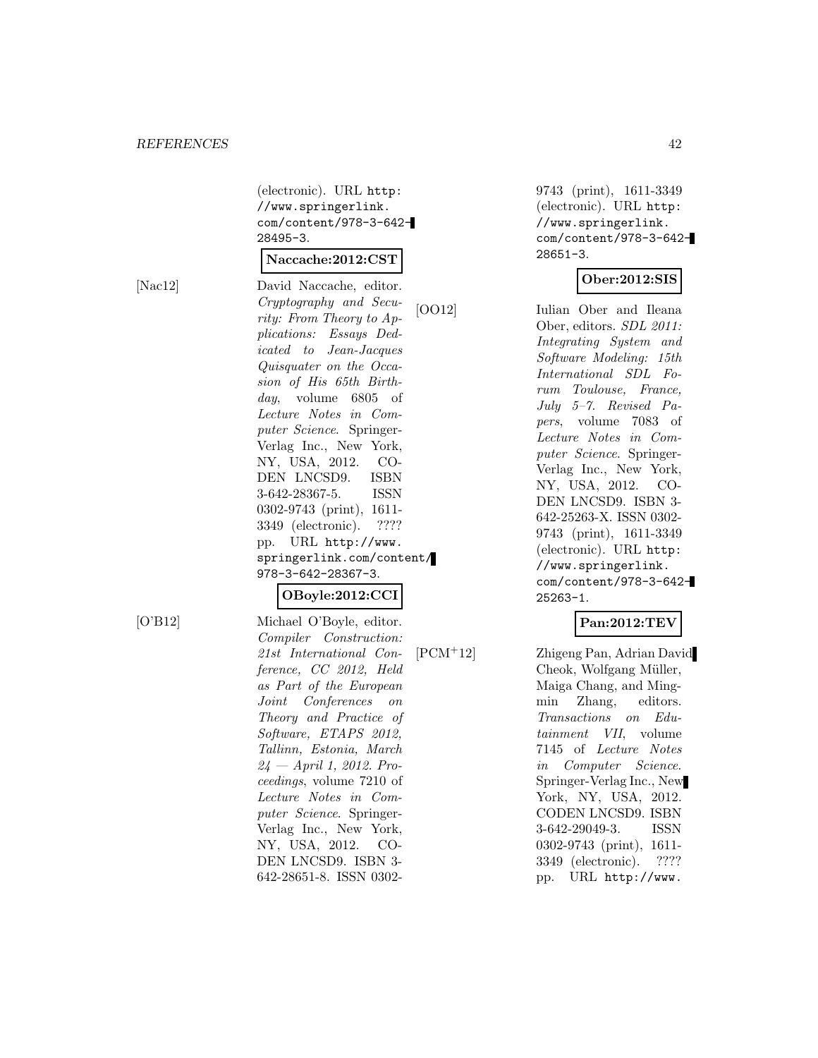(electronic). URL http://www.springerlink.com/content/978-3-642-28495-3.

**Naccache:2012:CST**

[Nac12] David Naccache, editor. *Cryptography and Security: From Theory to Applications: Essays Dedicated to Jean-Jacques Quisquater on the Occasion of His 65th Birthday*, volume 6805 of *Lecture Notes in Computer Science*. Springer-Verlag Inc., New York, NY, USA, 2012. CODEN LNCSD9. ISBN 3-642-28367-5. ISSN 0302-9743 (print), 1611-3349 (electronic). ???? pp. URL http://www.springerlink.com/content/978-3-642-28367-3.

**OBoyle:2012:CCI**

[O'B12] Michael O'Boyle, editor. *Compiler Construction: 21st International Conference, CC 2012, Held as Part of the European Joint Conferences on Theory and Practice of Software, ETAPS 2012, Tallinn, Estonia, March 24 — April 1, 2012. Proceedings*, volume 7210 of *Lecture Notes in Computer Science*. Springer-Verlag Inc., New York, NY, USA, 2012. CODEN LNCSD9. ISBN 3-642-28651-8. ISSN 0302-9743 (print), 1611-3349 (electronic). URL http://www.springerlink.com/content/978-3-642-28651-3.

**Ober:2012:SIS**

[OO12] Iulian Ober and Ileana Ober, editors. *SDL 2011: Integrating System and Software Modeling: 15th International SDL Forum Toulouse, France, July 5–7. Revised Papers*, volume 7083 of *Lecture Notes in Computer Science*. Springer-Verlag Inc., New York, NY, USA, 2012. CODEN LNCSD9. ISBN 3-642-25263-X. ISSN 0302-9743 (print), 1611-3349 (electronic). URL http://www.springerlink.com/content/978-3-642-25263-1.

**Pan:2012:TEV**

[PCM+12] Zhigeng Pan, Adrian David Cheok, Wolfgang Müller, Maiga Chang, and Mingmin Zhang, editors. *Transactions on Edutainment VII*, volume 7145 of *Lecture Notes in Computer Science*. Springer-Verlag Inc., New York, NY, USA, 2012. CODEN LNCSD9. ISBN 3-642-29049-3. ISSN 0302-9743 (print), 1611-3349 (electronic). ???? pp. URL http://www.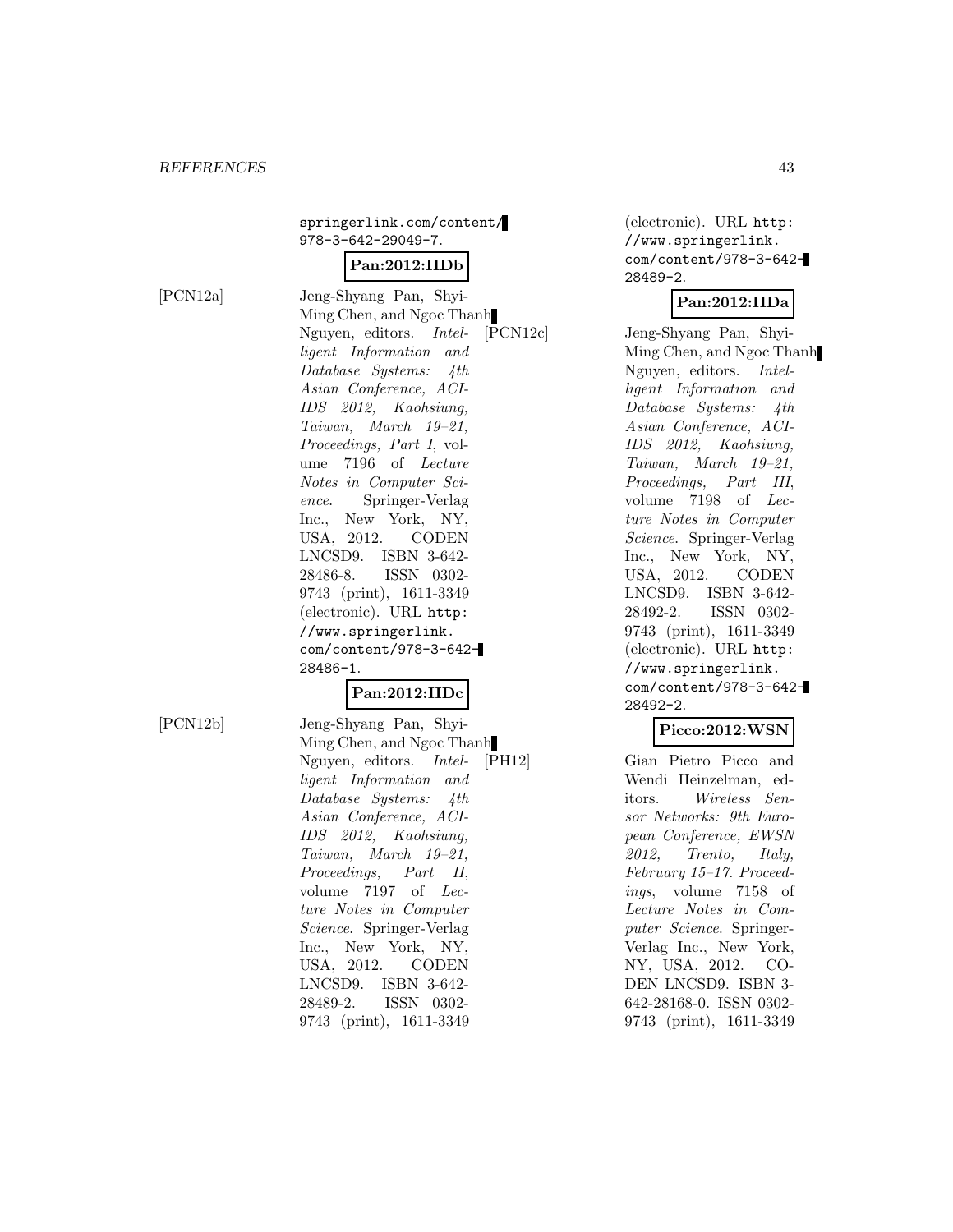springerlink.com/content/978-3-642-29049-7.

**Pan:2012:IIDb**

[PCN12a] Jeng-Shyang Pan, Shyi-Ming Chen, and Ngoc Thanh Nguyen, editors. *Intelligent Information and Database Systems: 4th Asian Conference, ACIIDS 2012, Kaohsiung, Taiwan, March 19–21, Proceedings, Part I*, volume 7196 of *Lecture Notes in Computer Science*. Springer-Verlag Inc., New York, NY, USA, 2012. CODEN LNCSD9. ISBN 3-642-28486-8. ISSN 0302-9743 (print), 1611-3349 (electronic). URL http://www.springerlink.com/content/978-3-642-28486-1.

**Pan:2012:IIDc**

[PCN12b] Jeng-Shyang Pan, Shyi-Ming Chen, and Ngoc Thanh Nguyen, editors. *Intelligent Information and Database Systems: 4th Asian Conference, ACIIDS 2012, Kaohsiung, Taiwan, March 19–21, Proceedings, Part II*, volume 7197 of *Lecture Notes in Computer Science*. Springer-Verlag Inc., New York, NY, USA, 2012. CODEN LNCSD9. ISBN 3-642-28489-2. ISSN 0302-9743 (print), 1611-3349 (electronic). URL http://www.springerlink.com/content/978-3-642-28489-2.

**Pan:2012:IIDa**

[PCN12c] Jeng-Shyang Pan, Shyi-Ming Chen, and Ngoc Thanh Nguyen, editors. *Intelligent Information and Database Systems: 4th Asian Conference, ACIIDS 2012, Kaohsiung, Taiwan, March 19–21, Proceedings, Part III*, volume 7198 of *Lecture Notes in Computer Science*. Springer-Verlag Inc., New York, NY, USA, 2012. CODEN LNCSD9. ISBN 3-642-28492-2. ISSN 0302-9743 (print), 1611-3349 (electronic). URL http://www.springerlink.com/content/978-3-642-28492-2.

**Picco:2012:WSN**

[PH12] Gian Pietro Picco and Wendi Heinzelman, editors. *Wireless Sensor Networks: 9th European Conference, EWSN 2012, Trento, Italy, February 15–17. Proceedings*, volume 7158 of *Lecture Notes in Computer Science*. Springer-Verlag Inc., New York, NY, USA, 2012. CODEN LNCSD9. ISBN 3-642-28168-0. ISSN 0302-9743 (print), 1611-3349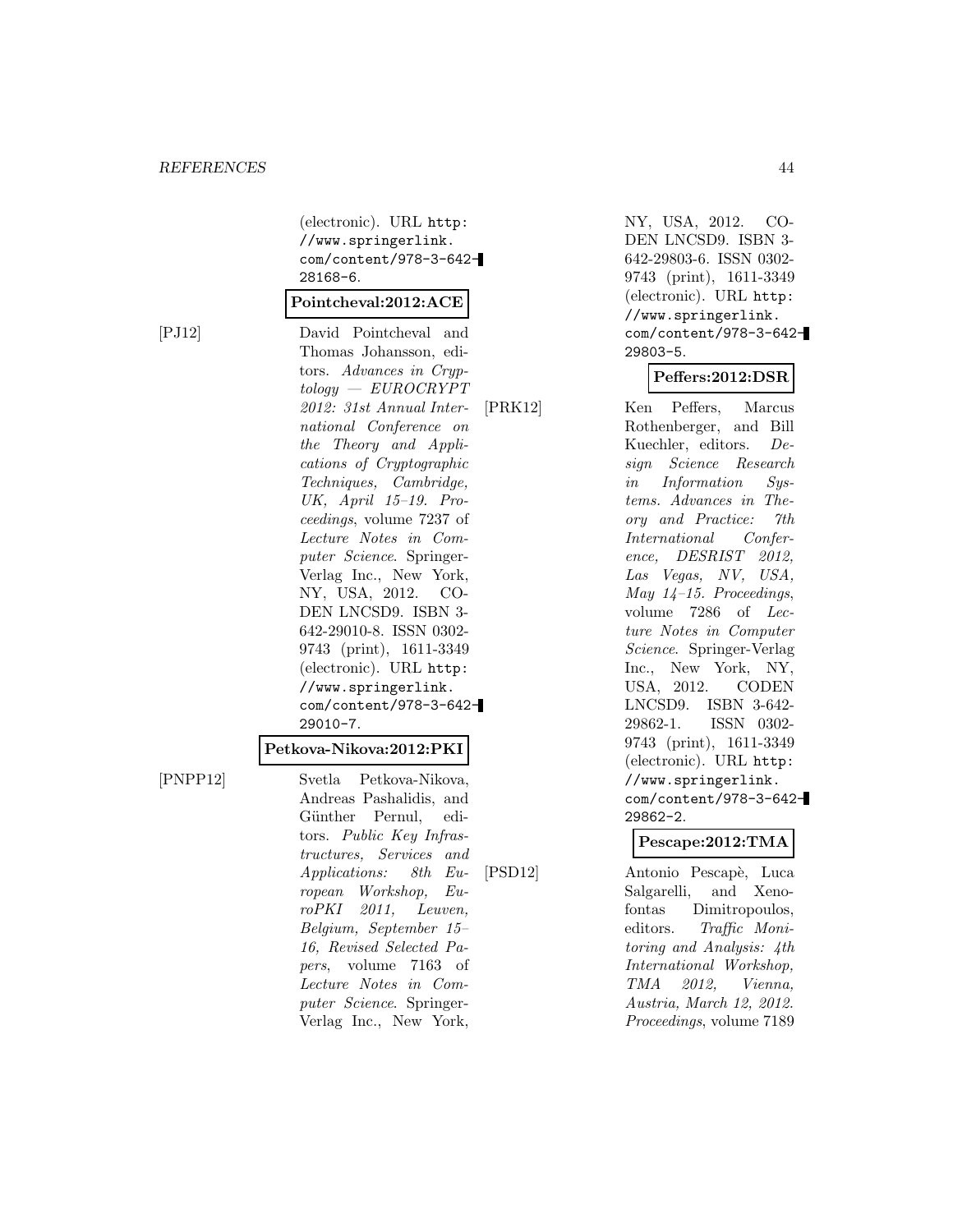(electronic). URL http://www.springerlink.com/content/978-3-642-28168-6.

**Pointcheval:2012:ACE**

[PJ12] David Pointcheval and Thomas Johansson, editors. *Advances in Cryptology — EUROCRYPT 2012: 31st Annual International Conference on the Theory and Applications of Cryptographic Techniques, Cambridge, UK, April 15–19. Proceedings*, volume 7237 of *Lecture Notes in Computer Science*. Springer-Verlag Inc., New York, NY, USA, 2012. CODEN LNCSD9. ISBN 3-642-29010-8. ISSN 0302-9743 (print), 1611-3349 (electronic). URL http://www.springerlink.com/content/978-3-642-29010-7.

**Petkova-Nikova:2012:PKI**

[PNPP12] Svetla Petkova-Nikova, Andreas Pashalidis, and Günther Pernul, editors. *Public Key Infrastructures, Services and Applications: 8th European Workshop, EuroPKI 2011, Leuven, Belgium, September 15–16, Revised Selected Papers*, volume 7163 of *Lecture Notes in Computer Science*. Springer-Verlag Inc., New York, NY, USA, 2012. CODEN LNCSD9. ISBN 3-642-29803-6. ISSN 0302-9743 (print), 1611-3349 (electronic). URL http://www.springerlink.com/content/978-3-642-29803-5.

**Peffers:2012:DSR**

[PRK12] Ken Peffers, Marcus Rothenberger, and Bill Kuechler, editors. *Design Science Research in Information Systems. Advances in Theory and Practice: 7th International Conference, DESRIST 2012, Las Vegas, NV, USA, May 14–15. Proceedings*, volume 7286 of *Lecture Notes in Computer Science*. Springer-Verlag Inc., New York, NY, USA, 2012. CODEN LNCSD9. ISBN 3-642-29862-1. ISSN 0302-9743 (print), 1611-3349 (electronic). URL http://www.springerlink.com/content/978-3-642-29862-2.

**Pescape:2012:TMA**

[PSD12] Antonio Pescapè, Luca Salgarelli, and Xenofontas Dimitropoulos, editors. *Traffic Monitoring and Analysis: 4th International Workshop, TMA 2012, Vienna, Austria, March 12, 2012. Proceedings*, volume 7189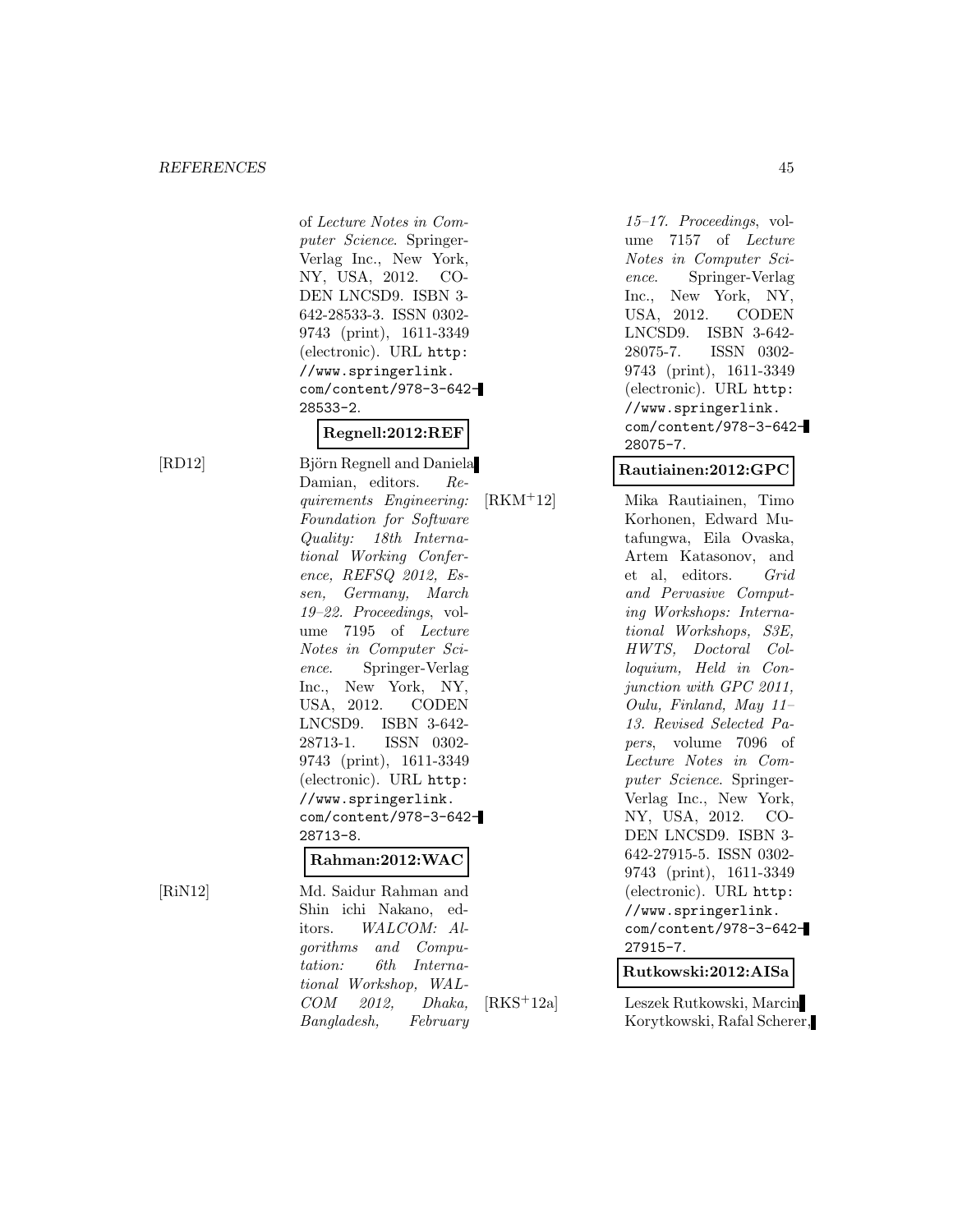of *Lecture Notes in Computer Science*. Springer-Verlag Inc., New York, NY, USA, 2012. CODEN LNCSD9. ISBN 3-642-28533-3. ISSN 0302-9743 (print), 1611-3349 (electronic). URL `http://www.springerlink.com/content/978-3-642-28533-2`.

**Regnell:2012:REF**

[RD12] Björn Regnell and Daniela Damian, editors. *Requirements Engineering: Foundation for Software Quality: 18th International Working Conference, REFSQ 2012, Essen, Germany, March 19–22. Proceedings*, volume 7195 of *Lecture Notes in Computer Science*. Springer-Verlag Inc., New York, NY, USA, 2012. CODEN LNCSD9. ISBN 3-642-28713-1. ISSN 0302-9743 (print), 1611-3349 (electronic). URL `http://www.springerlink.com/content/978-3-642-28713-8`.

**Rahman:2012:WAC**

[RiN12] Md. Saidur Rahman and Shin ichi Nakano, editors. *WALCOM: Algorithms and Computation: 6th International Workshop, WALCOM 2012, Dhaka, Bangladesh, February 15–17. Proceedings*, volume 7157 of *Lecture Notes in Computer Science*. Springer-Verlag Inc., New York, NY, USA, 2012. CODEN LNCSD9. ISBN 3-642-28075-7. ISSN 0302-9743 (print), 1611-3349 (electronic). URL `http://www.springerlink.com/content/978-3-642-28075-7`.

**Rautiainen:2012:GPC**

[RKM+12] Mika Rautiainen, Timo Korhonen, Edward Mutafungwa, Eila Ovaska, Artem Katasonov, and et al, editors. *Grid and Pervasive Computing Workshops: International Workshops, S3E, HWTS, Doctoral Colloquium, Held in Conjunction with GPC 2011, Oulu, Finland, May 11–13. Revised Selected Papers*, volume 7096 of *Lecture Notes in Computer Science*. Springer-Verlag Inc., New York, NY, USA, 2012. CODEN LNCSD9. ISBN 3-642-27915-5. ISSN 0302-9743 (print), 1611-3349 (electronic). URL `http://www.springerlink.com/content/978-3-642-27915-7`.

**Rutkowski:2012:AISa**

[RKS+12a] Leszek Rutkowski, Marcin Korytkowski, Rafal Scherer,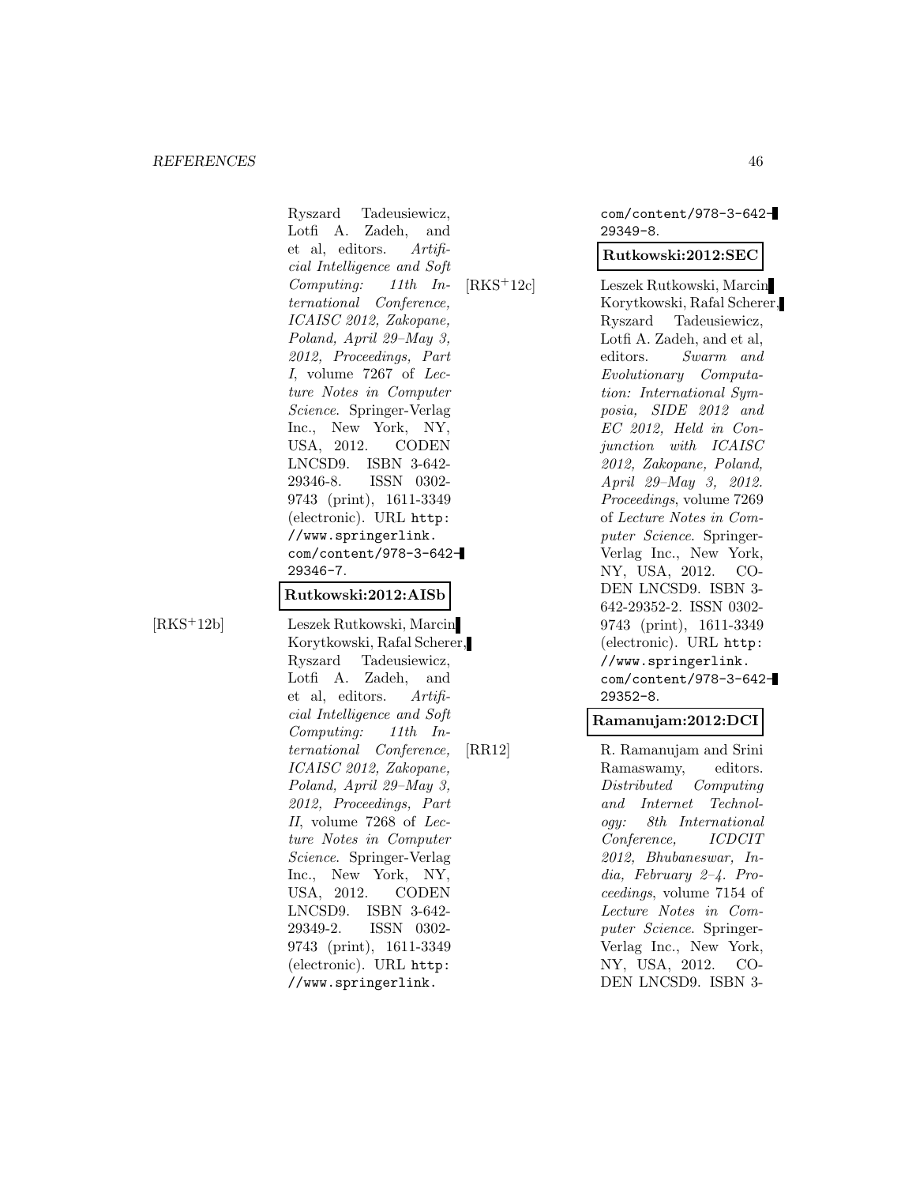Ryszard Tadeusiewicz, Lotfi A. Zadeh, and et al, editors. *Artificial Intelligence and Soft Computing: 11th International Conference, ICAISC 2012, Zakopane, Poland, April 29–May 3, 2012, Proceedings, Part I*, volume 7267 of *Lecture Notes in Computer Science*. Springer-Verlag Inc., New York, NY, USA, 2012. CODEN LNCSD9. ISBN 3-642-29346-8. ISSN 0302-9743 (print), 1611-3349 (electronic). URL `http://www.springerlink.com/content/978-3-642-29346-7`.

**Rutkowski:2012:AISb**

[RKS+12b] Leszek Rutkowski, Marcin Korytkowski, Rafal Scherer, Ryszard Tadeusiewicz, Lotfi A. Zadeh, and et al, editors. *Artificial Intelligence and Soft Computing: 11th International Conference, ICAISC 2012, Zakopane, Poland, April 29–May 3, 2012, Proceedings, Part II*, volume 7268 of *Lecture Notes in Computer Science*. Springer-Verlag Inc., New York, NY, USA, 2012. CODEN LNCSD9. ISBN 3-642-29349-2. ISSN 0302-9743 (print), 1611-3349 (electronic). URL `http://www.springerlink.com/content/978-3-642-29349-8`.

**Rutkowski:2012:SEC**

[RKS+12c] Leszek Rutkowski, Marcin Korytkowski, Rafal Scherer, Ryszard Tadeusiewicz, Lotfi A. Zadeh, and et al, editors. *Swarm and Evolutionary Computation: International Symposia, SIDE 2012 and EC 2012, Held in Conjunction with ICAISC 2012, Zakopane, Poland, April 29–May 3, 2012. Proceedings*, volume 7269 of *Lecture Notes in Computer Science*. Springer-Verlag Inc., New York, NY, USA, 2012. CODEN LNCSD9. ISBN 3-642-29352-2. ISSN 0302-9743 (print), 1611-3349 (electronic). URL `http://www.springerlink.com/content/978-3-642-29352-8`.

**Ramanujam:2012:DCI**

[RR12] R. Ramanujam and Srini Ramaswamy, editors. *Distributed Computing and Internet Technology: 8th International Conference, ICDCIT 2012, Bhubaneswar, India, February 2–4. Proceedings*, volume 7154 of *Lecture Notes in Computer Science*. Springer-Verlag Inc., New York, NY, USA, 2012. CODEN LNCSD9. ISBN 3-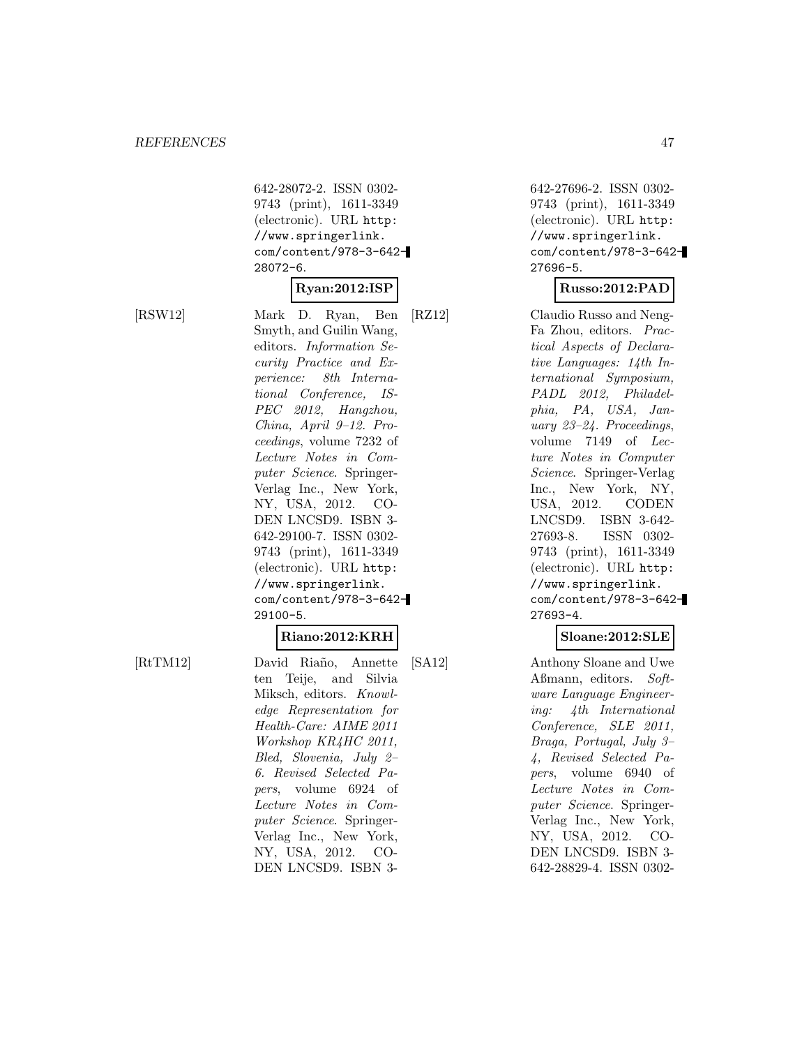642-28072-2. ISSN 0302-9743 (print), 1611-3349 (electronic). URL http://www.springerlink.com/content/978-3-642-28072-6.

**Ryan:2012:ISP**

[RSW12] Mark D. Ryan, Ben Smyth, and Guilin Wang, editors. *Information Security Practice and Experience: 8th International Conference, ISPEC 2012, Hangzhou, China, April 9–12. Proceedings*, volume 7232 of *Lecture Notes in Computer Science*. Springer-Verlag Inc., New York, NY, USA, 2012. CODEN LNCSD9. ISBN 3-642-29100-7. ISSN 0302-9743 (print), 1611-3349 (electronic). URL http://www.springerlink.com/content/978-3-642-29100-5.

**Riano:2012:KRH**

[RtTM12] David Riaño, Annette ten Teije, and Silvia Miksch, editors. *Knowledge Representation for Health-Care: AIME 2011 Workshop KR4HC 2011, Bled, Slovenia, July 2–6. Revised Selected Papers*, volume 6924 of *Lecture Notes in Computer Science*. Springer-Verlag Inc., New York, NY, USA, 2012. CODEN LNCSD9. ISBN 3-642-27696-2. ISSN 0302-9743 (print), 1611-3349 (electronic). URL http://www.springerlink.com/content/978-3-642-27696-5.

**Russo:2012:PAD**

[RZ12] Claudio Russo and Neng-Fa Zhou, editors. *Practical Aspects of Declarative Languages: 14th International Symposium, PADL 2012, Philadelphia, PA, USA, January 23–24. Proceedings*, volume 7149 of *Lecture Notes in Computer Science*. Springer-Verlag Inc., New York, NY, USA, 2012. CODEN LNCSD9. ISBN 3-642-27693-8. ISSN 0302-9743 (print), 1611-3349 (electronic). URL http://www.springerlink.com/content/978-3-642-27693-4.

**Sloane:2012:SLE**

[SA12] Anthony Sloane and Uwe Aßmann, editors. *Software Language Engineering: 4th International Conference, SLE 2011, Braga, Portugal, July 3–4, Revised Selected Papers*, volume 6940 of *Lecture Notes in Computer Science*. Springer-Verlag Inc., New York, NY, USA, 2012. CODEN LNCSD9. ISBN 3-642-28829-4. ISSN 0302-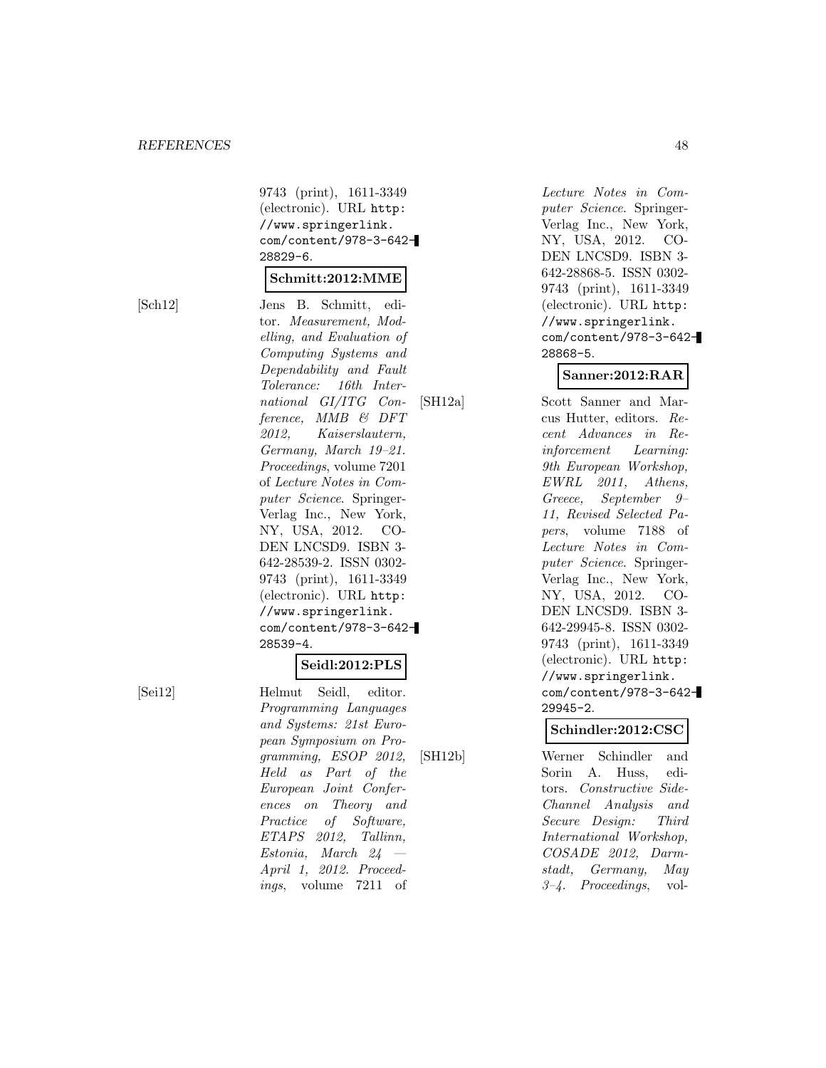9743 (print), 1611-3349 (electronic). URL http://www.springerlink.com/content/978-3-642-28829-6.

**Schmitt:2012:MME**

[Sch12] Jens B. Schmitt, editor. *Measurement, Modelling, and Evaluation of Computing Systems and Dependability and Fault Tolerance: 16th International GI/ITG Conference, MMB & DFT 2012, Kaiserslautern, Germany, March 19–21. Proceedings*, volume 7201 of *Lecture Notes in Computer Science*. Springer-Verlag Inc., New York, NY, USA, 2012. CODEN LNCSD9. ISBN 3-642-28539-2. ISSN 0302-9743 (print), 1611-3349 (electronic). URL http://www.springerlink.com/content/978-3-642-28539-4.

**Seidl:2012:PLS**

[Sei12] Helmut Seidl, editor. *Programming Languages and Systems: 21st European Symposium on Programming, ESOP 2012, Held as Part of the European Joint Conferences on Theory and Practice of Software, ETAPS 2012, Tallinn, Estonia, March 24 — April 1, 2012. Proceedings*, volume 7211 of *Lecture Notes in Computer Science*. Springer-Verlag Inc., New York, NY, USA, 2012. CODEN LNCSD9. ISBN 3-642-28868-5. ISSN 0302-9743 (print), 1611-3349 (electronic). URL http://www.springerlink.com/content/978-3-642-28868-5.

**Sanner:2012:RAR**

[SH12a] Scott Sanner and Marcus Hutter, editors. *Recent Advances in Reinforcement Learning: 9th European Workshop, EWRL 2011, Athens, Greece, September 9–11, Revised Selected Papers*, volume 7188 of *Lecture Notes in Computer Science*. Springer-Verlag Inc., New York, NY, USA, 2012. CODEN LNCSD9. ISBN 3-642-29945-8. ISSN 0302-9743 (print), 1611-3349 (electronic). URL http://www.springerlink.com/content/978-3-642-29945-2.

**Schindler:2012:CSC**

[SH12b] Werner Schindler and Sorin A. Huss, editors. *Constructive Side-Channel Analysis and Secure Design: Third International Workshop, COSADE 2012, Darmstadt, Germany, May 3–4. Proceedings*, vol-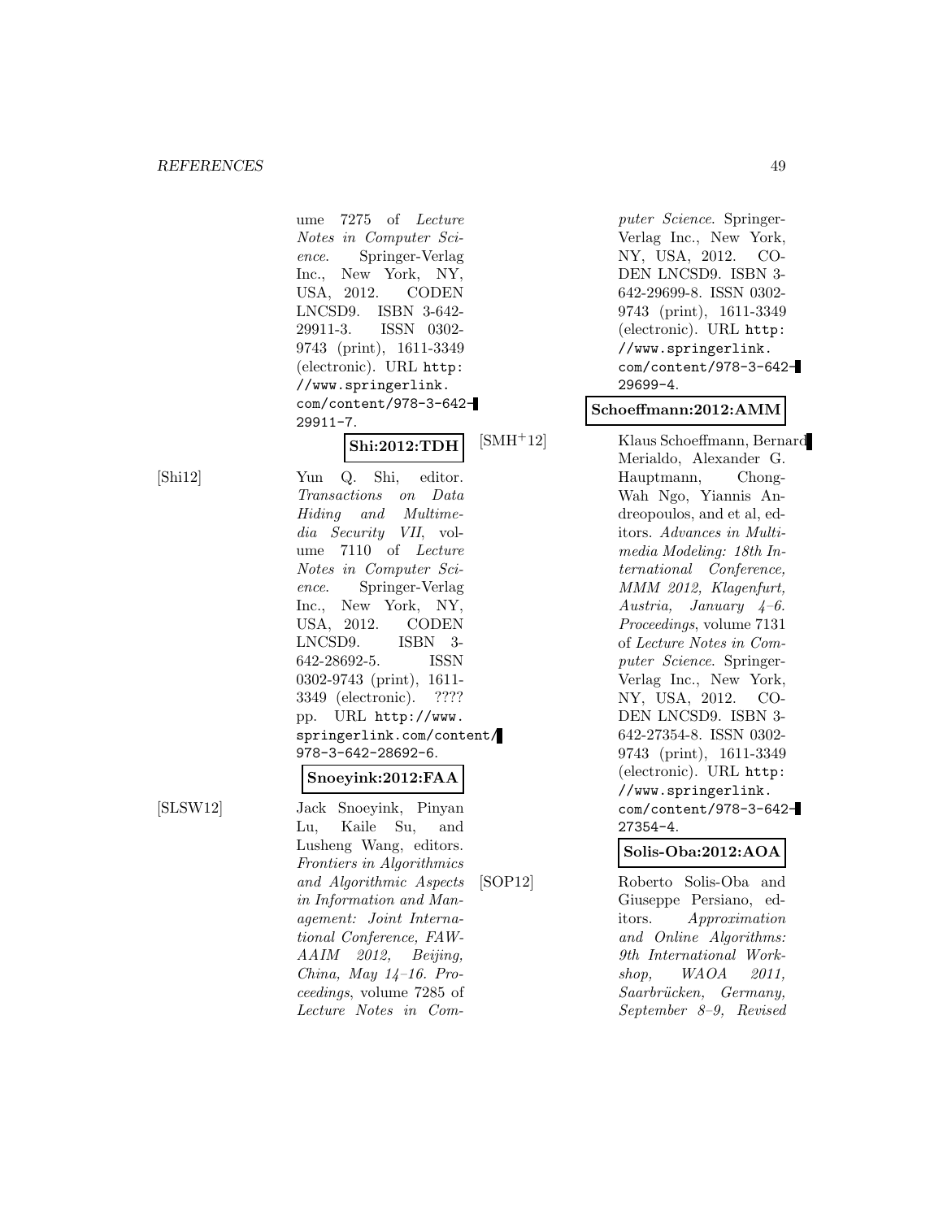ume 7275 of *Lecture Notes in Computer Science*. Springer-Verlag Inc., New York, NY, USA, 2012. CODEN LNCSD9. ISBN 3-642-29911-3. ISSN 0302-9743 (print), 1611-3349 (electronic). URL `http://www.springerlink.com/content/978-3-642-29911-7`.

**Shi:2012:TDH**

[Shi12] Yun Q. Shi, editor. *Transactions on Data Hiding and Multimedia Security VII*, volume 7110 of *Lecture Notes in Computer Science*. Springer-Verlag Inc., New York, NY, USA, 2012. CODEN LNCSD9. ISBN 3-642-28692-5. ISSN 0302-9743 (print), 1611-3349 (electronic). ???? pp. URL `http://www.springerlink.com/content/978-3-642-28692-6`.

**Snoeyink:2012:FAA**

[SLSW12] Jack Snoeyink, Pinyan Lu, Kaile Su, and Lusheng Wang, editors. *Frontiers in Algorithmics and Algorithmic Aspects in Information and Management: Joint International Conference, FAW-AAIM 2012, Beijing, China, May 14–16. Proceedings*, volume 7285 of *Lecture Notes in Computer Science*. Springer-Verlag Inc., New York, NY, USA, 2012. CODEN LNCSD9. ISBN 3-642-29699-8. ISSN 0302-9743 (print), 1611-3349 (electronic). URL `http://www.springerlink.com/content/978-3-642-29699-4`.

**Schoeffmann:2012:AMM**

[SMH+12] Klaus Schoeffmann, Bernard Merialdo, Alexander G. Hauptmann, Chong-Wah Ngo, Yiannis Andreopoulos, and et al, editors. *Advances in Multimedia Modeling: 18th International Conference, MMM 2012, Klagenfurt, Austria, January 4–6. Proceedings*, volume 7131 of *Lecture Notes in Computer Science*. Springer-Verlag Inc., New York, NY, USA, 2012. CODEN LNCSD9. ISBN 3-642-27354-8. ISSN 0302-9743 (print), 1611-3349 (electronic). URL `http://www.springerlink.com/content/978-3-642-27354-4`.

**Solis-Oba:2012:AOA**

[SOP12] Roberto Solis-Oba and Giuseppe Persiano, editors. *Approximation and Online Algorithms: 9th International Workshop, WAOA 2011, Saarbrücken, Germany, September 8–9, Revised*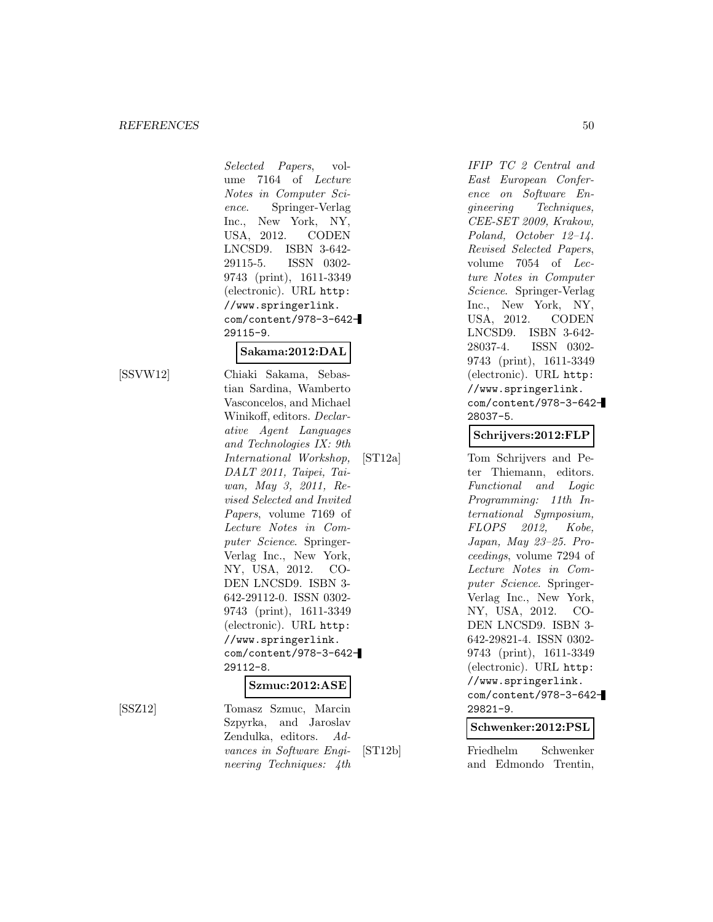*Selected Papers*, volume 7164 of *Lecture Notes in Computer Science*. Springer-Verlag Inc., New York, NY, USA, 2012. CODEN LNCSD9. ISBN 3-642-29115-5. ISSN 0302-9743 (print), 1611-3349 (electronic). URL `http://www.springerlink.com/content/978-3-642-29115-9`.

**Sakama:2012:DAL**

[SSVW12] Chiaki Sakama, Sebastian Sardina, Wamberto Vasconcelos, and Michael Winikoff, editors. *Declarative Agent Languages and Technologies IX: 9th International Workshop, DALT 2011, Taipei, Taiwan, May 3, 2011, Revised Selected and Invited Papers*, volume 7169 of *Lecture Notes in Computer Science*. Springer-Verlag Inc., New York, NY, USA, 2012. CODEN LNCSD9. ISBN 3-642-29112-0. ISSN 0302-9743 (print), 1611-3349 (electronic). URL `http://www.springerlink.com/content/978-3-642-29112-8`.

**Szmuc:2012:ASE**

[SSZ12] Tomasz Szmuc, Marcin Szpyrka, and Jaroslav Zendulka, editors. *Advances in Software Engineering Techniques: 4th IFIP TC 2 Central and East European Conference on Software Engineering Techniques, CEE-SET 2009, Krakow, Poland, October 12–14. Revised Selected Papers*, volume 7054 of *Lecture Notes in Computer Science*. Springer-Verlag Inc., New York, NY, USA, 2012. CODEN LNCSD9. ISBN 3-642-28037-4. ISSN 0302-9743 (print), 1611-3349 (electronic). URL `http://www.springerlink.com/content/978-3-642-28037-5`.

**Schrijvers:2012:FLP**

[ST12a] Tom Schrijvers and Peter Thiemann, editors. *Functional and Logic Programming: 11th International Symposium, FLOPS 2012, Kobe, Japan, May 23–25. Proceedings*, volume 7294 of *Lecture Notes in Computer Science*. Springer-Verlag Inc., New York, NY, USA, 2012. CODEN LNCSD9. ISBN 3-642-29821-4. ISSN 0302-9743 (print), 1611-3349 (electronic). URL `http://www.springerlink.com/content/978-3-642-29821-9`.

**Schwenker:2012:PSL**

[ST12b] Friedhelm Schwenker and Edmondo Trentin,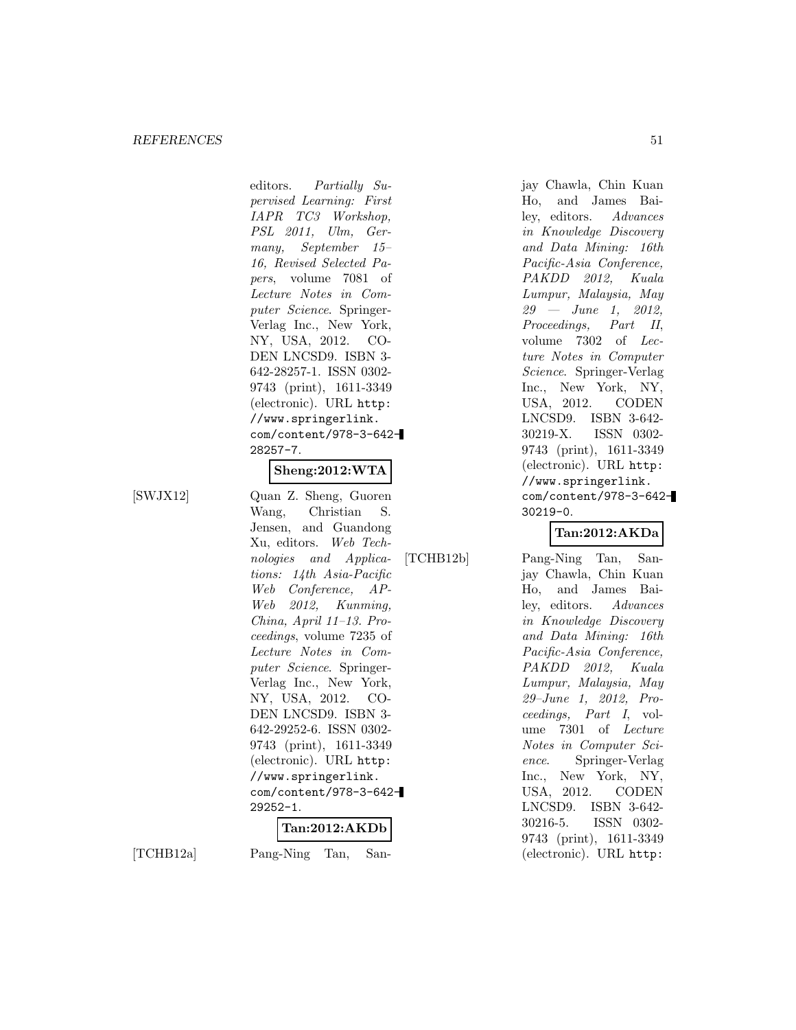editors. *Partially Supervised Learning: First IAPR TC3 Workshop, PSL 2011, Ulm, Germany, September 15–16, Revised Selected Papers*, volume 7081 of *Lecture Notes in Computer Science*. Springer-Verlag Inc., New York, NY, USA, 2012. CODEN LNCSD9. ISBN 3-642-28257-1. ISSN 0302-9743 (print), 1611-3349 (electronic). URL `http://www.springerlink.com/content/978-3-642-28257-7`.

**Sheng:2012:WTA**

[SWJX12] Quan Z. Sheng, Guoren Wang, Christian S. Jensen, and Guandong Xu, editors. *Web Technologies and Applications: 14th Asia-Pacific Web Conference, AP-Web 2012, Kunming, China, April 11–13. Proceedings*, volume 7235 of *Lecture Notes in Computer Science*. Springer-Verlag Inc., New York, NY, USA, 2012. CODEN LNCSD9. ISBN 3-642-29252-6. ISSN 0302-9743 (print), 1611-3349 (electronic). URL `http://www.springerlink.com/content/978-3-642-29252-1`.

**Tan:2012:AKDb**

[TCHB12a] Pang-Ning Tan, Sanjay Chawla, Chin Kuan Ho, and James Bailey, editors. *Advances in Knowledge Discovery and Data Mining: 16th Pacific-Asia Conference, PAKDD 2012, Kuala Lumpur, Malaysia, May 29 — June 1, 2012, Proceedings, Part II*, volume 7302 of *Lecture Notes in Computer Science*. Springer-Verlag Inc., New York, NY, USA, 2012. CODEN LNCSD9. ISBN 3-642-30219-X. ISSN 0302-9743 (print), 1611-3349 (electronic). URL `http://www.springerlink.com/content/978-3-642-30219-0`.

**Tan:2012:AKDa**

[TCHB12b] Pang-Ning Tan, Sanjay Chawla, Chin Kuan Ho, and James Bailey, editors. *Advances in Knowledge Discovery and Data Mining: 16th Pacific-Asia Conference, PAKDD 2012, Kuala Lumpur, Malaysia, May 29–June 1, 2012, Proceedings, Part I*, volume 7301 of *Lecture Notes in Computer Science*. Springer-Verlag Inc., New York, NY, USA, 2012. CODEN LNCSD9. ISBN 3-642-30216-5. ISSN 0302-9743 (print), 1611-3349 (electronic). URL `http:`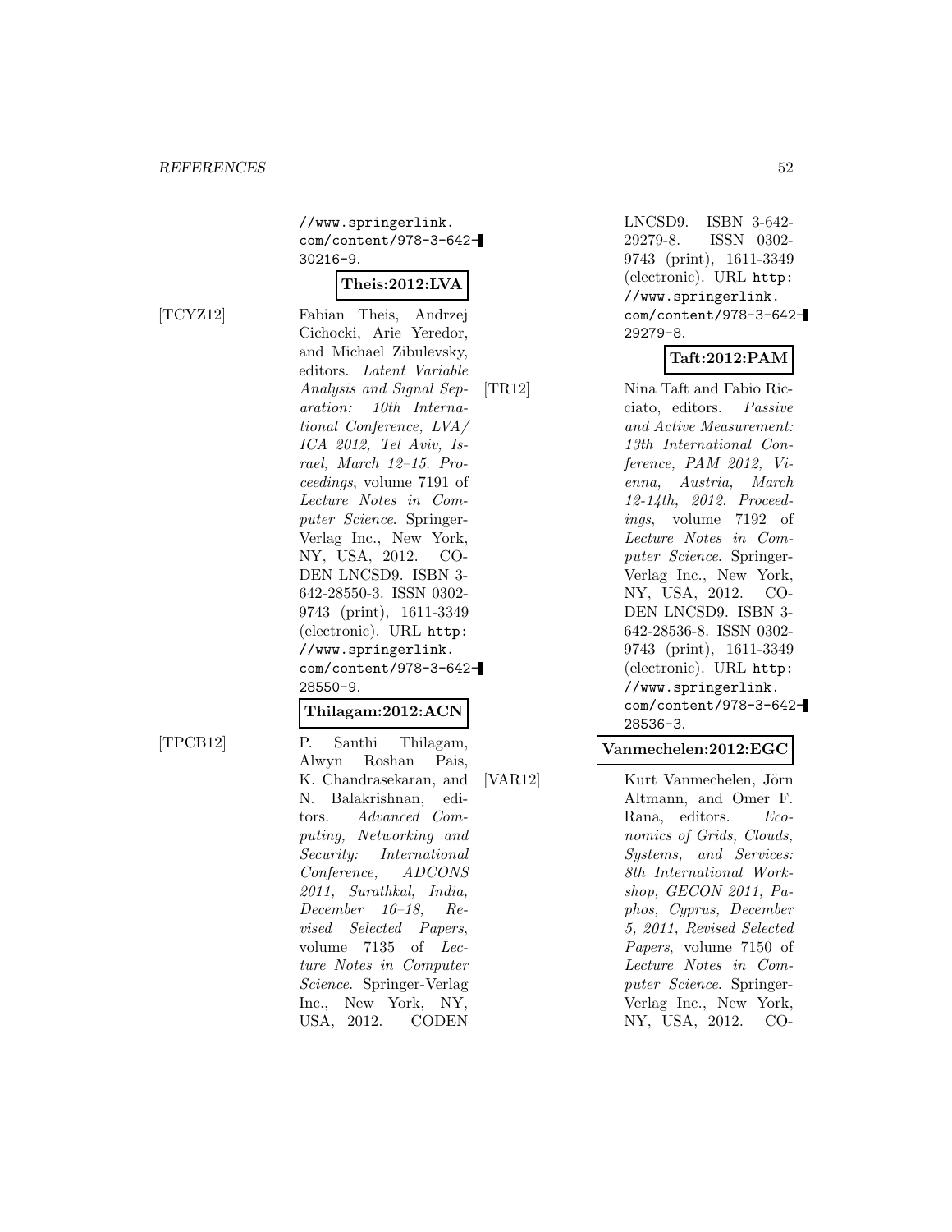//www.springerlink.com/content/978-3-642-30216-9.

**Theis:2012:LVA**

[TCYZ12] Fabian Theis, Andrzej Cichocki, Arie Yeredor, and Michael Zibulevsky, editors. *Latent Variable Analysis and Signal Separation: 10th International Conference, LVA/ ICA 2012, Tel Aviv, Israel, March 12–15. Proceedings*, volume 7191 of *Lecture Notes in Computer Science*. Springer-Verlag Inc., New York, NY, USA, 2012. CODEN LNCSD9. ISBN 3-642-28550-3. ISSN 0302-9743 (print), 1611-3349 (electronic). URL http://www.springerlink.com/content/978-3-642-28550-9.

**Thilagam:2012:ACN**

[TPCB12] P. Santhi Thilagam, Alwyn Roshan Pais, K. Chandrasekaran, and N. Balakrishnan, editors. *Advanced Computing, Networking and Security: International Conference, ADCONS 2011, Surathkal, India, December 16–18, Revised Selected Papers*, volume 7135 of *Lecture Notes in Computer Science*. Springer-Verlag Inc., New York, NY, USA, 2012. CODEN LNCSD9. ISBN 3-642-29279-8. ISSN 0302-9743 (print), 1611-3349 (electronic). URL http://www.springerlink.com/content/978-3-642-29279-8.

**Taft:2012:PAM**

[TR12] Nina Taft and Fabio Ricciato, editors. *Passive and Active Measurement: 13th International Conference, PAM 2012, Vienna, Austria, March 12-14th, 2012. Proceedings*, volume 7192 of *Lecture Notes in Computer Science*. Springer-Verlag Inc., New York, NY, USA, 2012. CODEN LNCSD9. ISBN 3-642-28536-8. ISSN 0302-9743 (print), 1611-3349 (electronic). URL http://www.springerlink.com/content/978-3-642-28536-3.

**Vanmechelen:2012:EGC**

[VAR12] Kurt Vanmechelen, Jörn Altmann, and Omer F. Rana, editors. *Economics of Grids, Clouds, Systems, and Services: 8th International Workshop, GECON 2011, Paphos, Cyprus, December 5, 2011, Revised Selected Papers*, volume 7150 of *Lecture Notes in Computer Science*. Springer-Verlag Inc., New York, NY, USA, 2012. CO-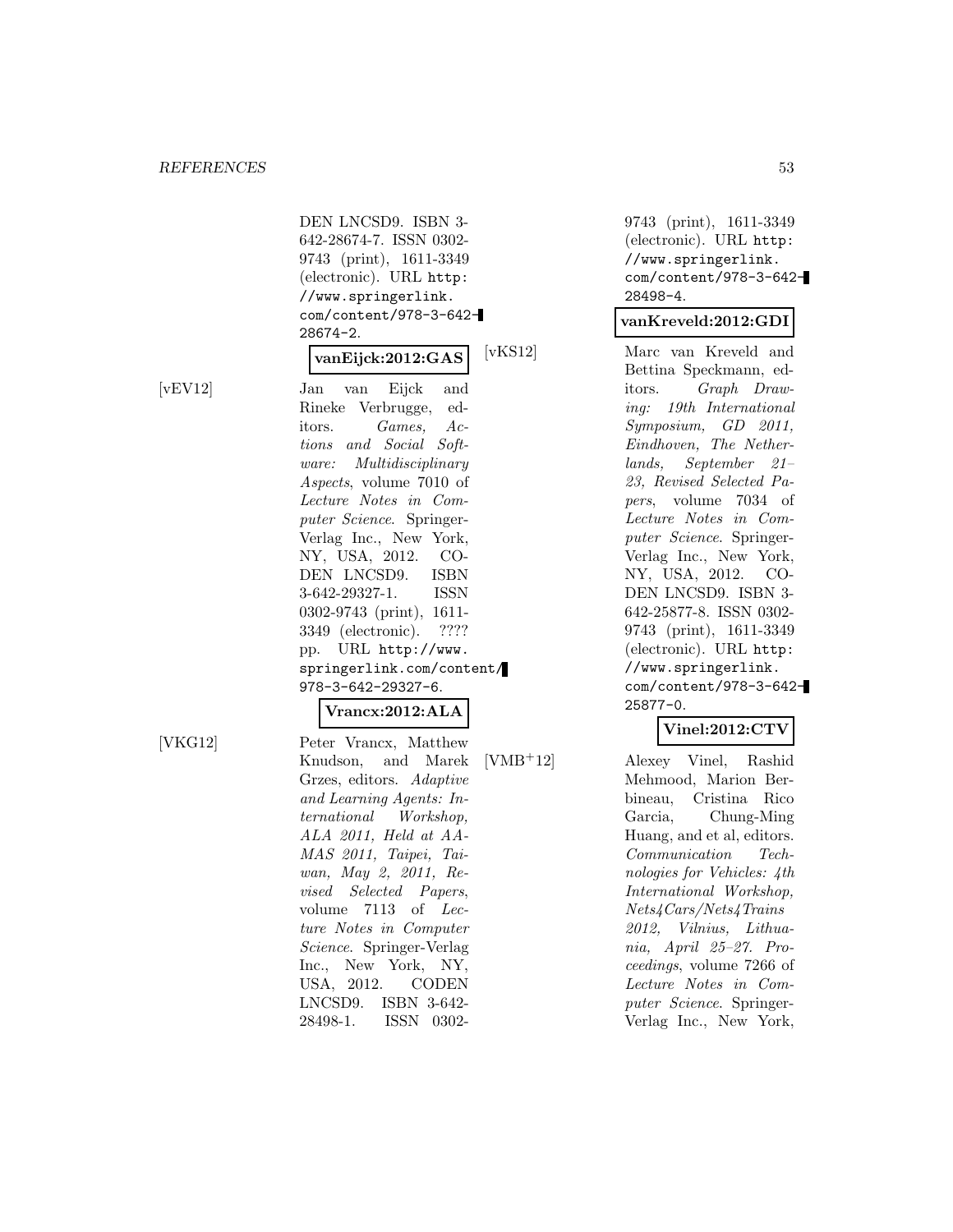DEN LNCSD9. ISBN 3-642-28674-7. ISSN 0302-9743 (print), 1611-3349 (electronic). URL http://www.springerlink.com/content/978-3-642-28674-2.

**vanEijck:2012:GAS**

[vEV12] Jan van Eijck and Rineke Verbrugge, editors. *Games, Actions and Social Software: Multidisciplinary Aspects*, volume 7010 of *Lecture Notes in Computer Science*. Springer-Verlag Inc., New York, NY, USA, 2012. CODEN LNCSD9. ISBN 3-642-29327-1. ISSN 0302-9743 (print), 1611-3349 (electronic). ???? pp. URL http://www.springerlink.com/content/978-3-642-29327-6.

**Vrancx:2012:ALA**

[VKG12] Peter Vrancx, Matthew Knudson, and Marek Grzes, editors. *Adaptive and Learning Agents: International Workshop, ALA 2011, Held at AAMAS 2011, Taipei, Taiwan, May 2, 2011, Revised Selected Papers*, volume 7113 of *Lecture Notes in Computer Science*. Springer-Verlag Inc., New York, NY, USA, 2012. CODEN LNCSD9. ISBN 3-642-28498-1. ISSN 0302-9743 (print), 1611-3349 (electronic). URL http://www.springerlink.com/content/978-3-642-28498-4.

**vanKreveld:2012:GDI**

[vKS12] Marc van Kreveld and Bettina Speckmann, editors. *Graph Drawing: 19th International Symposium, GD 2011, Eindhoven, The Netherlands, September 21–23, Revised Selected Papers*, volume 7034 of *Lecture Notes in Computer Science*. Springer-Verlag Inc., New York, NY, USA, 2012. CODEN LNCSD9. ISBN 3-642-25877-8. ISSN 0302-9743 (print), 1611-3349 (electronic). URL http://www.springerlink.com/content/978-3-642-25877-0.

**Vinel:2012:CTV**

[VMB+12] Alexey Vinel, Rashid Mehmood, Marion Berbineau, Cristina Rico Garcia, Chung-Ming Huang, and et al, editors. *Communication Technologies for Vehicles: 4th International Workshop, Nets4Cars/Nets4Trains 2012, Vilnius, Lithuania, April 25–27. Proceedings*, volume 7266 of *Lecture Notes in Computer Science*. Springer-Verlag Inc., New York,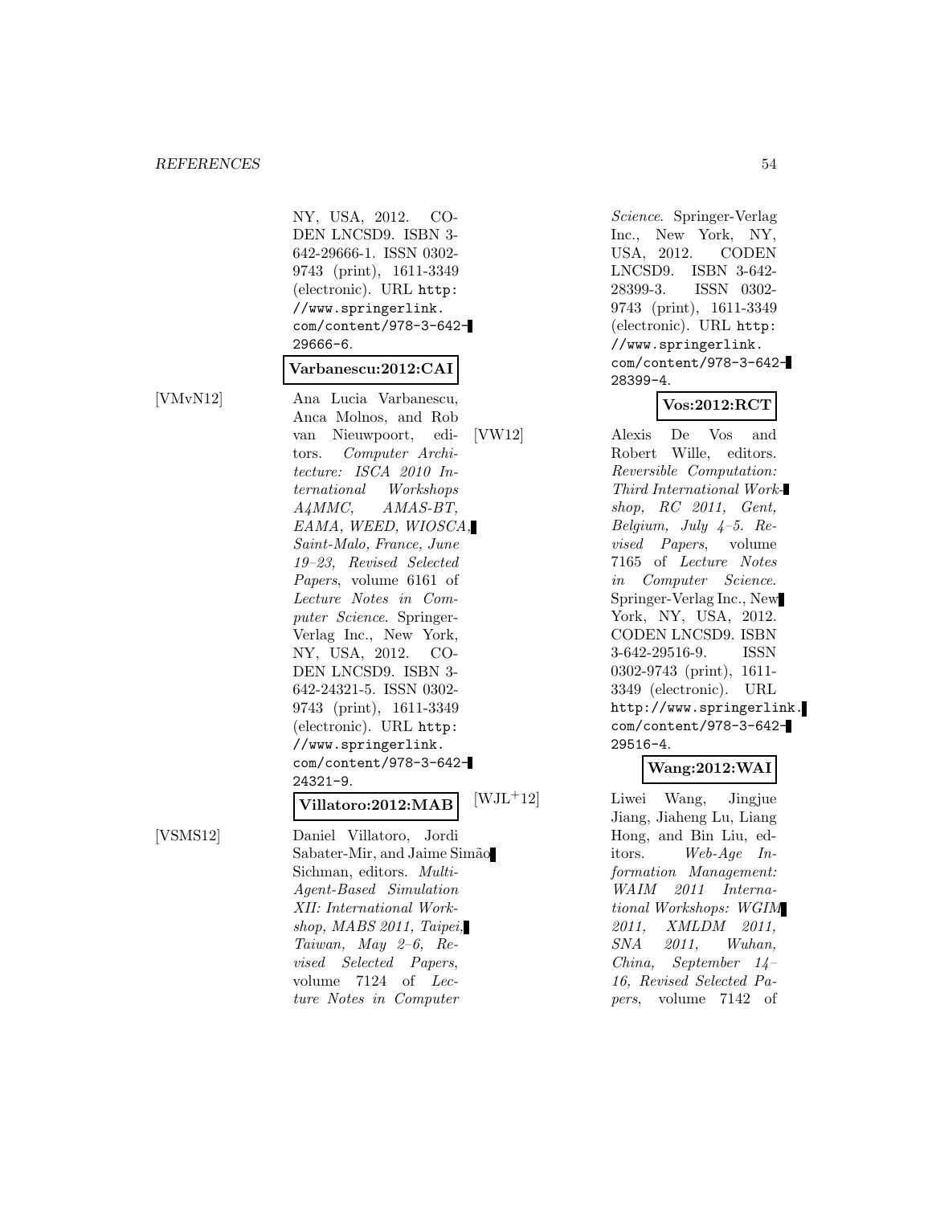NY, USA, 2012. CODEN LNCSD9. ISBN 3-642-29666-1. ISSN 0302-9743 (print), 1611-3349 (electronic). URL `http://www.springerlink.com/content/978-3-642-29666-6`.

**Varbanescu:2012:CAI**

[VMvN12] Ana Lucia Varbanescu, Anca Molnos, and Rob van Nieuwpoort, editors. *Computer Architecture: ISCA 2010 International Workshops A4MMC, AMAS-BT, EAMA, WEED, WIOSCA, Saint-Malo, France, June 19–23, Revised Selected Papers*, volume 6161 of *Lecture Notes in Computer Science*. Springer-Verlag Inc., New York, NY, USA, 2012. CODEN LNCSD9. ISBN 3-642-24321-5. ISSN 0302-9743 (print), 1611-3349 (electronic). URL `http://www.springerlink.com/content/978-3-642-24321-9`.

**Villatoro:2012:MAB**

[VSMS12] Daniel Villatoro, Jordi Sabater-Mir, and Jaime Simão Sichman, editors. *Multi-Agent-Based Simulation XII: International Workshop, MABS 2011, Taipei, Taiwan, May 2–6, Revised Selected Papers*, volume 7124 of *Lecture Notes in Computer Science*. Springer-Verlag Inc., New York, NY, USA, 2012. CODEN LNCSD9. ISBN 3-642-28399-3. ISSN 0302-9743 (print), 1611-3349 (electronic). URL `http://www.springerlink.com/content/978-3-642-28399-4`.

**Vos:2012:RCT**

[VW12] Alexis De Vos and Robert Wille, editors. *Reversible Computation: Third International Workshop, RC 2011, Gent, Belgium, July 4–5. Revised Papers*, volume 7165 of *Lecture Notes in Computer Science*. Springer-Verlag Inc., New York, NY, USA, 2012. CODEN LNCSD9. ISBN 3-642-29516-9. ISSN 0302-9743 (print), 1611-3349 (electronic). URL `http://www.springerlink.com/content/978-3-642-29516-4`.

**Wang:2012:WAI**

[WJL+12] Liwei Wang, Jingjue Jiang, Jiaheng Lu, Liang Hong, and Bin Liu, editors. *Web-Age Information Management: WAIM 2011 International Workshops: WGIM 2011, XMLDM 2011, SNA 2011, Wuhan, China, September 14–16, Revised Selected Papers*, volume 7142 of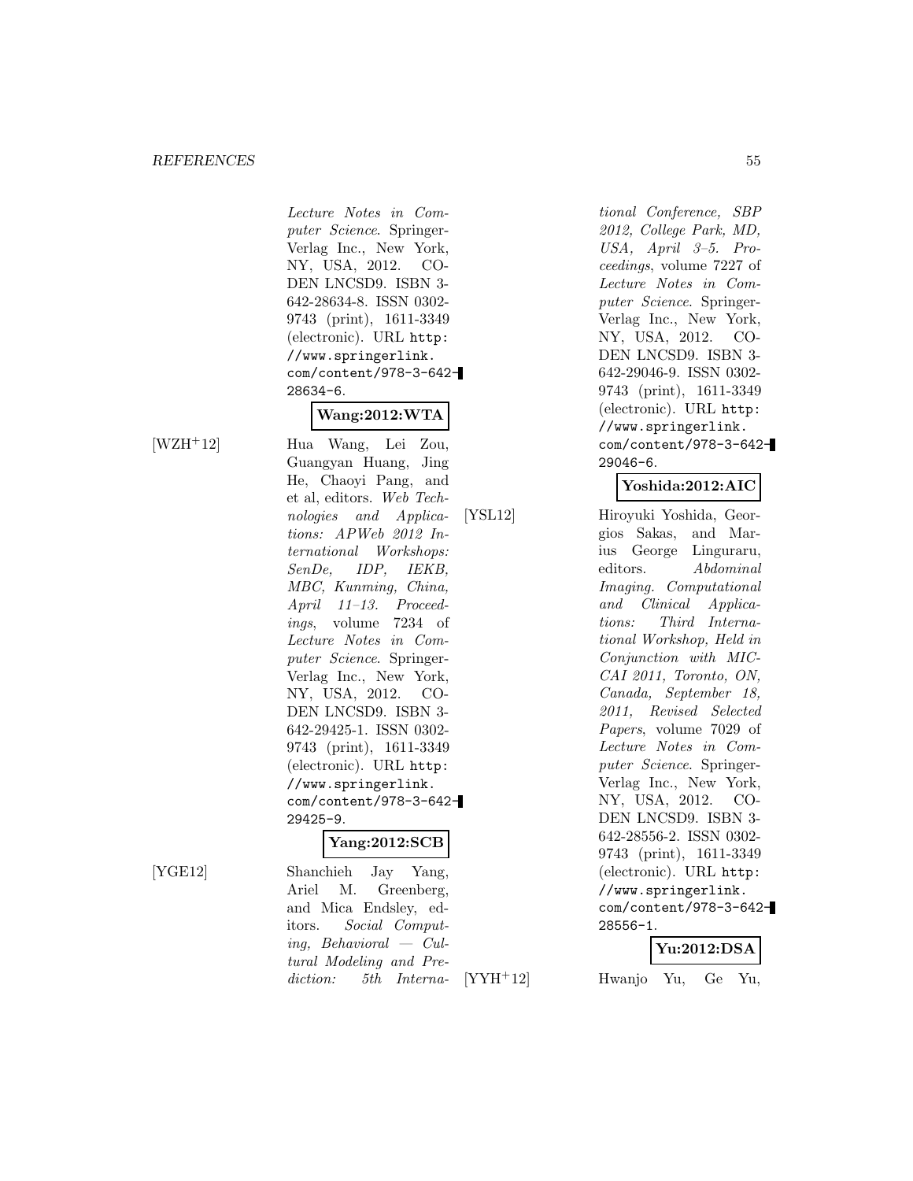*Lecture Notes in Computer Science*. Springer-Verlag Inc., New York, NY, USA, 2012. CODEN LNCSD9. ISBN 3-642-28634-8. ISSN 0302-9743 (print), 1611-3349 (electronic). URL `http://www.springerlink.com/content/978-3-642-28634-6`.

**Wang:2012:WTA**

[WZH+12] Hua Wang, Lei Zou, Guangyan Huang, Jing He, Chaoyi Pang, and et al, editors. *Web Technologies and Applications: APWeb 2012 International Workshops: SenDe, IDP, IEKB, MBC, Kunming, China, April 11–13. Proceedings*, volume 7234 of *Lecture Notes in Computer Science*. Springer-Verlag Inc., New York, NY, USA, 2012. CODEN LNCSD9. ISBN 3-642-29425-1. ISSN 0302-9743 (print), 1611-3349 (electronic). URL `http://www.springerlink.com/content/978-3-642-29425-9`.

**Yang:2012:SCB**

[YGE12] Shanchieh Jay Yang, Ariel M. Greenberg, and Mica Endsley, editors. *Social Computing, Behavioral — Cultural Modeling and Prediction: 5th International Conference, SBP 2012, College Park, MD, USA, April 3–5. Proceedings*, volume 7227 of *Lecture Notes in Computer Science*. Springer-Verlag Inc., New York, NY, USA, 2012. CODEN LNCSD9. ISBN 3-642-29046-9. ISSN 0302-9743 (print), 1611-3349 (electronic). URL `http://www.springerlink.com/content/978-3-642-29046-6`.

**Yoshida:2012:AIC**

[YSL12] Hiroyuki Yoshida, Georgios Sakas, and Marius George Linguraru, editors. *Abdominal Imaging. Computational and Clinical Applications: Third International Workshop, Held in Conjunction with MICCAI 2011, Toronto, ON, Canada, September 18, 2011, Revised Selected Papers*, volume 7029 of *Lecture Notes in Computer Science*. Springer-Verlag Inc., New York, NY, USA, 2012. CODEN LNCSD9. ISBN 3-642-28556-2. ISSN 0302-9743 (print), 1611-3349 (electronic). URL `http://www.springerlink.com/content/978-3-642-28556-1`.

**Yu:2012:DSA**

[YYH+12] Hwanjo Yu, Ge Yu,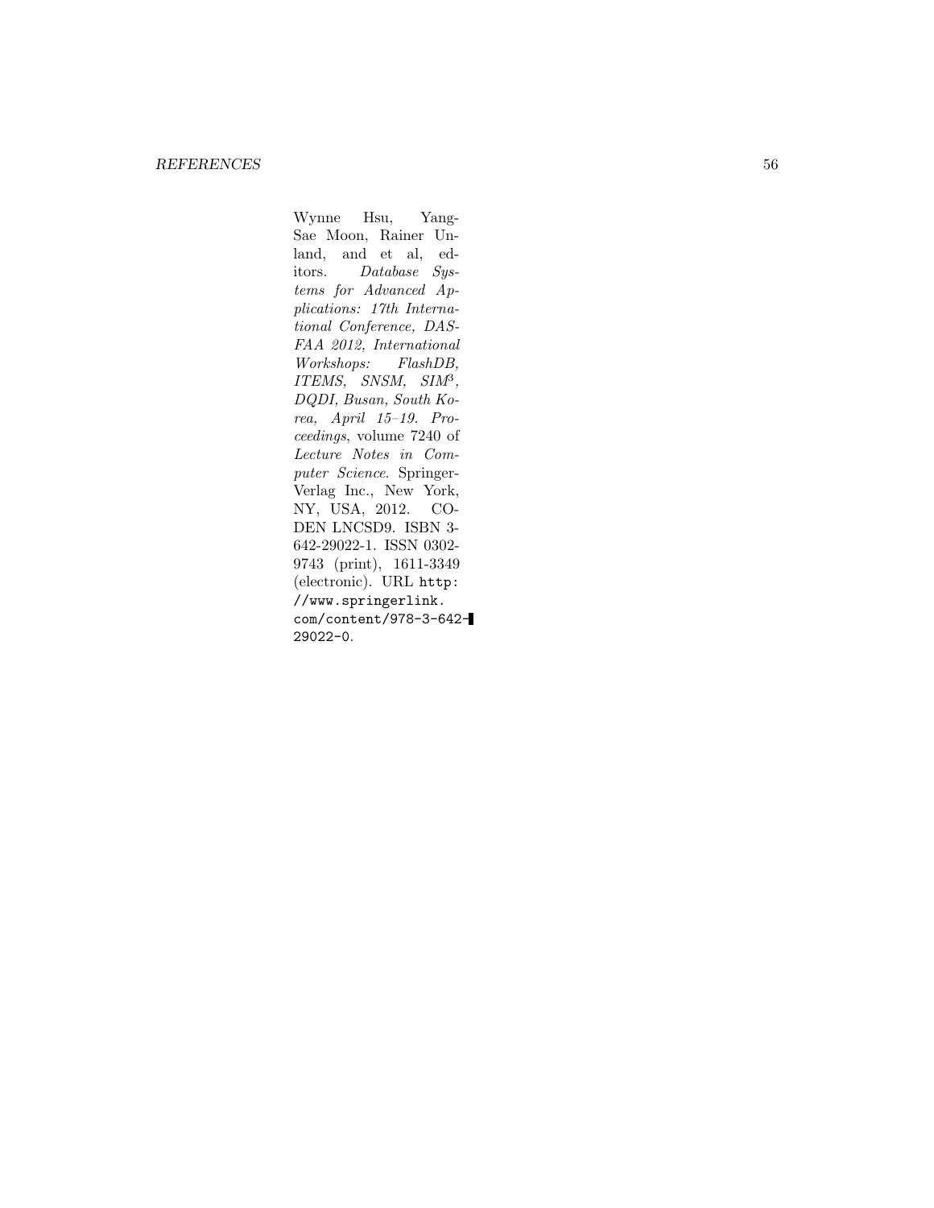Wynne Hsu, Yang-Sae Moon, Rainer Unland, and et al, editors. *Database Systems for Advanced Applications: 17th International Conference, DASFAA 2012, International Workshops: FlashDB, ITEMS, SNSM, SIM$^3$, DQDI, Busan, South Korea, April 15–19. Proceedings*, volume 7240 of *Lecture Notes in Computer Science*. Springer-Verlag Inc., New York, NY, USA, 2012. CODEN LNCSD9. ISBN 3-642-29022-1. ISSN 0302-9743 (print), 1611-3349 (electronic). URL `http://www.springerlink.com/content/978-3-642-29022-0`.